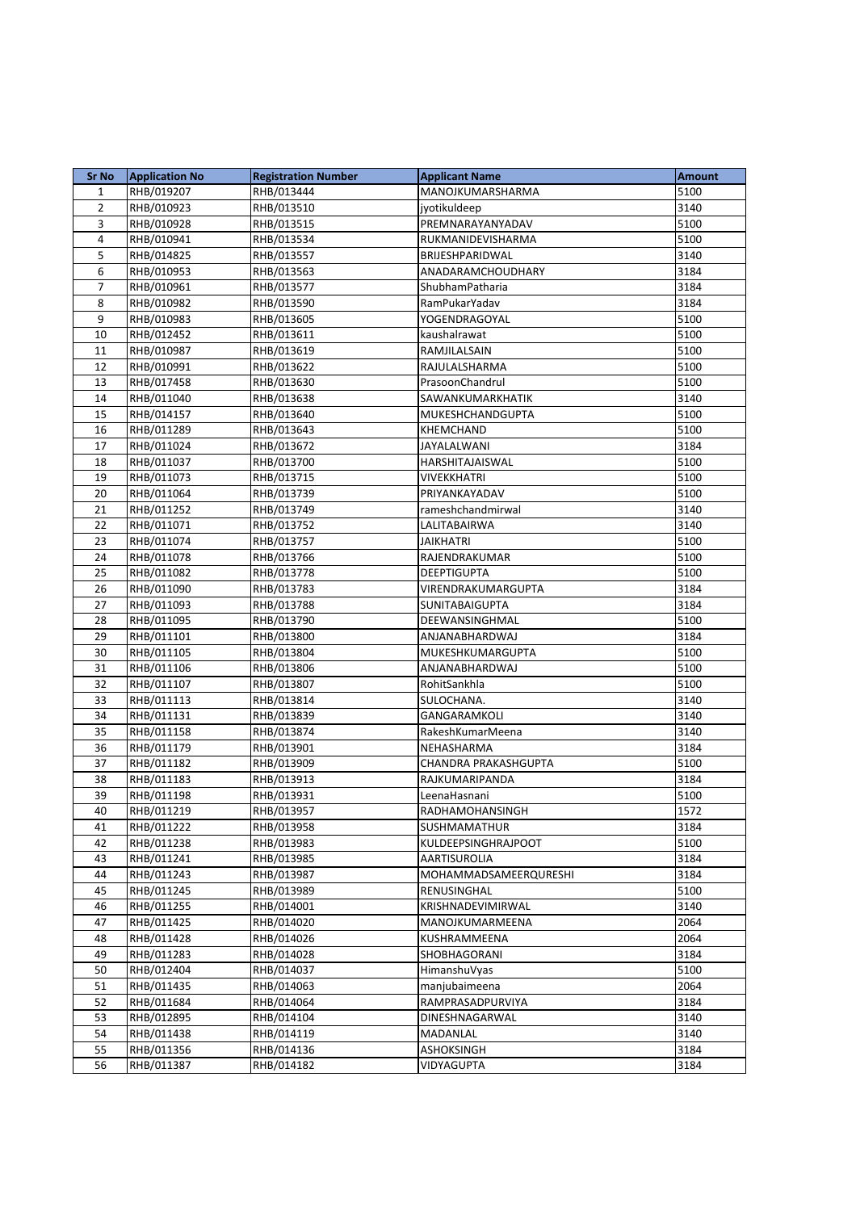| Sr No | Application No | Registration Number | Applicant Name | Amount |
|---|---|---|---|---|
| 1 | RHB/019207 | RHB/013444 | MANOJKUMARSHARMA | 5100 |
| 2 | RHB/010923 | RHB/013510 | jyotikuldeep | 3140 |
| 3 | RHB/010928 | RHB/013515 | PREMNARAYANYADAV | 5100 |
| 4 | RHB/010941 | RHB/013534 | RUKMANIDEVISHARMA | 5100 |
| 5 | RHB/014825 | RHB/013557 | BRIJESHPARIDWAL | 3140 |
| 6 | RHB/010953 | RHB/013563 | ANADARAMCHOUDHARY | 3184 |
| 7 | RHB/010961 | RHB/013577 | ShubhamPatharia | 3184 |
| 8 | RHB/010982 | RHB/013590 | RamPukarYadav | 3184 |
| 9 | RHB/010983 | RHB/013605 | YOGENDRAGOYAL | 5100 |
| 10 | RHB/012452 | RHB/013611 | kaushalrawat | 5100 |
| 11 | RHB/010987 | RHB/013619 | RAMJILALSAIN | 5100 |
| 12 | RHB/010991 | RHB/013622 | RAJULALSHARMA | 5100 |
| 13 | RHB/017458 | RHB/013630 | PrasoonChandrul | 5100 |
| 14 | RHB/011040 | RHB/013638 | SAWANKUMARKHATIK | 3140 |
| 15 | RHB/014157 | RHB/013640 | MUKESHCHANDGUPTA | 5100 |
| 16 | RHB/011289 | RHB/013643 | KHEMCHAND | 5100 |
| 17 | RHB/011024 | RHB/013672 | JAYALALWANI | 3184 |
| 18 | RHB/011037 | RHB/013700 | HARSHITAJAISWAL | 5100 |
| 19 | RHB/011073 | RHB/013715 | VIVEKKHATRI | 5100 |
| 20 | RHB/011064 | RHB/013739 | PRIYANKAYADAV | 5100 |
| 21 | RHB/011252 | RHB/013749 | rameshchandmirwal | 3140 |
| 22 | RHB/011071 | RHB/013752 | LALITABAIRWA | 3140 |
| 23 | RHB/011074 | RHB/013757 | JAIKHATRI | 5100 |
| 24 | RHB/011078 | RHB/013766 | RAJENDRAKUMAR | 5100 |
| 25 | RHB/011082 | RHB/013778 | DEEPTIGUPTA | 5100 |
| 26 | RHB/011090 | RHB/013783 | VIRENDRAKUMARGUPTA | 3184 |
| 27 | RHB/011093 | RHB/013788 | SUNITABAIGUPTA | 3184 |
| 28 | RHB/011095 | RHB/013790 | DEEWANSINGHMAL | 5100 |
| 29 | RHB/011101 | RHB/013800 | ANJANABHARDWAJ | 3184 |
| 30 | RHB/011105 | RHB/013804 | MUKESHKUMARGUPTA | 5100 |
| 31 | RHB/011106 | RHB/013806 | ANJANABHARDWAJ | 5100 |
| 32 | RHB/011107 | RHB/013807 | RohitSankhla | 5100 |
| 33 | RHB/011113 | RHB/013814 | SULOCHANA. | 3140 |
| 34 | RHB/011131 | RHB/013839 | GANGARAMKOLI | 3140 |
| 35 | RHB/011158 | RHB/013874 | RakeshKumarMeena | 3140 |
| 36 | RHB/011179 | RHB/013901 | NEHASHARMA | 3184 |
| 37 | RHB/011182 | RHB/013909 | CHANDRA PRAKASHGUPTA | 5100 |
| 38 | RHB/011183 | RHB/013913 | RAJKUMARIPANDA | 3184 |
| 39 | RHB/011198 | RHB/013931 | LeenaHasnani | 5100 |
| 40 | RHB/011219 | RHB/013957 | RADHAMOHANSINGH | 1572 |
| 41 | RHB/011222 | RHB/013958 | SUSHMAMATHUR | 3184 |
| 42 | RHB/011238 | RHB/013983 | KULDEEPSINGHRAJPOOT | 5100 |
| 43 | RHB/011241 | RHB/013985 | AARTISUROLIA | 3184 |
| 44 | RHB/011243 | RHB/013987 | MOHAMMADSAMEERQURESHI | 3184 |
| 45 | RHB/011245 | RHB/013989 | RENUSINGHAL | 5100 |
| 46 | RHB/011255 | RHB/014001 | KRISHNADEVIMIRWAL | 3140 |
| 47 | RHB/011425 | RHB/014020 | MANOJKUMARMEENA | 2064 |
| 48 | RHB/011428 | RHB/014026 | KUSHRAMMEENA | 2064 |
| 49 | RHB/011283 | RHB/014028 | SHOBHAGORANI | 3184 |
| 50 | RHB/012404 | RHB/014037 | HimanshuVyas | 5100 |
| 51 | RHB/011435 | RHB/014063 | manjubaimeena | 2064 |
| 52 | RHB/011684 | RHB/014064 | RAMPRASADPURVIYA | 3184 |
| 53 | RHB/012895 | RHB/014104 | DINESHNAGARWAL | 3140 |
| 54 | RHB/011438 | RHB/014119 | MADANLAL | 3140 |
| 55 | RHB/011356 | RHB/014136 | ASHOKSINGH | 3184 |
| 56 | RHB/011387 | RHB/014182 | VIDYAGUPTA | 3184 |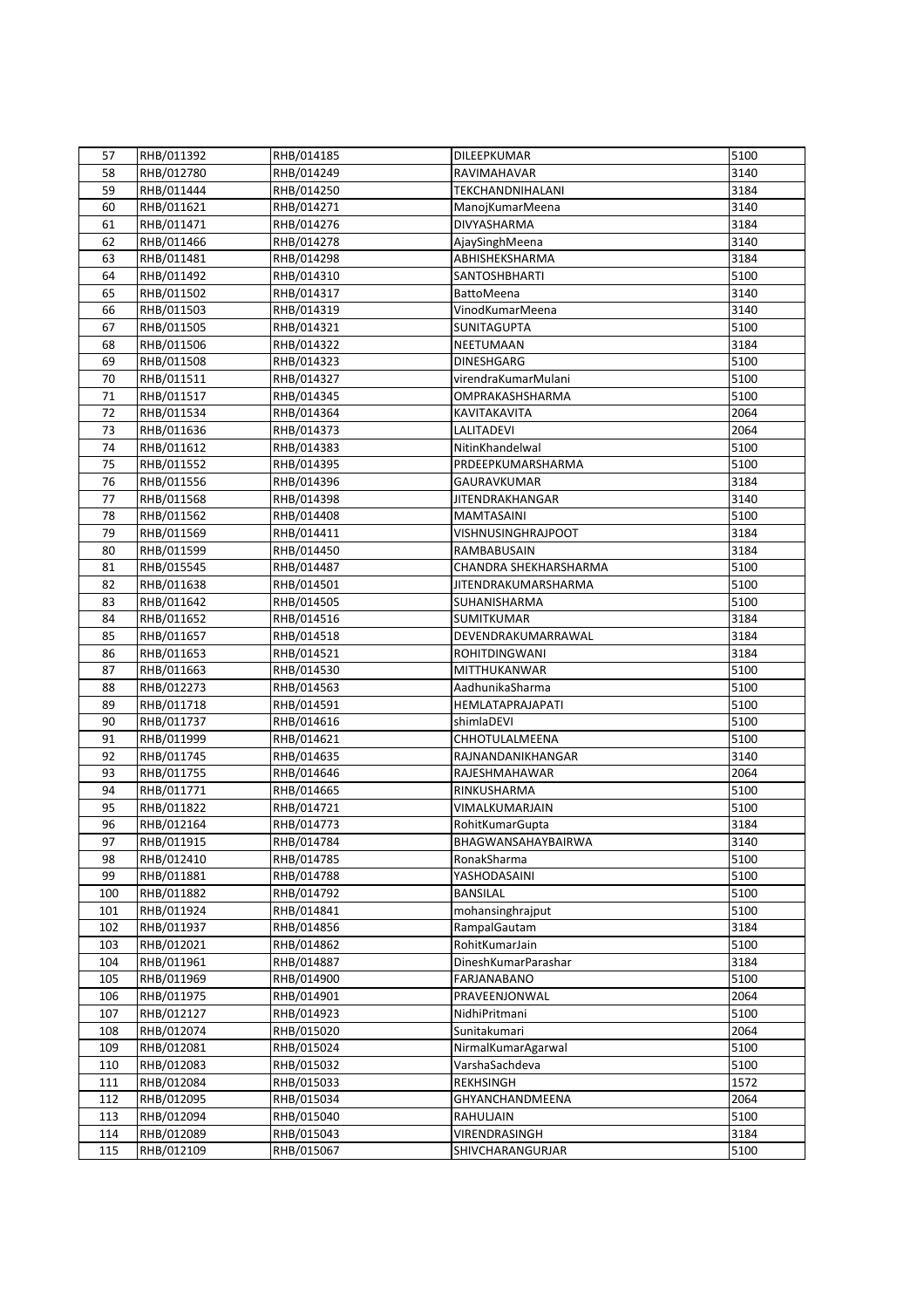| 57 | RHB/011392 | RHB/014185 | DILEEPKUMAR | 5100 |
|---|---|---|---|---|
| 58 | RHB/012780 | RHB/014249 | RAVIMAHAVAR | 3140 |
| 59 | RHB/011444 | RHB/014250 | TEKCHANDNIHALANI | 3184 |
| 60 | RHB/011621 | RHB/014271 | ManojKumarMeena | 3140 |
| 61 | RHB/011471 | RHB/014276 | DIVYASHARMA | 3184 |
| 62 | RHB/011466 | RHB/014278 | AjaySinghMeena | 3140 |
| 63 | RHB/011481 | RHB/014298 | ABHISHEKSHARMA | 3184 |
| 64 | RHB/011492 | RHB/014310 | SANTOSHBHARTI | 5100 |
| 65 | RHB/011502 | RHB/014317 | BattoMeena | 3140 |
| 66 | RHB/011503 | RHB/014319 | VinodKumarMeena | 3140 |
| 67 | RHB/011505 | RHB/014321 | SUNITAGUPTA | 5100 |
| 68 | RHB/011506 | RHB/014322 | NEETUMAAN | 3184 |
| 69 | RHB/011508 | RHB/014323 | DINESHGARG | 5100 |
| 70 | RHB/011511 | RHB/014327 | virendraKumarMulani | 5100 |
| 71 | RHB/011517 | RHB/014345 | OMPRAKASHSHARMA | 5100 |
| 72 | RHB/011534 | RHB/014364 | KAVITAKAVITA | 2064 |
| 73 | RHB/011636 | RHB/014373 | LALITADEVI | 2064 |
| 74 | RHB/011612 | RHB/014383 | NitinKhandelwal | 5100 |
| 75 | RHB/011552 | RHB/014395 | PRDEEPKUMARSHARMA | 5100 |
| 76 | RHB/011556 | RHB/014396 | GAURAVKUMAR | 3184 |
| 77 | RHB/011568 | RHB/014398 | JITENDRAKHANGAR | 3140 |
| 78 | RHB/011562 | RHB/014408 | MAMTASAINI | 5100 |
| 79 | RHB/011569 | RHB/014411 | VISHNUSINGHRAJPOOT | 3184 |
| 80 | RHB/011599 | RHB/014450 | RAMBABUSAIN | 3184 |
| 81 | RHB/015545 | RHB/014487 | CHANDRA SHEKHARSHARMA | 5100 |
| 82 | RHB/011638 | RHB/014501 | JITENDRAKUMARSHARMA | 5100 |
| 83 | RHB/011642 | RHB/014505 | SUHANISHARMA | 5100 |
| 84 | RHB/011652 | RHB/014516 | SUMITKUMAR | 3184 |
| 85 | RHB/011657 | RHB/014518 | DEVENDRAKUMARRAWAL | 3184 |
| 86 | RHB/011653 | RHB/014521 | ROHITDINGWANI | 3184 |
| 87 | RHB/011663 | RHB/014530 | MITTHUKANWAR | 5100 |
| 88 | RHB/012273 | RHB/014563 | AadhunikaSharma | 5100 |
| 89 | RHB/011718 | RHB/014591 | HEMLATAPRAJAPATI | 5100 |
| 90 | RHB/011737 | RHB/014616 | shimlaDEVI | 5100 |
| 91 | RHB/011999 | RHB/014621 | CHHOTULALMEENA | 5100 |
| 92 | RHB/011745 | RHB/014635 | RAJNANDANIKHANGAR | 3140 |
| 93 | RHB/011755 | RHB/014646 | RAJESHMAHAWAR | 2064 |
| 94 | RHB/011771 | RHB/014665 | RINKUSHARMA | 5100 |
| 95 | RHB/011822 | RHB/014721 | VIMALKUMARJAIN | 5100 |
| 96 | RHB/012164 | RHB/014773 | RohitKumarGupta | 3184 |
| 97 | RHB/011915 | RHB/014784 | BHAGWANSAHAYBAIRWA | 3140 |
| 98 | RHB/012410 | RHB/014785 | RonakSharma | 5100 |
| 99 | RHB/011881 | RHB/014788 | YASHODASAINI | 5100 |
| 100 | RHB/011882 | RHB/014792 | BANSILAL | 5100 |
| 101 | RHB/011924 | RHB/014841 | mohansinghrajput | 5100 |
| 102 | RHB/011937 | RHB/014856 | RampalGautam | 3184 |
| 103 | RHB/012021 | RHB/014862 | RohitKumarJain | 5100 |
| 104 | RHB/011961 | RHB/014887 | DineshKumarParashar | 3184 |
| 105 | RHB/011969 | RHB/014900 | FARJANABANO | 5100 |
| 106 | RHB/011975 | RHB/014901 | PRAVEENJONWAL | 2064 |
| 107 | RHB/012127 | RHB/014923 | NidhiPritmani | 5100 |
| 108 | RHB/012074 | RHB/015020 | Sunitakumari | 2064 |
| 109 | RHB/012081 | RHB/015024 | NirmalKumarAgarwal | 5100 |
| 110 | RHB/012083 | RHB/015032 | VarshaSachdeva | 5100 |
| 111 | RHB/012084 | RHB/015033 | REKHSINGH | 1572 |
| 112 | RHB/012095 | RHB/015034 | GHYANCHANDMEENA | 2064 |
| 113 | RHB/012094 | RHB/015040 | RAHULJAIN | 5100 |
| 114 | RHB/012089 | RHB/015043 | VIRENDRASINGH | 3184 |
| 115 | RHB/012109 | RHB/015067 | SHIVCHARANGURJAR | 5100 |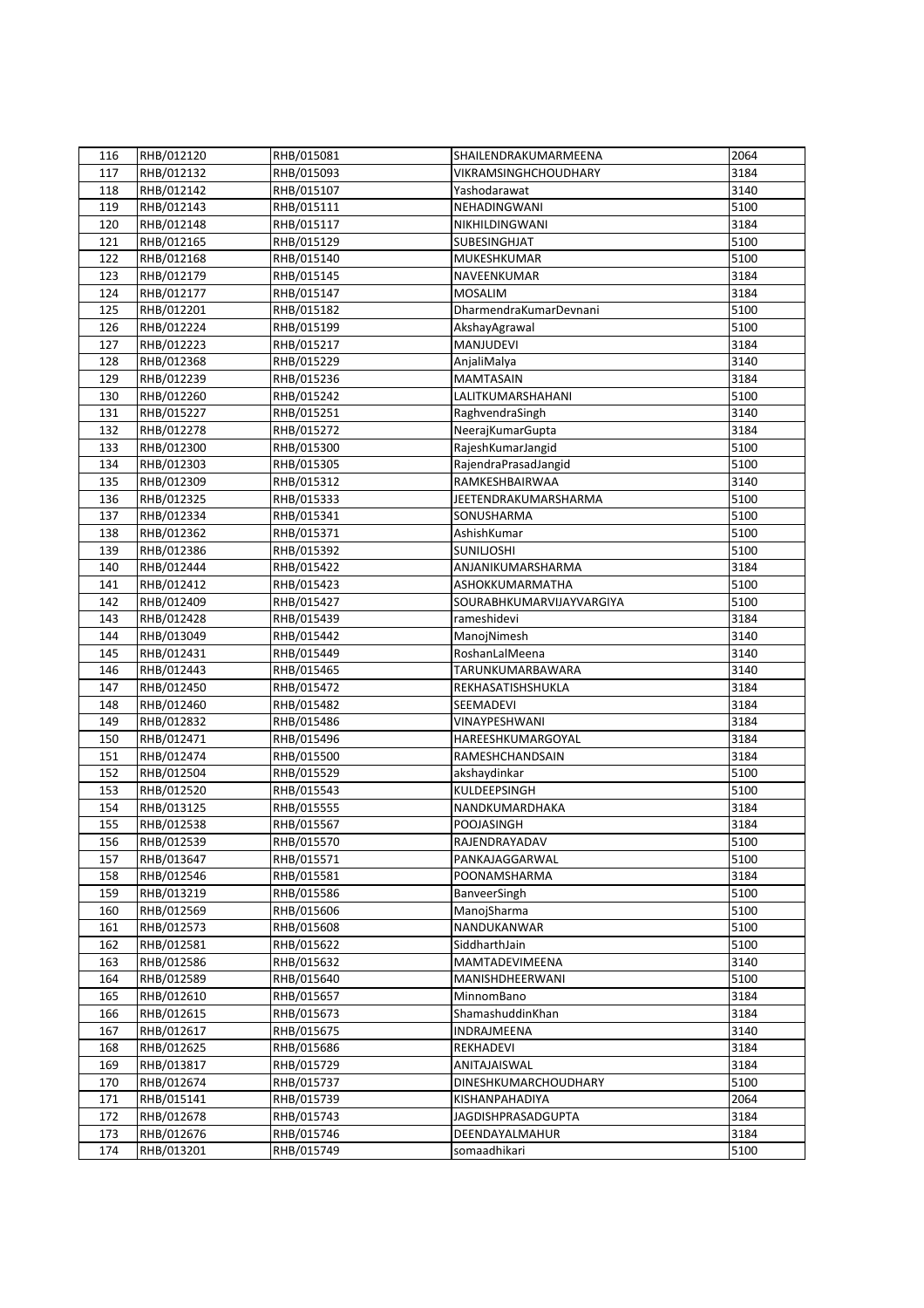| 116 | RHB/012120 | RHB/015081 | SHAILENDRAKUMARMEENA | 2064 |
|---|---|---|---|---|
| 117 | RHB/012132 | RHB/015093 | VIKRAMSINGHCHOUDHARY | 3184 |
| 118 | RHB/012142 | RHB/015107 | Yashodarawat | 3140 |
| 119 | RHB/012143 | RHB/015111 | NEHADINGWANI | 5100 |
| 120 | RHB/012148 | RHB/015117 | NIKHILDINGWANI | 3184 |
| 121 | RHB/012165 | RHB/015129 | SUBESINGHJAT | 5100 |
| 122 | RHB/012168 | RHB/015140 | MUKESHKUMAR | 5100 |
| 123 | RHB/012179 | RHB/015145 | NAVEENKUMAR | 3184 |
| 124 | RHB/012177 | RHB/015147 | MOSALIM | 3184 |
| 125 | RHB/012201 | RHB/015182 | DharmendraKumarDevnani | 5100 |
| 126 | RHB/012224 | RHB/015199 | AkshayAgrawal | 5100 |
| 127 | RHB/012223 | RHB/015217 | MANJUDEVI | 3184 |
| 128 | RHB/012368 | RHB/015229 | AnjaliMalya | 3140 |
| 129 | RHB/012239 | RHB/015236 | MAMTASAIN | 3184 |
| 130 | RHB/012260 | RHB/015242 | LALITKUMARSHAHANI | 5100 |
| 131 | RHB/015227 | RHB/015251 | RaghvendraSingh | 3140 |
| 132 | RHB/012278 | RHB/015272 | NeerajKumarGupta | 3184 |
| 133 | RHB/012300 | RHB/015300 | RajeshKumarJangid | 5100 |
| 134 | RHB/012303 | RHB/015305 | RajendraPrasadJangid | 5100 |
| 135 | RHB/012309 | RHB/015312 | RAMKESHBAIRWAA | 3140 |
| 136 | RHB/012325 | RHB/015333 | JEETENDRAKUMARSHARMA | 5100 |
| 137 | RHB/012334 | RHB/015341 | SONUSHARMA | 5100 |
| 138 | RHB/012362 | RHB/015371 | AshishKumar | 5100 |
| 139 | RHB/012386 | RHB/015392 | SUNILJOSHI | 5100 |
| 140 | RHB/012444 | RHB/015422 | ANJANIKUMARSHARMA | 3184 |
| 141 | RHB/012412 | RHB/015423 | ASHOKKUMARMATHA | 5100 |
| 142 | RHB/012409 | RHB/015427 | SOURABHKUMARVIJAYVARGIYA | 5100 |
| 143 | RHB/012428 | RHB/015439 | rameshidevi | 3184 |
| 144 | RHB/013049 | RHB/015442 | ManojNimesh | 3140 |
| 145 | RHB/012431 | RHB/015449 | RoshanLalMeena | 3140 |
| 146 | RHB/012443 | RHB/015465 | TARUNKUMARBAWARA | 3140 |
| 147 | RHB/012450 | RHB/015472 | REKHASATISHSHUKLA | 3184 |
| 148 | RHB/012460 | RHB/015482 | SEEMADEVI | 3184 |
| 149 | RHB/012832 | RHB/015486 | VINAYPESHWANI | 3184 |
| 150 | RHB/012471 | RHB/015496 | HAREESHKUMARGOYAL | 3184 |
| 151 | RHB/012474 | RHB/015500 | RAMESHCHANDSAIN | 3184 |
| 152 | RHB/012504 | RHB/015529 | akshaydinkar | 5100 |
| 153 | RHB/012520 | RHB/015543 | KULDEEPSINGH | 5100 |
| 154 | RHB/013125 | RHB/015555 | NANDKUMARDHAKA | 3184 |
| 155 | RHB/012538 | RHB/015567 | POOJASINGH | 3184 |
| 156 | RHB/012539 | RHB/015570 | RAJENDRAYADAV | 5100 |
| 157 | RHB/013647 | RHB/015571 | PANKAJAGGARWAL | 5100 |
| 158 | RHB/012546 | RHB/015581 | POONAMSHARMA | 3184 |
| 159 | RHB/013219 | RHB/015586 | BanveerSingh | 5100 |
| 160 | RHB/012569 | RHB/015606 | ManojSharma | 5100 |
| 161 | RHB/012573 | RHB/015608 | NANDUKANWAR | 5100 |
| 162 | RHB/012581 | RHB/015622 | SiddharthJain | 5100 |
| 163 | RHB/012586 | RHB/015632 | MAMTADEVIMEENA | 3140 |
| 164 | RHB/012589 | RHB/015640 | MANISHDHEERWANI | 5100 |
| 165 | RHB/012610 | RHB/015657 | MinnomBano | 3184 |
| 166 | RHB/012615 | RHB/015673 | ShamashuddinKhan | 3184 |
| 167 | RHB/012617 | RHB/015675 | INDRAJMEENA | 3140 |
| 168 | RHB/012625 | RHB/015686 | REKHADEVI | 3184 |
| 169 | RHB/013817 | RHB/015729 | ANITAJAISWAL | 3184 |
| 170 | RHB/012674 | RHB/015737 | DINESHKUMARCHOUDHARY | 5100 |
| 171 | RHB/015141 | RHB/015739 | KISHANPAHADIYA | 2064 |
| 172 | RHB/012678 | RHB/015743 | JAGDISHPRASADGUPTA | 3184 |
| 173 | RHB/012676 | RHB/015746 | DEENDAYALMAHUR | 3184 |
| 174 | RHB/013201 | RHB/015749 | somaadhikari | 5100 |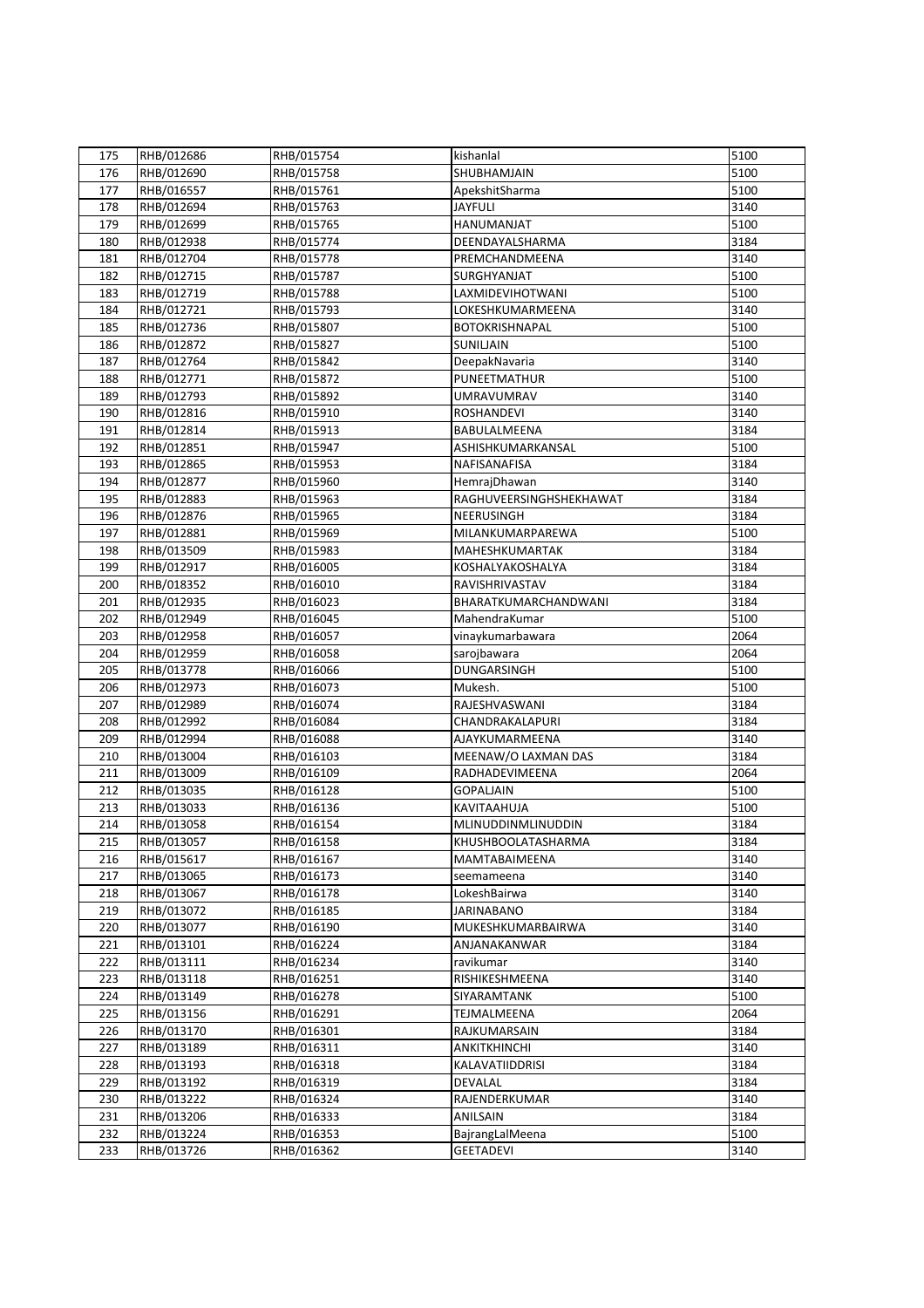| 175 | RHB/012686 | RHB/015754 | kishanlal | 5100 |
|---|---|---|---|---|
| 176 | RHB/012690 | RHB/015758 | SHUBHAMJAIN | 5100 |
| 177 | RHB/016557 | RHB/015761 | ApekshitSharma | 5100 |
| 178 | RHB/012694 | RHB/015763 | JAYFULI | 3140 |
| 179 | RHB/012699 | RHB/015765 | HANUMANJAT | 5100 |
| 180 | RHB/012938 | RHB/015774 | DEENDAYALSHARMA | 3184 |
| 181 | RHB/012704 | RHB/015778 | PREMCHANDMEENA | 3140 |
| 182 | RHB/012715 | RHB/015787 | SURGHYANJAT | 5100 |
| 183 | RHB/012719 | RHB/015788 | LAXMIDEVIHOTWANI | 5100 |
| 184 | RHB/012721 | RHB/015793 | LOKESHKUMARMEENA | 3140 |
| 185 | RHB/012736 | RHB/015807 | BOTOKRISHNAPAL | 5100 |
| 186 | RHB/012872 | RHB/015827 | SUNILJAIN | 5100 |
| 187 | RHB/012764 | RHB/015842 | DeepakNavaria | 3140 |
| 188 | RHB/012771 | RHB/015872 | PUNEETMATHUR | 5100 |
| 189 | RHB/012793 | RHB/015892 | UMRAVUMRAV | 3140 |
| 190 | RHB/012816 | RHB/015910 | ROSHANDEVI | 3140 |
| 191 | RHB/012814 | RHB/015913 | BABULALMEENA | 3184 |
| 192 | RHB/012851 | RHB/015947 | ASHISHKUMARKANSAL | 5100 |
| 193 | RHB/012865 | RHB/015953 | NAFISANAFISA | 3184 |
| 194 | RHB/012877 | RHB/015960 | HemrajDhawan | 3140 |
| 195 | RHB/012883 | RHB/015963 | RAGHUVEERSINGHSHEKHAWAT | 3184 |
| 196 | RHB/012876 | RHB/015965 | NEERUSINGH | 3184 |
| 197 | RHB/012881 | RHB/015969 | MILANKUMARPAREWA | 5100 |
| 198 | RHB/013509 | RHB/015983 | MAHESHKUMARTAK | 3184 |
| 199 | RHB/012917 | RHB/016005 | KOSHALYAKOSHALYA | 3184 |
| 200 | RHB/018352 | RHB/016010 | RAVISHRIVASTAV | 3184 |
| 201 | RHB/012935 | RHB/016023 | BHARATKUMARCHANDWANI | 3184 |
| 202 | RHB/012949 | RHB/016045 | MahendraKumar | 5100 |
| 203 | RHB/012958 | RHB/016057 | vinaykumarbawara | 2064 |
| 204 | RHB/012959 | RHB/016058 | sarojbawara | 2064 |
| 205 | RHB/013778 | RHB/016066 | DUNGARSINGH | 5100 |
| 206 | RHB/012973 | RHB/016073 | Mukesh. | 5100 |
| 207 | RHB/012989 | RHB/016074 | RAJESHVASWANI | 3184 |
| 208 | RHB/012992 | RHB/016084 | CHANDRAKALAPURI | 3184 |
| 209 | RHB/012994 | RHB/016088 | AJAYKUMARMEENA | 3140 |
| 210 | RHB/013004 | RHB/016103 | MEENAW/O LAXMAN DAS | 3184 |
| 211 | RHB/013009 | RHB/016109 | RADHADEVIMEENA | 2064 |
| 212 | RHB/013035 | RHB/016128 | GOPALJAIN | 5100 |
| 213 | RHB/013033 | RHB/016136 | KAVITAAHUJA | 5100 |
| 214 | RHB/013058 | RHB/016154 | MLINUDDINMLINUDDIN | 3184 |
| 215 | RHB/013057 | RHB/016158 | KHUSHBOOLATASHARMA | 3184 |
| 216 | RHB/015617 | RHB/016167 | MAMTABAIMEENA | 3140 |
| 217 | RHB/013065 | RHB/016173 | seemameena | 3140 |
| 218 | RHB/013067 | RHB/016178 | LokeshBairwa | 3140 |
| 219 | RHB/013072 | RHB/016185 | JARINABANO | 3184 |
| 220 | RHB/013077 | RHB/016190 | MUKESHKUMARBAIRWA | 3140 |
| 221 | RHB/013101 | RHB/016224 | ANJANAKANWAR | 3184 |
| 222 | RHB/013111 | RHB/016234 | ravikumar | 3140 |
| 223 | RHB/013118 | RHB/016251 | RISHIKESHMEENA | 3140 |
| 224 | RHB/013149 | RHB/016278 | SIYARAMTANK | 5100 |
| 225 | RHB/013156 | RHB/016291 | TEJMALMEENA | 2064 |
| 226 | RHB/013170 | RHB/016301 | RAJKUMARSAIN | 3184 |
| 227 | RHB/013189 | RHB/016311 | ANKITKHINCHI | 3140 |
| 228 | RHB/013193 | RHB/016318 | KALAVATIIDDRISI | 3184 |
| 229 | RHB/013192 | RHB/016319 | DEVALAL | 3184 |
| 230 | RHB/013222 | RHB/016324 | RAJENDERKUMAR | 3140 |
| 231 | RHB/013206 | RHB/016333 | ANILSAIN | 3184 |
| 232 | RHB/013224 | RHB/016353 | BajrangLalMeena | 5100 |
| 233 | RHB/013726 | RHB/016362 | GEETADEVI | 3140 |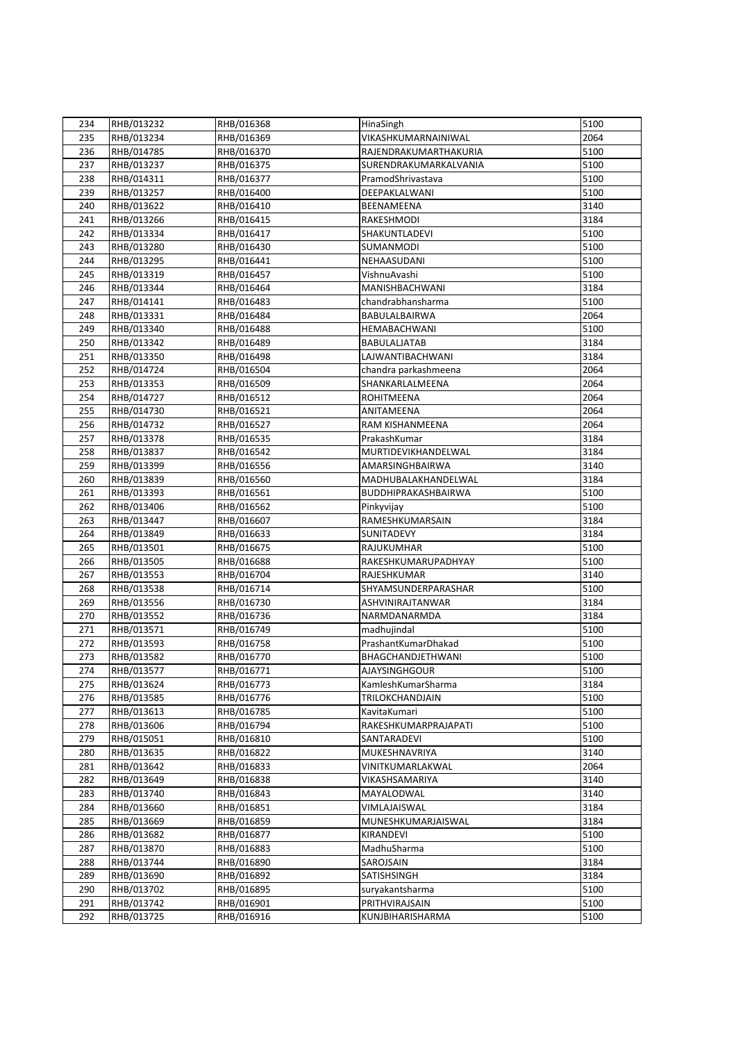| 234 | RHB/013232 | RHB/016368 | HinaSingh | 5100 |
|---|---|---|---|---|
| 235 | RHB/013234 | RHB/016369 | VIKASHKUMARNAINIWAL | 2064 |
| 236 | RHB/014785 | RHB/016370 | RAJENDRAKUMARTHAKURIA | 5100 |
| 237 | RHB/013237 | RHB/016375 | SURENDRAKUMARKALVANIA | 5100 |
| 238 | RHB/014311 | RHB/016377 | PramodShrivastava | 5100 |
| 239 | RHB/013257 | RHB/016400 | DEEPAKLALWANI | 5100 |
| 240 | RHB/013622 | RHB/016410 | BEENAMEENA | 3140 |
| 241 | RHB/013266 | RHB/016415 | RAKESHMODI | 3184 |
| 242 | RHB/013334 | RHB/016417 | SHAKUNTLADEVI | 5100 |
| 243 | RHB/013280 | RHB/016430 | SUMANMODI | 5100 |
| 244 | RHB/013295 | RHB/016441 | NEHAASUDANI | 5100 |
| 245 | RHB/013319 | RHB/016457 | VishnuAvashi | 5100 |
| 246 | RHB/013344 | RHB/016464 | MANISHBACHWANI | 3184 |
| 247 | RHB/014141 | RHB/016483 | chandrabhansharma | 5100 |
| 248 | RHB/013331 | RHB/016484 | BABULALBAIRWA | 2064 |
| 249 | RHB/013340 | RHB/016488 | HEMABACHWANI | 5100 |
| 250 | RHB/013342 | RHB/016489 | BABULALJATAB | 3184 |
| 251 | RHB/013350 | RHB/016498 | LAJWANTIBACHWANI | 3184 |
| 252 | RHB/014724 | RHB/016504 | chandra parkashmeena | 2064 |
| 253 | RHB/013353 | RHB/016509 | SHANKARLALMEENA | 2064 |
| 254 | RHB/014727 | RHB/016512 | ROHITMEENA | 2064 |
| 255 | RHB/014730 | RHB/016521 | ANITAMEENA | 2064 |
| 256 | RHB/014732 | RHB/016527 | RAM KISHANMEENA | 2064 |
| 257 | RHB/013378 | RHB/016535 | PrakashKumar | 3184 |
| 258 | RHB/013837 | RHB/016542 | MURTIDEVIKHANDELWAL | 3184 |
| 259 | RHB/013399 | RHB/016556 | AMARSINGHBAIRWA | 3140 |
| 260 | RHB/013839 | RHB/016560 | MADHUBALAKHANDELWAL | 3184 |
| 261 | RHB/013393 | RHB/016561 | BUDDHIPRAKASHBAIRWA | 5100 |
| 262 | RHB/013406 | RHB/016562 | Pinkyvijay | 5100 |
| 263 | RHB/013447 | RHB/016607 | RAMESHKUMARSAIN | 3184 |
| 264 | RHB/013849 | RHB/016633 | SUNITADEVY | 3184 |
| 265 | RHB/013501 | RHB/016675 | RAJUKUMHAR | 5100 |
| 266 | RHB/013505 | RHB/016688 | RAKESHKUMARUPADHYAY | 5100 |
| 267 | RHB/013553 | RHB/016704 | RAJESHKUMAR | 3140 |
| 268 | RHB/013538 | RHB/016714 | SHYAMSUNDERPARASHAR | 5100 |
| 269 | RHB/013556 | RHB/016730 | ASHVINIRAJTANWAR | 3184 |
| 270 | RHB/013552 | RHB/016736 | NARMDANARMDA | 3184 |
| 271 | RHB/013571 | RHB/016749 | madhujindal | 5100 |
| 272 | RHB/013593 | RHB/016758 | PrashantKumarDhakad | 5100 |
| 273 | RHB/013582 | RHB/016770 | BHAGCHANDJETHWANI | 5100 |
| 274 | RHB/013577 | RHB/016771 | AJAYSINGHGOUR | 5100 |
| 275 | RHB/013624 | RHB/016773 | KamleshKumarSharma | 3184 |
| 276 | RHB/013585 | RHB/016776 | TRILOKCHANDJAIN | 5100 |
| 277 | RHB/013613 | RHB/016785 | KavitaKumari | 5100 |
| 278 | RHB/013606 | RHB/016794 | RAKESHKUMARPRAJAPATI | 5100 |
| 279 | RHB/015051 | RHB/016810 | SANTARADEVI | 5100 |
| 280 | RHB/013635 | RHB/016822 | MUKESHNAVRIYA | 3140 |
| 281 | RHB/013642 | RHB/016833 | VINITKUMARLAKWAL | 2064 |
| 282 | RHB/013649 | RHB/016838 | VIKASHSAMARIYA | 3140 |
| 283 | RHB/013740 | RHB/016843 | MAYALODWAL | 3140 |
| 284 | RHB/013660 | RHB/016851 | VIMLAJAISWAL | 3184 |
| 285 | RHB/013669 | RHB/016859 | MUNESHKUMARJAISWAL | 3184 |
| 286 | RHB/013682 | RHB/016877 | KIRANDEVI | 5100 |
| 287 | RHB/013870 | RHB/016883 | MadhuSharma | 5100 |
| 288 | RHB/013744 | RHB/016890 | SAROJSAIN | 3184 |
| 289 | RHB/013690 | RHB/016892 | SATISHSINGH | 3184 |
| 290 | RHB/013702 | RHB/016895 | suryakantsharma | 5100 |
| 291 | RHB/013742 | RHB/016901 | PRITHVIRAJSAIN | 5100 |
| 292 | RHB/013725 | RHB/016916 | KUNJBIHARISHARMA | 5100 |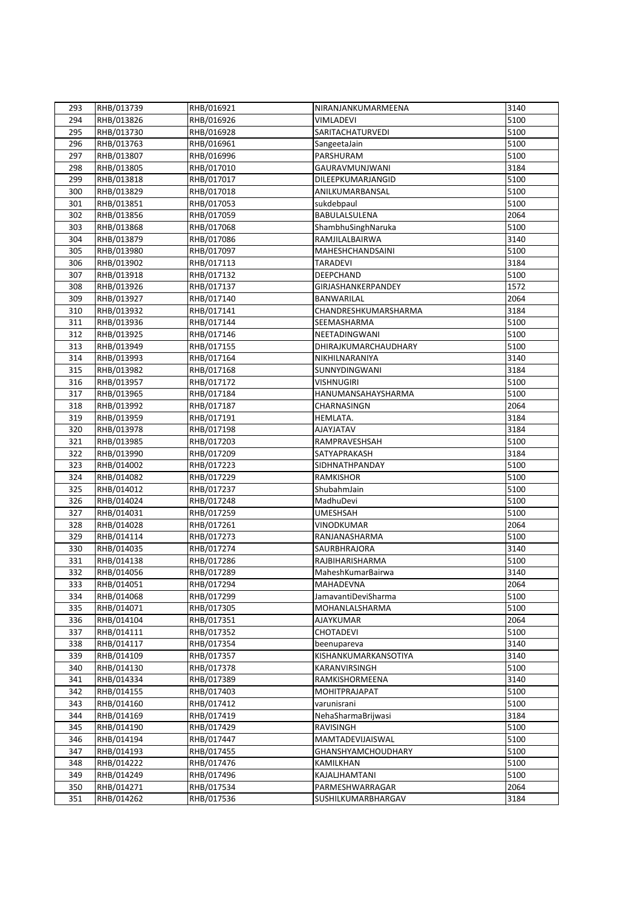| 293 | RHB/013739 | RHB/016921 | NIRANJANKUMARMEENA | 3140 |
|---|---|---|---|---|
| 294 | RHB/013826 | RHB/016926 | VIMLADEVI | 5100 |
| 295 | RHB/013730 | RHB/016928 | SARITACHATURVEDI | 5100 |
| 296 | RHB/013763 | RHB/016961 | SangeetaJain | 5100 |
| 297 | RHB/013807 | RHB/016996 | PARSHURAM | 5100 |
| 298 | RHB/013805 | RHB/017010 | GAURAVMUNJWANI | 3184 |
| 299 | RHB/013818 | RHB/017017 | DILEEPKUMARJANGID | 5100 |
| 300 | RHB/013829 | RHB/017018 | ANILKUMARBANSAL | 5100 |
| 301 | RHB/013851 | RHB/017053 | sukdebpaul | 5100 |
| 302 | RHB/013856 | RHB/017059 | BABULALSULENA | 2064 |
| 303 | RHB/013868 | RHB/017068 | ShambhuSinghNaruka | 5100 |
| 304 | RHB/013879 | RHB/017086 | RAMJILALBAIRWA | 3140 |
| 305 | RHB/013980 | RHB/017097 | MAHESHCHANDSAINI | 5100 |
| 306 | RHB/013902 | RHB/017113 | TARADEVI | 3184 |
| 307 | RHB/013918 | RHB/017132 | DEEPCHAND | 5100 |
| 308 | RHB/013926 | RHB/017137 | GIRJASHANKERPANDEY | 1572 |
| 309 | RHB/013927 | RHB/017140 | BANWARILAL | 2064 |
| 310 | RHB/013932 | RHB/017141 | CHANDRESHKUMARSHARMA | 3184 |
| 311 | RHB/013936 | RHB/017144 | SEEMASHARMA | 5100 |
| 312 | RHB/013925 | RHB/017146 | NEETADINGWANI | 5100 |
| 313 | RHB/013949 | RHB/017155 | DHIRAJKUMARCHAUDHARY | 5100 |
| 314 | RHB/013993 | RHB/017164 | NIKHILNARANIYA | 3140 |
| 315 | RHB/013982 | RHB/017168 | SUNNYDINGWANI | 3184 |
| 316 | RHB/013957 | RHB/017172 | VISHNUGIRI | 5100 |
| 317 | RHB/013965 | RHB/017184 | HANUMANSAHAYSHARMA | 5100 |
| 318 | RHB/013992 | RHB/017187 | CHARNASINGN | 2064 |
| 319 | RHB/013959 | RHB/017191 | HEMLATA. | 3184 |
| 320 | RHB/013978 | RHB/017198 | AJAYJATAV | 3184 |
| 321 | RHB/013985 | RHB/017203 | RAMPRAVESHSAH | 5100 |
| 322 | RHB/013990 | RHB/017209 | SATYAPRAKASH | 3184 |
| 323 | RHB/014002 | RHB/017223 | SIDHNATHPANDAY | 5100 |
| 324 | RHB/014082 | RHB/017229 | RAMKISHOR | 5100 |
| 325 | RHB/014012 | RHB/017237 | ShubahmJain | 5100 |
| 326 | RHB/014024 | RHB/017248 | MadhuDevi | 5100 |
| 327 | RHB/014031 | RHB/017259 | UMESHSAH | 5100 |
| 328 | RHB/014028 | RHB/017261 | VINODKUMAR | 2064 |
| 329 | RHB/014114 | RHB/017273 | RANJANASHARMA | 5100 |
| 330 | RHB/014035 | RHB/017274 | SAURBHRAJORA | 3140 |
| 331 | RHB/014138 | RHB/017286 | RAJBIHARISHARMA | 5100 |
| 332 | RHB/014056 | RHB/017289 | MaheshKumarBairwa | 3140 |
| 333 | RHB/014051 | RHB/017294 | MAHADEVNA | 2064 |
| 334 | RHB/014068 | RHB/017299 | JamavantiDeviSharma | 5100 |
| 335 | RHB/014071 | RHB/017305 | MOHANLALSHARMA | 5100 |
| 336 | RHB/014104 | RHB/017351 | AJAYKUMAR | 2064 |
| 337 | RHB/014111 | RHB/017352 | CHOTADEVI | 5100 |
| 338 | RHB/014117 | RHB/017354 | beenupareva | 3140 |
| 339 | RHB/014109 | RHB/017357 | KISHANKUMARKANSOTIYA | 3140 |
| 340 | RHB/014130 | RHB/017378 | KARANVIRSINGH | 5100 |
| 341 | RHB/014334 | RHB/017389 | RAMKISHORMEENA | 3140 |
| 342 | RHB/014155 | RHB/017403 | MOHITPRAJAPAT | 5100 |
| 343 | RHB/014160 | RHB/017412 | varunisrani | 5100 |
| 344 | RHB/014169 | RHB/017419 | NehaSharmaBrijwasi | 3184 |
| 345 | RHB/014190 | RHB/017429 | RAVISINGH | 5100 |
| 346 | RHB/014194 | RHB/017447 | MAMTADEVIJAISWAL | 5100 |
| 347 | RHB/014193 | RHB/017455 | GHANSHYAMCHOUDHARY | 5100 |
| 348 | RHB/014222 | RHB/017476 | KAMILKHAN | 5100 |
| 349 | RHB/014249 | RHB/017496 | KAJALJHAMTANI | 5100 |
| 350 | RHB/014271 | RHB/017534 | PARMESHWARRAGAR | 2064 |
| 351 | RHB/014262 | RHB/017536 | SUSHILKUMARBHARGAV | 3184 |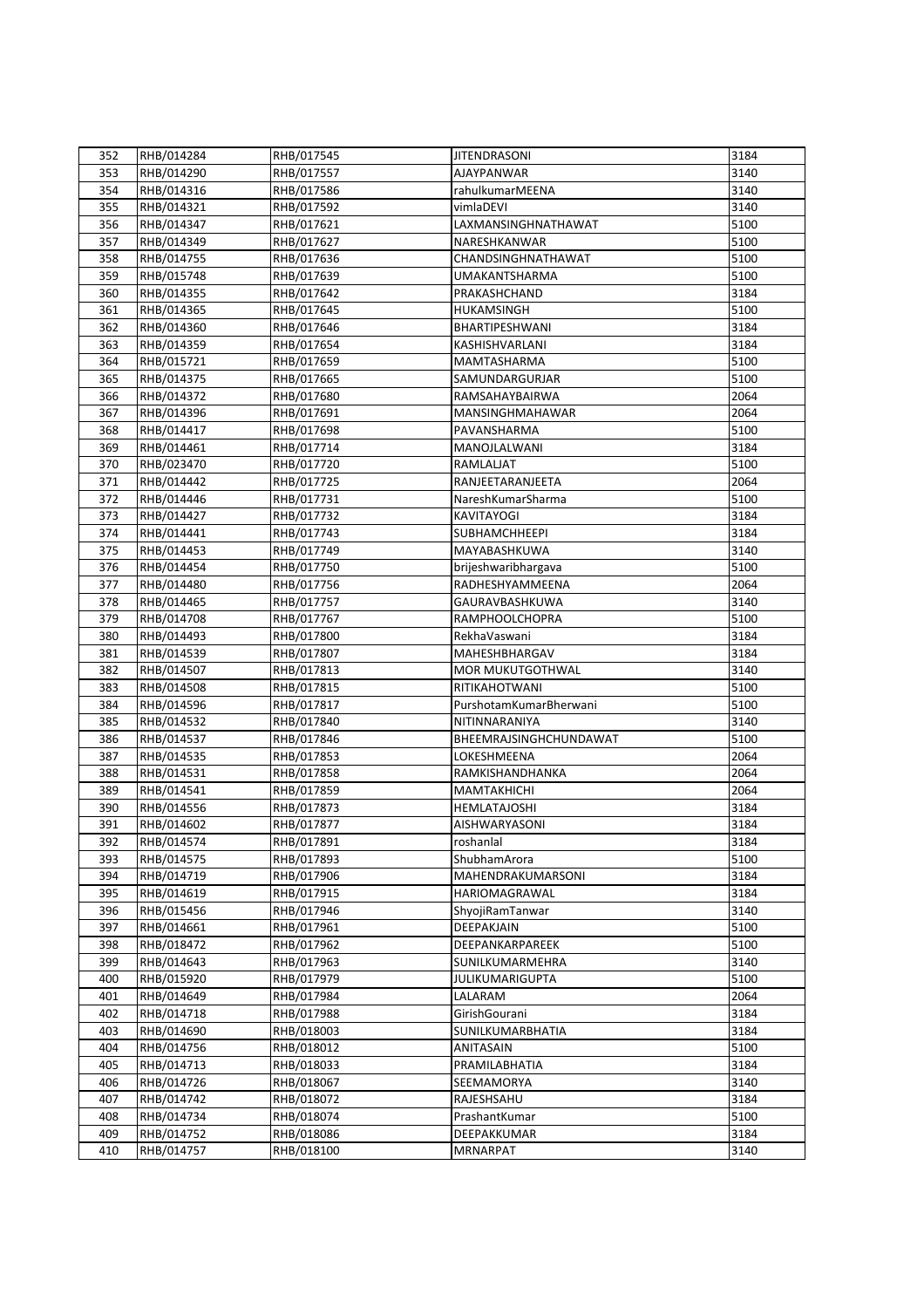| 352 | RHB/014284 | RHB/017545 | JITENDRASONI | 3184 |
|---|---|---|---|---|
| 353 | RHB/014290 | RHB/017557 | AJAYPANWAR | 3140 |
| 354 | RHB/014316 | RHB/017586 | rahulkumarMEENA | 3140 |
| 355 | RHB/014321 | RHB/017592 | vimlaDEVI | 3140 |
| 356 | RHB/014347 | RHB/017621 | LAXMANSINGHNATHAWAT | 5100 |
| 357 | RHB/014349 | RHB/017627 | NARESHKANWAR | 5100 |
| 358 | RHB/014755 | RHB/017636 | CHANDSINGHNATHAWAT | 5100 |
| 359 | RHB/015748 | RHB/017639 | UMAKANTSHARMA | 5100 |
| 360 | RHB/014355 | RHB/017642 | PRAKASHCHAND | 3184 |
| 361 | RHB/014365 | RHB/017645 | HUKAMSINGH | 5100 |
| 362 | RHB/014360 | RHB/017646 | BHARTIPESHWANI | 3184 |
| 363 | RHB/014359 | RHB/017654 | KASHISHVARLANI | 3184 |
| 364 | RHB/015721 | RHB/017659 | MAMTASHARMA | 5100 |
| 365 | RHB/014375 | RHB/017665 | SAMUNDARGURJAR | 5100 |
| 366 | RHB/014372 | RHB/017680 | RAMSAHAYBAIRWA | 2064 |
| 367 | RHB/014396 | RHB/017691 | MANSINGHMAHAWAR | 2064 |
| 368 | RHB/014417 | RHB/017698 | PAVANSHARMA | 5100 |
| 369 | RHB/014461 | RHB/017714 | MANOJLALWANI | 3184 |
| 370 | RHB/023470 | RHB/017720 | RAMLALJAT | 5100 |
| 371 | RHB/014442 | RHB/017725 | RANJEETARANJEETA | 2064 |
| 372 | RHB/014446 | RHB/017731 | NareshKumarSharma | 5100 |
| 373 | RHB/014427 | RHB/017732 | KAVITAYOGI | 3184 |
| 374 | RHB/014441 | RHB/017743 | SUBHAMCHHEEPI | 3184 |
| 375 | RHB/014453 | RHB/017749 | MAYABASHKUWA | 3140 |
| 376 | RHB/014454 | RHB/017750 | brijeshwaribhargava | 5100 |
| 377 | RHB/014480 | RHB/017756 | RADHESHYAMMEENA | 2064 |
| 378 | RHB/014465 | RHB/017757 | GAURAVBASHKUWA | 3140 |
| 379 | RHB/014708 | RHB/017767 | RAMPHOOLCHOPRA | 5100 |
| 380 | RHB/014493 | RHB/017800 | RekhaVaswani | 3184 |
| 381 | RHB/014539 | RHB/017807 | MAHESHBHARGAV | 3184 |
| 382 | RHB/014507 | RHB/017813 | MOR MUKUTGOTHWAL | 3140 |
| 383 | RHB/014508 | RHB/017815 | RITIKAHOTWANI | 5100 |
| 384 | RHB/014596 | RHB/017817 | PurshotamKumarBherwani | 5100 |
| 385 | RHB/014532 | RHB/017840 | NITINNARANIYA | 3140 |
| 386 | RHB/014537 | RHB/017846 | BHEEMRAJSINGHCHUNDAWAT | 5100 |
| 387 | RHB/014535 | RHB/017853 | LOKESHMEENA | 2064 |
| 388 | RHB/014531 | RHB/017858 | RAMKISHANDHANKA | 2064 |
| 389 | RHB/014541 | RHB/017859 | MAMTAKHICHI | 2064 |
| 390 | RHB/014556 | RHB/017873 | HEMLATAJOSHI | 3184 |
| 391 | RHB/014602 | RHB/017877 | AISHWARYASONI | 3184 |
| 392 | RHB/014574 | RHB/017891 | roshanlal | 3184 |
| 393 | RHB/014575 | RHB/017893 | ShubhamArora | 5100 |
| 394 | RHB/014719 | RHB/017906 | MAHENDRAKUMARSONI | 3184 |
| 395 | RHB/014619 | RHB/017915 | HARIOMAGRAWAL | 3184 |
| 396 | RHB/015456 | RHB/017946 | ShyojiRamTanwar | 3140 |
| 397 | RHB/014661 | RHB/017961 | DEEPAKJAIN | 5100 |
| 398 | RHB/018472 | RHB/017962 | DEEPANKARPAREEK | 5100 |
| 399 | RHB/014643 | RHB/017963 | SUNILKUMARMEHRA | 3140 |
| 400 | RHB/015920 | RHB/017979 | JULIKUMARIGUPTA | 5100 |
| 401 | RHB/014649 | RHB/017984 | LALARAM | 2064 |
| 402 | RHB/014718 | RHB/017988 | GirishGourani | 3184 |
| 403 | RHB/014690 | RHB/018003 | SUNILKUMARBHATIA | 3184 |
| 404 | RHB/014756 | RHB/018012 | ANITASAIN | 5100 |
| 405 | RHB/014713 | RHB/018033 | PRAMILABHATIA | 3184 |
| 406 | RHB/014726 | RHB/018067 | SEEMAMORYA | 3140 |
| 407 | RHB/014742 | RHB/018072 | RAJESHSAHU | 3184 |
| 408 | RHB/014734 | RHB/018074 | PrashantKumar | 5100 |
| 409 | RHB/014752 | RHB/018086 | DEEPAKKUMAR | 3184 |
| 410 | RHB/014757 | RHB/018100 | MRNARPAT | 3140 |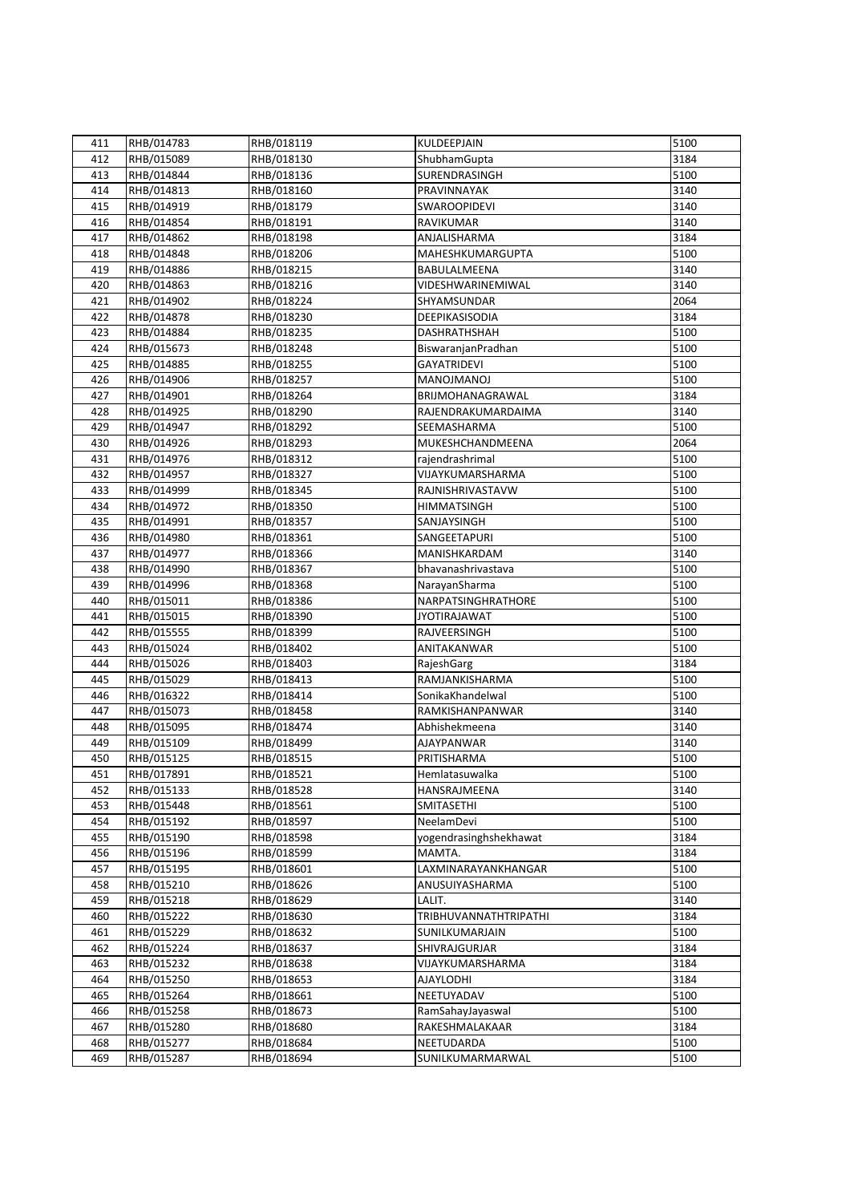| 411 | RHB/014783 | RHB/018119 | KULDEEPJAIN | 5100 |
|---|---|---|---|---|
| 412 | RHB/015089 | RHB/018130 | ShubhamGupta | 3184 |
| 413 | RHB/014844 | RHB/018136 | SURENDRASINGH | 5100 |
| 414 | RHB/014813 | RHB/018160 | PRAVINNAYAK | 3140 |
| 415 | RHB/014919 | RHB/018179 | SWAROOPIDEVI | 3140 |
| 416 | RHB/014854 | RHB/018191 | RAVIKUMAR | 3140 |
| 417 | RHB/014862 | RHB/018198 | ANJALISHARMA | 3184 |
| 418 | RHB/014848 | RHB/018206 | MAHESHKUMARGUPTA | 5100 |
| 419 | RHB/014886 | RHB/018215 | BABULALMEENA | 3140 |
| 420 | RHB/014863 | RHB/018216 | VIDESHWARINEMIWAL | 3140 |
| 421 | RHB/014902 | RHB/018224 | SHYAMSUNDAR | 2064 |
| 422 | RHB/014878 | RHB/018230 | DEEPIKASISODIA | 3184 |
| 423 | RHB/014884 | RHB/018235 | DASHRATHSHAH | 5100 |
| 424 | RHB/015673 | RHB/018248 | BiswaranjanPradhan | 5100 |
| 425 | RHB/014885 | RHB/018255 | GAYATRIDEVI | 5100 |
| 426 | RHB/014906 | RHB/018257 | MANOJMANOJ | 5100 |
| 427 | RHB/014901 | RHB/018264 | BRIJMOHANAGRAWAL | 3184 |
| 428 | RHB/014925 | RHB/018290 | RAJENDRAKUMARDAIMA | 3140 |
| 429 | RHB/014947 | RHB/018292 | SEEMASHARMA | 5100 |
| 430 | RHB/014926 | RHB/018293 | MUKESHCHANDMEENA | 2064 |
| 431 | RHB/014976 | RHB/018312 | rajendrashrimal | 5100 |
| 432 | RHB/014957 | RHB/018327 | VIJAYKUMARSHARMA | 5100 |
| 433 | RHB/014999 | RHB/018345 | RAJNISHRIVASTAVW | 5100 |
| 434 | RHB/014972 | RHB/018350 | HIMMATSINGH | 5100 |
| 435 | RHB/014991 | RHB/018357 | SANJAYSINGH | 5100 |
| 436 | RHB/014980 | RHB/018361 | SANGEETAPURI | 5100 |
| 437 | RHB/014977 | RHB/018366 | MANISHKARDAM | 3140 |
| 438 | RHB/014990 | RHB/018367 | bhavanashrivastava | 5100 |
| 439 | RHB/014996 | RHB/018368 | NarayanSharma | 5100 |
| 440 | RHB/015011 | RHB/018386 | NARPATSINGHRATHORE | 5100 |
| 441 | RHB/015015 | RHB/018390 | JYOTIRAJAWAT | 5100 |
| 442 | RHB/015555 | RHB/018399 | RAJVEERSINGH | 5100 |
| 443 | RHB/015024 | RHB/018402 | ANITAKANWAR | 5100 |
| 444 | RHB/015026 | RHB/018403 | RajeshGarg | 3184 |
| 445 | RHB/015029 | RHB/018413 | RAMJANKISHARMA | 5100 |
| 446 | RHB/016322 | RHB/018414 | SonikaKhandelwal | 5100 |
| 447 | RHB/015073 | RHB/018458 | RAMKISHANPANWAR | 3140 |
| 448 | RHB/015095 | RHB/018474 | Abhishekmeena | 3140 |
| 449 | RHB/015109 | RHB/018499 | AJAYPANWAR | 3140 |
| 450 | RHB/015125 | RHB/018515 | PRITISHARMA | 5100 |
| 451 | RHB/017891 | RHB/018521 | Hemlatasuwalka | 5100 |
| 452 | RHB/015133 | RHB/018528 | HANSRAJMEENA | 3140 |
| 453 | RHB/015448 | RHB/018561 | SMITASETHI | 5100 |
| 454 | RHB/015192 | RHB/018597 | NeelamDevi | 5100 |
| 455 | RHB/015190 | RHB/018598 | yogendrasinghshekhawat | 3184 |
| 456 | RHB/015196 | RHB/018599 | MAMTA. | 3184 |
| 457 | RHB/015195 | RHB/018601 | LAXMINARAYANKHANGAR | 5100 |
| 458 | RHB/015210 | RHB/018626 | ANUSUIYASHARMA | 5100 |
| 459 | RHB/015218 | RHB/018629 | LALIT. | 3140 |
| 460 | RHB/015222 | RHB/018630 | TRIBHUVANNATHTRIPATHI | 3184 |
| 461 | RHB/015229 | RHB/018632 | SUNILKUMARJAIN | 5100 |
| 462 | RHB/015224 | RHB/018637 | SHIVRAJGURJAR | 3184 |
| 463 | RHB/015232 | RHB/018638 | VIJAYKUMARSHARMA | 3184 |
| 464 | RHB/015250 | RHB/018653 | AJAYLODHI | 3184 |
| 465 | RHB/015264 | RHB/018661 | NEETUYADAV | 5100 |
| 466 | RHB/015258 | RHB/018673 | RamSahayJayaswal | 5100 |
| 467 | RHB/015280 | RHB/018680 | RAKESHMALAKAAR | 3184 |
| 468 | RHB/015277 | RHB/018684 | NEETUDARDA | 5100 |
| 469 | RHB/015287 | RHB/018694 | SUNILKUMARMARWAL | 5100 |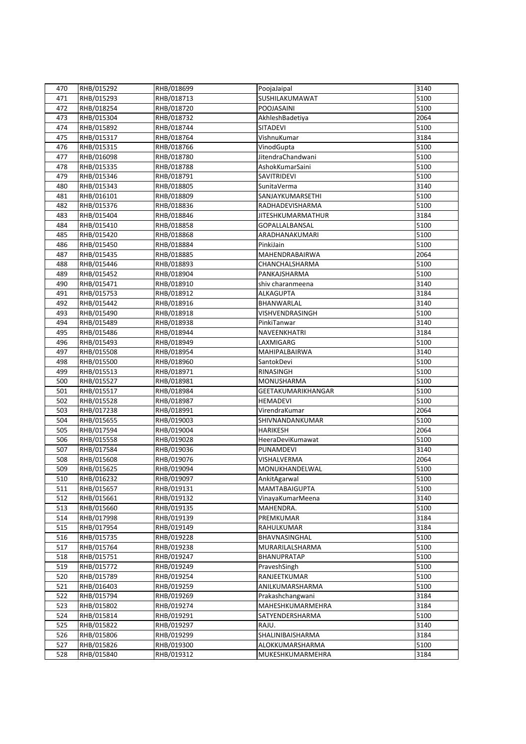| 470 | RHB/015292 | RHB/018699 | PoojaJaipal | 3140 |
|---|---|---|---|---|
| 471 | RHB/015293 | RHB/018713 | SUSHILAKUMAWAT | 5100 |
| 472 | RHB/018254 | RHB/018720 | POOJASAINI | 5100 |
| 473 | RHB/015304 | RHB/018732 | AkhleshBadetiya | 2064 |
| 474 | RHB/015892 | RHB/018744 | SITADEVI | 5100 |
| 475 | RHB/015317 | RHB/018764 | VishnuKumar | 3184 |
| 476 | RHB/015315 | RHB/018766 | VinodGupta | 5100 |
| 477 | RHB/016098 | RHB/018780 | JitendraChandwani | 5100 |
| 478 | RHB/015335 | RHB/018788 | AshokKumarSaini | 5100 |
| 479 | RHB/015346 | RHB/018791 | SAVITRIDEVI | 5100 |
| 480 | RHB/015343 | RHB/018805 | SunitaVerma | 3140 |
| 481 | RHB/016101 | RHB/018809 | SANJAYKUMARSETHI | 5100 |
| 482 | RHB/015376 | RHB/018836 | RADHADEVISHARMA | 5100 |
| 483 | RHB/015404 | RHB/018846 | JITESHKUMARMATHUR | 3184 |
| 484 | RHB/015410 | RHB/018858 | GOPALLALBANSAL | 5100 |
| 485 | RHB/015420 | RHB/018868 | ARADHANAKUMARI | 5100 |
| 486 | RHB/015450 | RHB/018884 | PinkiJain | 5100 |
| 487 | RHB/015435 | RHB/018885 | MAHENDRABAIRWA | 2064 |
| 488 | RHB/015446 | RHB/018893 | CHANCHALSHARMA | 5100 |
| 489 | RHB/015452 | RHB/018904 | PANKAJSHARMA | 5100 |
| 490 | RHB/015471 | RHB/018910 | shiv charanmeena | 3140 |
| 491 | RHB/015753 | RHB/018912 | ALKAGUPTA | 3184 |
| 492 | RHB/015442 | RHB/018916 | BHANWARLAL | 3140 |
| 493 | RHB/015490 | RHB/018918 | VISHVENDRASINGH | 5100 |
| 494 | RHB/015489 | RHB/018938 | PinkiTanwar | 3140 |
| 495 | RHB/015486 | RHB/018944 | NAVEENKHATRI | 3184 |
| 496 | RHB/015493 | RHB/018949 | LAXMIGARG | 5100 |
| 497 | RHB/015508 | RHB/018954 | MAHIPALBAIRWA | 3140 |
| 498 | RHB/015500 | RHB/018960 | SantokDevi | 5100 |
| 499 | RHB/015513 | RHB/018971 | RINASINGH | 5100 |
| 500 | RHB/015527 | RHB/018981 | MONUSHARMA | 5100 |
| 501 | RHB/015517 | RHB/018984 | GEETAKUMARIKHANGAR | 5100 |
| 502 | RHB/015528 | RHB/018987 | HEMADEVI | 5100 |
| 503 | RHB/017238 | RHB/018991 | VirendraKumar | 2064 |
| 504 | RHB/015655 | RHB/019003 | SHIVNANDANKUMAR | 5100 |
| 505 | RHB/017594 | RHB/019004 | HARIKESH | 2064 |
| 506 | RHB/015558 | RHB/019028 | HeeraDeviKumawat | 5100 |
| 507 | RHB/017584 | RHB/019036 | PUNAMDEVI | 3140 |
| 508 | RHB/015608 | RHB/019076 | VISHALVERMA | 2064 |
| 509 | RHB/015625 | RHB/019094 | MONUKHANDELWAL | 5100 |
| 510 | RHB/016232 | RHB/019097 | AnkitAgarwal | 5100 |
| 511 | RHB/015657 | RHB/019131 | MAMTABAIGUPTA | 5100 |
| 512 | RHB/015661 | RHB/019132 | VinayaKumarMeena | 3140 |
| 513 | RHB/015660 | RHB/019135 | MAHENDRA. | 5100 |
| 514 | RHB/017998 | RHB/019139 | PREMKUMAR | 3184 |
| 515 | RHB/017954 | RHB/019149 | RAHULKUMAR | 3184 |
| 516 | RHB/015735 | RHB/019228 | BHAVNASINGHAL | 5100 |
| 517 | RHB/015764 | RHB/019238 | MURARILALSHARMA | 5100 |
| 518 | RHB/015751 | RHB/019247 | BHANUPRATAP | 5100 |
| 519 | RHB/015772 | RHB/019249 | PraveshSingh | 5100 |
| 520 | RHB/015789 | RHB/019254 | RANJEETKUMAR | 5100 |
| 521 | RHB/016403 | RHB/019259 | ANILKUMARSHARMA | 5100 |
| 522 | RHB/015794 | RHB/019269 | Prakashchangwani | 3184 |
| 523 | RHB/015802 | RHB/019274 | MAHESHKUMARMEHRA | 3184 |
| 524 | RHB/015814 | RHB/019291 | SATYENDERSHARMA | 5100 |
| 525 | RHB/015822 | RHB/019297 | RAJU. | 3140 |
| 526 | RHB/015806 | RHB/019299 | SHALINIBAISHARMA | 3184 |
| 527 | RHB/015826 | RHB/019300 | ALOKKUMARSHARMA | 5100 |
| 528 | RHB/015840 | RHB/019312 | MUKESHKUMARMEHRA | 3184 |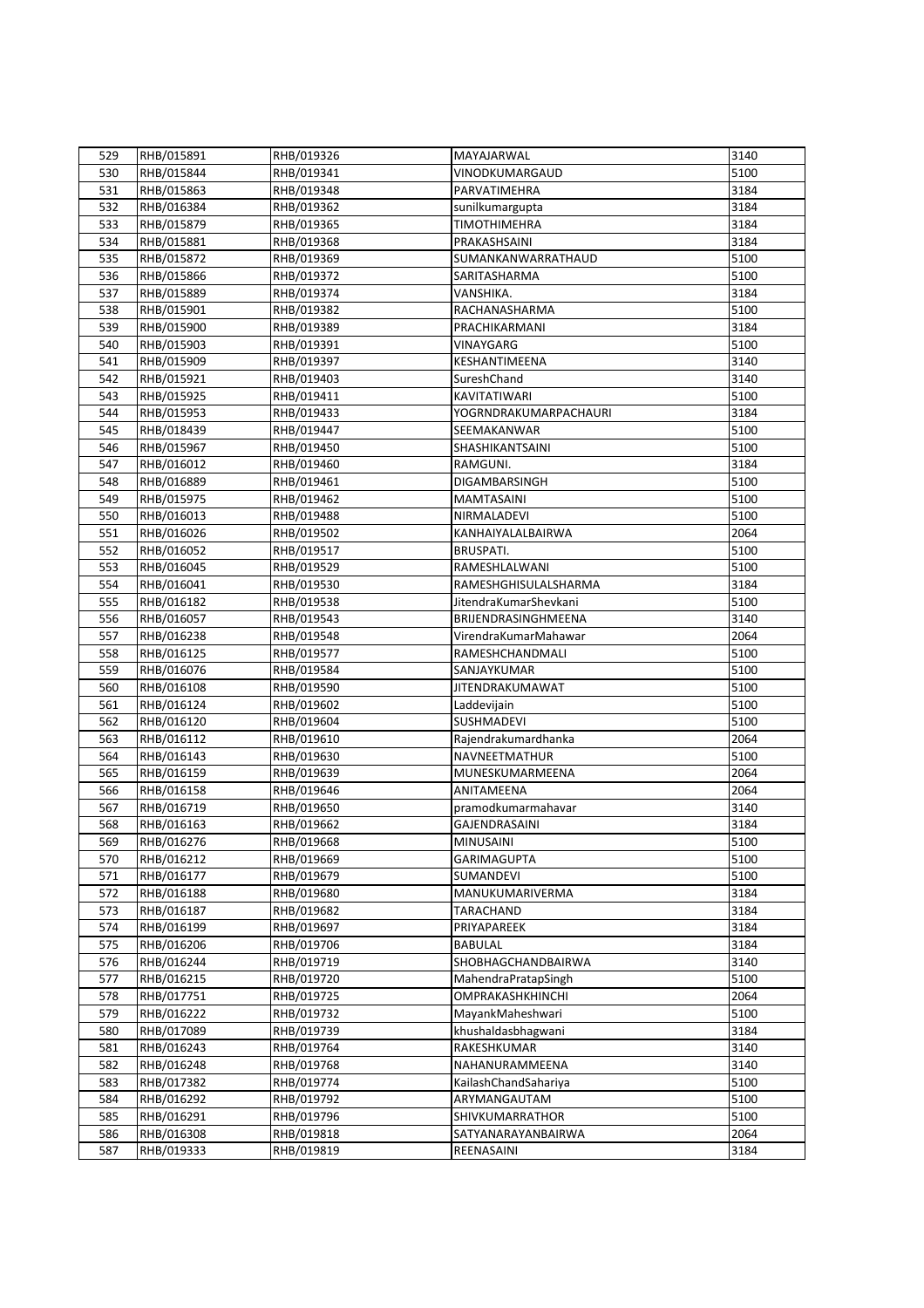| 529 | RHB/015891 | RHB/019326 | MAYAJARWAL | 3140 |
|---|---|---|---|---|
| 530 | RHB/015844 | RHB/019341 | VINODKUMARGAUD | 5100 |
| 531 | RHB/015863 | RHB/019348 | PARVATIMEHRA | 3184 |
| 532 | RHB/016384 | RHB/019362 | sunilkumargupta | 3184 |
| 533 | RHB/015879 | RHB/019365 | TIMOTHIMEHRA | 3184 |
| 534 | RHB/015881 | RHB/019368 | PRAKASHSAINI | 3184 |
| 535 | RHB/015872 | RHB/019369 | SUMANKANWARRATHAUD | 5100 |
| 536 | RHB/015866 | RHB/019372 | SARITASHARMA | 5100 |
| 537 | RHB/015889 | RHB/019374 | VANSHIKA. | 3184 |
| 538 | RHB/015901 | RHB/019382 | RACHANASHARMA | 5100 |
| 539 | RHB/015900 | RHB/019389 | PRACHIKARMANI | 3184 |
| 540 | RHB/015903 | RHB/019391 | VINAYGARG | 5100 |
| 541 | RHB/015909 | RHB/019397 | KESHANTIMEENA | 3140 |
| 542 | RHB/015921 | RHB/019403 | SureshChand | 3140 |
| 543 | RHB/015925 | RHB/019411 | KAVITATIWARI | 5100 |
| 544 | RHB/015953 | RHB/019433 | YOGRNDRAKUMARPACHAURI | 3184 |
| 545 | RHB/018439 | RHB/019447 | SEEMAKANWAR | 5100 |
| 546 | RHB/015967 | RHB/019450 | SHASHIKANTSAINI | 5100 |
| 547 | RHB/016012 | RHB/019460 | RAMGUNI. | 3184 |
| 548 | RHB/016889 | RHB/019461 | DIGAMBARSINGH | 5100 |
| 549 | RHB/015975 | RHB/019462 | MAMTASAINI | 5100 |
| 550 | RHB/016013 | RHB/019488 | NIRMALADEVI | 5100 |
| 551 | RHB/016026 | RHB/019502 | KANHAIYALALBAIRWA | 2064 |
| 552 | RHB/016052 | RHB/019517 | BRUSPATI. | 5100 |
| 553 | RHB/016045 | RHB/019529 | RAMESHLALWANI | 5100 |
| 554 | RHB/016041 | RHB/019530 | RAMESHGHISULALSHARMA | 3184 |
| 555 | RHB/016182 | RHB/019538 | JitendraKumarShevkani | 5100 |
| 556 | RHB/016057 | RHB/019543 | BRIJENDRASINGHMEENA | 3140 |
| 557 | RHB/016238 | RHB/019548 | VirendraKumarMahawar | 2064 |
| 558 | RHB/016125 | RHB/019577 | RAMESHCHANDMALI | 5100 |
| 559 | RHB/016076 | RHB/019584 | SANJAYKUMAR | 5100 |
| 560 | RHB/016108 | RHB/019590 | JITENDRAKUMAWAT | 5100 |
| 561 | RHB/016124 | RHB/019602 | Laddevijain | 5100 |
| 562 | RHB/016120 | RHB/019604 | SUSHMADEVI | 5100 |
| 563 | RHB/016112 | RHB/019610 | Rajendrakumardhanka | 2064 |
| 564 | RHB/016143 | RHB/019630 | NAVNEETMATHUR | 5100 |
| 565 | RHB/016159 | RHB/019639 | MUNESKUMARMEENA | 2064 |
| 566 | RHB/016158 | RHB/019646 | ANITAMEENA | 2064 |
| 567 | RHB/016719 | RHB/019650 | pramodkumarmahavar | 3140 |
| 568 | RHB/016163 | RHB/019662 | GAJENDRASAINI | 3184 |
| 569 | RHB/016276 | RHB/019668 | MINUSAINI | 5100 |
| 570 | RHB/016212 | RHB/019669 | GARIMAGUPTA | 5100 |
| 571 | RHB/016177 | RHB/019679 | SUMANDEVI | 5100 |
| 572 | RHB/016188 | RHB/019680 | MANUKUMARIVERMA | 3184 |
| 573 | RHB/016187 | RHB/019682 | TARACHAND | 3184 |
| 574 | RHB/016199 | RHB/019697 | PRIYAPAREEK | 3184 |
| 575 | RHB/016206 | RHB/019706 | BABULAL | 3184 |
| 576 | RHB/016244 | RHB/019719 | SHOBHAGCHANDBAIRWA | 3140 |
| 577 | RHB/016215 | RHB/019720 | MahendraPratapSingh | 5100 |
| 578 | RHB/017751 | RHB/019725 | OMPRAKASHKHINCHI | 2064 |
| 579 | RHB/016222 | RHB/019732 | MayankMaheshwari | 5100 |
| 580 | RHB/017089 | RHB/019739 | khushaldasbhagwani | 3184 |
| 581 | RHB/016243 | RHB/019764 | RAKESHKUMAR | 3140 |
| 582 | RHB/016248 | RHB/019768 | NAHANURAMMEENA | 3140 |
| 583 | RHB/017382 | RHB/019774 | KailashChandSahariya | 5100 |
| 584 | RHB/016292 | RHB/019792 | ARYMANGAUTAM | 5100 |
| 585 | RHB/016291 | RHB/019796 | SHIVKUMARRATHOR | 5100 |
| 586 | RHB/016308 | RHB/019818 | SATYANARAYANBAIRWA | 2064 |
| 587 | RHB/019333 | RHB/019819 | REENASAINI | 3184 |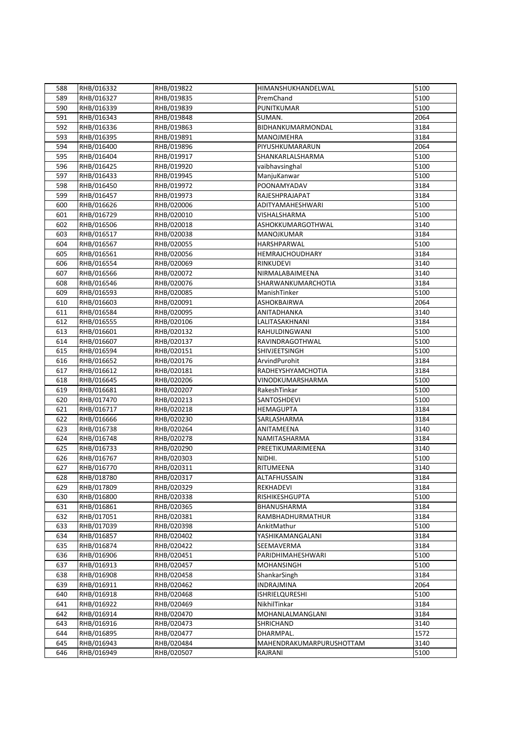| 588 | RHB/016332 | RHB/019822 | HIMANSHUKHANDELWAL | 5100 |
|---|---|---|---|---|
| 589 | RHB/016327 | RHB/019835 | PremChand | 5100 |
| 590 | RHB/016339 | RHB/019839 | PUNITKUMAR | 5100 |
| 591 | RHB/016343 | RHB/019848 | SUMAN. | 2064 |
| 592 | RHB/016336 | RHB/019863 | BIDHANKUMARMONDAL | 3184 |
| 593 | RHB/016395 | RHB/019891 | MANOJMEHRA | 3184 |
| 594 | RHB/016400 | RHB/019896 | PIYUSHKUMARARUN | 2064 |
| 595 | RHB/016404 | RHB/019917 | SHANKARLALSHARMA | 5100 |
| 596 | RHB/016425 | RHB/019920 | vaibhavsinghal | 5100 |
| 597 | RHB/016433 | RHB/019945 | ManjuKanwar | 5100 |
| 598 | RHB/016450 | RHB/019972 | POONAMYADAV | 3184 |
| 599 | RHB/016457 | RHB/019973 | RAJESHPRAJAPAT | 3184 |
| 600 | RHB/016626 | RHB/020006 | ADITYAMAHESHWARI | 5100 |
| 601 | RHB/016729 | RHB/020010 | VISHALSHARMA | 5100 |
| 602 | RHB/016506 | RHB/020018 | ASHOKKUMARGOTHWAL | 3140 |
| 603 | RHB/016517 | RHB/020038 | MANOJKUMAR | 3184 |
| 604 | RHB/016567 | RHB/020055 | HARSHPARWAL | 5100 |
| 605 | RHB/016561 | RHB/020056 | HEMRAJCHOUDHARY | 3184 |
| 606 | RHB/016554 | RHB/020069 | RINKUDEVI | 3140 |
| 607 | RHB/016566 | RHB/020072 | NIRMALABAIMEENA | 3140 |
| 608 | RHB/016546 | RHB/020076 | SHARWANKUMARCHOTIA | 3184 |
| 609 | RHB/016593 | RHB/020085 | ManishTinker | 5100 |
| 610 | RHB/016603 | RHB/020091 | ASHOKBAIRWA | 2064 |
| 611 | RHB/016584 | RHB/020095 | ANITADHANKA | 3140 |
| 612 | RHB/016555 | RHB/020106 | LALITASAKHNANI | 3184 |
| 613 | RHB/016601 | RHB/020132 | RAHULDINGWANI | 5100 |
| 614 | RHB/016607 | RHB/020137 | RAVINDRAGOTHWAL | 5100 |
| 615 | RHB/016594 | RHB/020151 | SHIVJEETSINGH | 5100 |
| 616 | RHB/016652 | RHB/020176 | ArvindPurohit | 3184 |
| 617 | RHB/016612 | RHB/020181 | RADHEYSHYAMCHOTIA | 3184 |
| 618 | RHB/016645 | RHB/020206 | VINODKUMARSHARMA | 5100 |
| 619 | RHB/016681 | RHB/020207 | RakeshTinkar | 5100 |
| 620 | RHB/017470 | RHB/020213 | SANTOSHDEVI | 5100 |
| 621 | RHB/016717 | RHB/020218 | HEMAGUPTA | 3184 |
| 622 | RHB/016666 | RHB/020230 | SARLASHARMA | 3184 |
| 623 | RHB/016738 | RHB/020264 | ANITAMEENA | 3140 |
| 624 | RHB/016748 | RHB/020278 | NAMITASHARMA | 3184 |
| 625 | RHB/016733 | RHB/020290 | PREETIKUMARIMEENA | 3140 |
| 626 | RHB/016767 | RHB/020303 | NIDHI. | 5100 |
| 627 | RHB/016770 | RHB/020311 | RITUMEENA | 3140 |
| 628 | RHB/018780 | RHB/020317 | ALTAFHUSSAIN | 3184 |
| 629 | RHB/017809 | RHB/020329 | REKHADEVI | 3184 |
| 630 | RHB/016800 | RHB/020338 | RISHIKESHGUPTA | 5100 |
| 631 | RHB/016861 | RHB/020365 | BHANUSHARMA | 3184 |
| 632 | RHB/017051 | RHB/020381 | RAMBHADHURMATHUR | 3184 |
| 633 | RHB/017039 | RHB/020398 | AnkitMathur | 5100 |
| 634 | RHB/016857 | RHB/020402 | YASHIKAMANGALANI | 3184 |
| 635 | RHB/016874 | RHB/020422 | SEEMAVERMA | 3184 |
| 636 | RHB/016906 | RHB/020451 | PARIDHIMAHESHWARI | 5100 |
| 637 | RHB/016913 | RHB/020457 | MOHANSINGH | 5100 |
| 638 | RHB/016908 | RHB/020458 | ShankarSingh | 3184 |
| 639 | RHB/016911 | RHB/020462 | INDRAJMINA | 2064 |
| 640 | RHB/016918 | RHB/020468 | ISHRIELQURESHI | 5100 |
| 641 | RHB/016922 | RHB/020469 | NikhilTinkar | 3184 |
| 642 | RHB/016914 | RHB/020470 | MOHANLALMANGLANI | 3184 |
| 643 | RHB/016916 | RHB/020473 | SHRICHAND | 3140 |
| 644 | RHB/016895 | RHB/020477 | DHARMPAL. | 1572 |
| 645 | RHB/016943 | RHB/020484 | MAHENDRAKUMARPURUSHOTTAM | 3140 |
| 646 | RHB/016949 | RHB/020507 | RAJRANI | 5100 |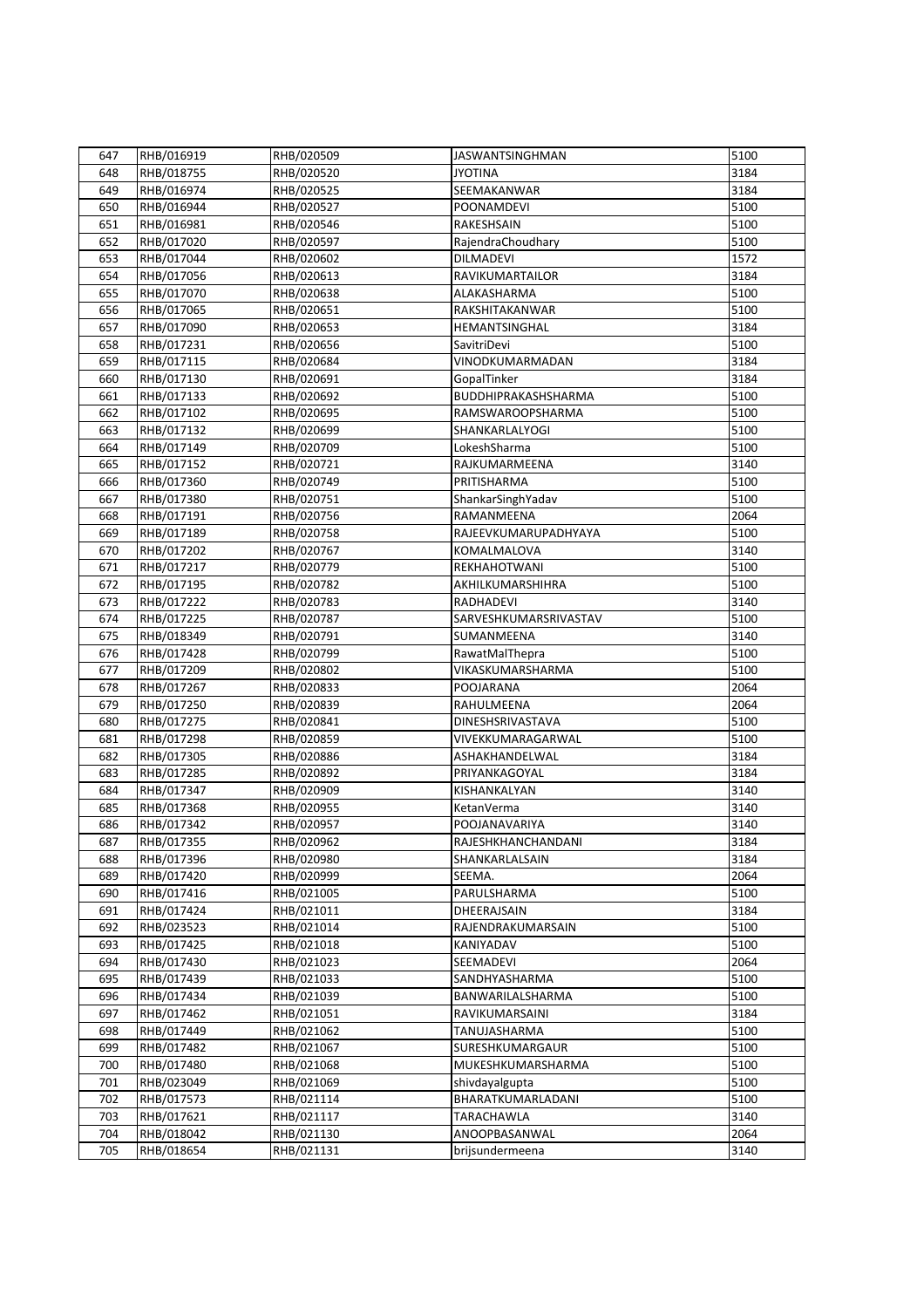| 647 | RHB/016919 | RHB/020509 | JASWANTSINGHMAN | 5100 |
|---|---|---|---|---|
| 648 | RHB/018755 | RHB/020520 | JYOTINA | 3184 |
| 649 | RHB/016974 | RHB/020525 | SEEMAKANWAR | 3184 |
| 650 | RHB/016944 | RHB/020527 | POONAMDEVI | 5100 |
| 651 | RHB/016981 | RHB/020546 | RAKESHSAIN | 5100 |
| 652 | RHB/017020 | RHB/020597 | RajendraChoudhary | 5100 |
| 653 | RHB/017044 | RHB/020602 | DILMADEVI | 1572 |
| 654 | RHB/017056 | RHB/020613 | RAVIKUMARTAILOR | 3184 |
| 655 | RHB/017070 | RHB/020638 | ALAKASHARMA | 5100 |
| 656 | RHB/017065 | RHB/020651 | RAKSHITAKANWAR | 5100 |
| 657 | RHB/017090 | RHB/020653 | HEMANTSINGHAL | 3184 |
| 658 | RHB/017231 | RHB/020656 | SavitriDevi | 5100 |
| 659 | RHB/017115 | RHB/020684 | VINODKUMARMADAN | 3184 |
| 660 | RHB/017130 | RHB/020691 | GopalTinker | 3184 |
| 661 | RHB/017133 | RHB/020692 | BUDDHIPRAKASHSHARMA | 5100 |
| 662 | RHB/017102 | RHB/020695 | RAMSWAROOPSHARMA | 5100 |
| 663 | RHB/017132 | RHB/020699 | SHANKARLALYOGI | 5100 |
| 664 | RHB/017149 | RHB/020709 | LokeshSharma | 5100 |
| 665 | RHB/017152 | RHB/020721 | RAJKUMARMEENA | 3140 |
| 666 | RHB/017360 | RHB/020749 | PRITISHARMA | 5100 |
| 667 | RHB/017380 | RHB/020751 | ShankarSinghYadav | 5100 |
| 668 | RHB/017191 | RHB/020756 | RAMANMEENA | 2064 |
| 669 | RHB/017189 | RHB/020758 | RAJEEVKUMARUPADHYAYA | 5100 |
| 670 | RHB/017202 | RHB/020767 | KOMALMALOVA | 3140 |
| 671 | RHB/017217 | RHB/020779 | REKHAHOTWANI | 5100 |
| 672 | RHB/017195 | RHB/020782 | AKHILKUMARSHIHRA | 5100 |
| 673 | RHB/017222 | RHB/020783 | RADHADEVI | 3140 |
| 674 | RHB/017225 | RHB/020787 | SARVESHKUMARSRIVASTAV | 5100 |
| 675 | RHB/018349 | RHB/020791 | SUMANMEENA | 3140 |
| 676 | RHB/017428 | RHB/020799 | RawatMalThepra | 5100 |
| 677 | RHB/017209 | RHB/020802 | VIKASKUMARSHARMA | 5100 |
| 678 | RHB/017267 | RHB/020833 | POOJARANA | 2064 |
| 679 | RHB/017250 | RHB/020839 | RAHULMEENA | 2064 |
| 680 | RHB/017275 | RHB/020841 | DINESHSRIVASTAVA | 5100 |
| 681 | RHB/017298 | RHB/020859 | VIVEKKUMARAGARWAL | 5100 |
| 682 | RHB/017305 | RHB/020886 | ASHAKHANDELWAL | 3184 |
| 683 | RHB/017285 | RHB/020892 | PRIYANKAGOYAL | 3184 |
| 684 | RHB/017347 | RHB/020909 | KISHANKALYAN | 3140 |
| 685 | RHB/017368 | RHB/020955 | KetanVerma | 3140 |
| 686 | RHB/017342 | RHB/020957 | POOJANAVARIYA | 3140 |
| 687 | RHB/017355 | RHB/020962 | RAJESHKHANCHANDANI | 3184 |
| 688 | RHB/017396 | RHB/020980 | SHANKARLALSAIN | 3184 |
| 689 | RHB/017420 | RHB/020999 | SEEMA. | 2064 |
| 690 | RHB/017416 | RHB/021005 | PARULSHARMA | 5100 |
| 691 | RHB/017424 | RHB/021011 | DHEERAJSAIN | 3184 |
| 692 | RHB/023523 | RHB/021014 | RAJENDRAKUMARSAIN | 5100 |
| 693 | RHB/017425 | RHB/021018 | KANIYADAV | 5100 |
| 694 | RHB/017430 | RHB/021023 | SEEMADEVI | 2064 |
| 695 | RHB/017439 | RHB/021033 | SANDHYASHARMA | 5100 |
| 696 | RHB/017434 | RHB/021039 | BANWARILALSHARMA | 5100 |
| 697 | RHB/017462 | RHB/021051 | RAVIKUMARSAINI | 3184 |
| 698 | RHB/017449 | RHB/021062 | TANUJASHARMA | 5100 |
| 699 | RHB/017482 | RHB/021067 | SURESHKUMARGAUR | 5100 |
| 700 | RHB/017480 | RHB/021068 | MUKESHKUMARSHARMA | 5100 |
| 701 | RHB/023049 | RHB/021069 | shivdayalgupta | 5100 |
| 702 | RHB/017573 | RHB/021114 | BHARATKUMARLADANI | 5100 |
| 703 | RHB/017621 | RHB/021117 | TARACHAWLA | 3140 |
| 704 | RHB/018042 | RHB/021130 | ANOOPBASANWAL | 2064 |
| 705 | RHB/018654 | RHB/021131 | brijsundermeena | 3140 |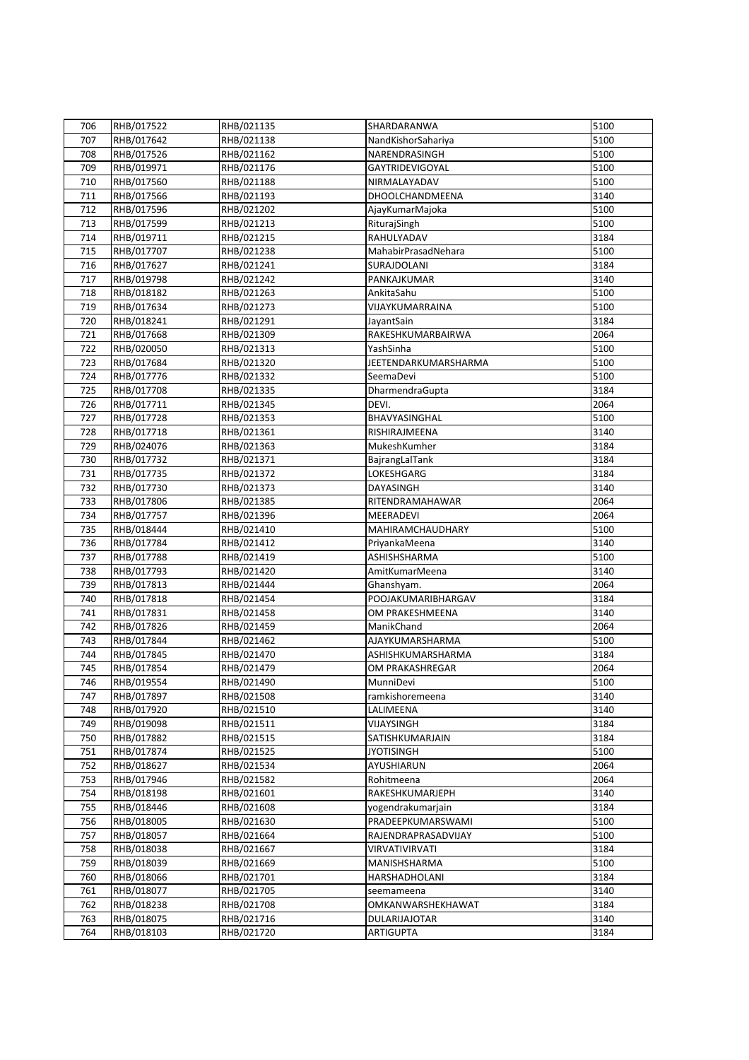| 706 | RHB/017522 | RHB/021135 | SHARDARANWA | 5100 |
|---|---|---|---|---|
| 707 | RHB/017642 | RHB/021138 | NandKishorSahariya | 5100 |
| 708 | RHB/017526 | RHB/021162 | NARENDRASINGH | 5100 |
| 709 | RHB/019971 | RHB/021176 | GAYTRIDEVIGOYAL | 5100 |
| 710 | RHB/017560 | RHB/021188 | NIRMALAYADAV | 5100 |
| 711 | RHB/017566 | RHB/021193 | DHOOLCHANDMEENA | 3140 |
| 712 | RHB/017596 | RHB/021202 | AjayKumarMajoka | 5100 |
| 713 | RHB/017599 | RHB/021213 | RiturajSingh | 5100 |
| 714 | RHB/019711 | RHB/021215 | RAHULYADAV | 3184 |
| 715 | RHB/017707 | RHB/021238 | MahabirPrasadNehara | 5100 |
| 716 | RHB/017627 | RHB/021241 | SURAJDOLANI | 3184 |
| 717 | RHB/019798 | RHB/021242 | PANKAJKUMAR | 3140 |
| 718 | RHB/018182 | RHB/021263 | AnkitaSahu | 5100 |
| 719 | RHB/017634 | RHB/021273 | VIJAYKUMARRAINA | 5100 |
| 720 | RHB/018241 | RHB/021291 | JayantSain | 3184 |
| 721 | RHB/017668 | RHB/021309 | RAKESHKUMARBAIRWA | 2064 |
| 722 | RHB/020050 | RHB/021313 | YashSinha | 5100 |
| 723 | RHB/017684 | RHB/021320 | JEETENDARKUMARSHARMA | 5100 |
| 724 | RHB/017776 | RHB/021332 | SeemaDevi | 5100 |
| 725 | RHB/017708 | RHB/021335 | DharmendraGupta | 3184 |
| 726 | RHB/017711 | RHB/021345 | DEVI. | 2064 |
| 727 | RHB/017728 | RHB/021353 | BHAVYASINGHAL | 5100 |
| 728 | RHB/017718 | RHB/021361 | RISHIRAJMEENA | 3140 |
| 729 | RHB/024076 | RHB/021363 | MukeshKumher | 3184 |
| 730 | RHB/017732 | RHB/021371 | BajrangLalTank | 3184 |
| 731 | RHB/017735 | RHB/021372 | LOKESHGARG | 3184 |
| 732 | RHB/017730 | RHB/021373 | DAYASINGH | 3140 |
| 733 | RHB/017806 | RHB/021385 | RITENDRAMAHAWAR | 2064 |
| 734 | RHB/017757 | RHB/021396 | MEERADEVI | 2064 |
| 735 | RHB/018444 | RHB/021410 | MAHIRAMCHAUDHARY | 5100 |
| 736 | RHB/017784 | RHB/021412 | PriyankaMeena | 3140 |
| 737 | RHB/017788 | RHB/021419 | ASHISHSHARMA | 5100 |
| 738 | RHB/017793 | RHB/021420 | AmitKumarMeena | 3140 |
| 739 | RHB/017813 | RHB/021444 | Ghanshyam. | 2064 |
| 740 | RHB/017818 | RHB/021454 | POOJAKUMARIBHARGAV | 3184 |
| 741 | RHB/017831 | RHB/021458 | OM PRAKESHMEENA | 3140 |
| 742 | RHB/017826 | RHB/021459 | ManikChand | 2064 |
| 743 | RHB/017844 | RHB/021462 | AJAYKUMARSHARMA | 5100 |
| 744 | RHB/017845 | RHB/021470 | ASHISHKUMARSHARMA | 3184 |
| 745 | RHB/017854 | RHB/021479 | OM PRAKASHREGAR | 2064 |
| 746 | RHB/019554 | RHB/021490 | MunniDevi | 5100 |
| 747 | RHB/017897 | RHB/021508 | ramkishoremeena | 3140 |
| 748 | RHB/017920 | RHB/021510 | LALIMEENA | 3140 |
| 749 | RHB/019098 | RHB/021511 | VIJAYSINGH | 3184 |
| 750 | RHB/017882 | RHB/021515 | SATISHKUMARJAIN | 3184 |
| 751 | RHB/017874 | RHB/021525 | JYOTISINGH | 5100 |
| 752 | RHB/018627 | RHB/021534 | AYUSHIARUN | 2064 |
| 753 | RHB/017946 | RHB/021582 | Rohitmeena | 2064 |
| 754 | RHB/018198 | RHB/021601 | RAKESHKUMARJEPH | 3140 |
| 755 | RHB/018446 | RHB/021608 | yogendrakumarjain | 3184 |
| 756 | RHB/018005 | RHB/021630 | PRADEEPKUMARSWAMI | 5100 |
| 757 | RHB/018057 | RHB/021664 | RAJENDRAPRASADVIJAY | 5100 |
| 758 | RHB/018038 | RHB/021667 | VIRVATIVIRVATI | 3184 |
| 759 | RHB/018039 | RHB/021669 | MANISHSHARMA | 5100 |
| 760 | RHB/018066 | RHB/021701 | HARSHADHOLANI | 3184 |
| 761 | RHB/018077 | RHB/021705 | seemameena | 3140 |
| 762 | RHB/018238 | RHB/021708 | OMKANWARSHEKHAWAT | 3184 |
| 763 | RHB/018075 | RHB/021716 | DULARIJAJOTAR | 3140 |
| 764 | RHB/018103 | RHB/021720 | ARTIGUPTA | 3184 |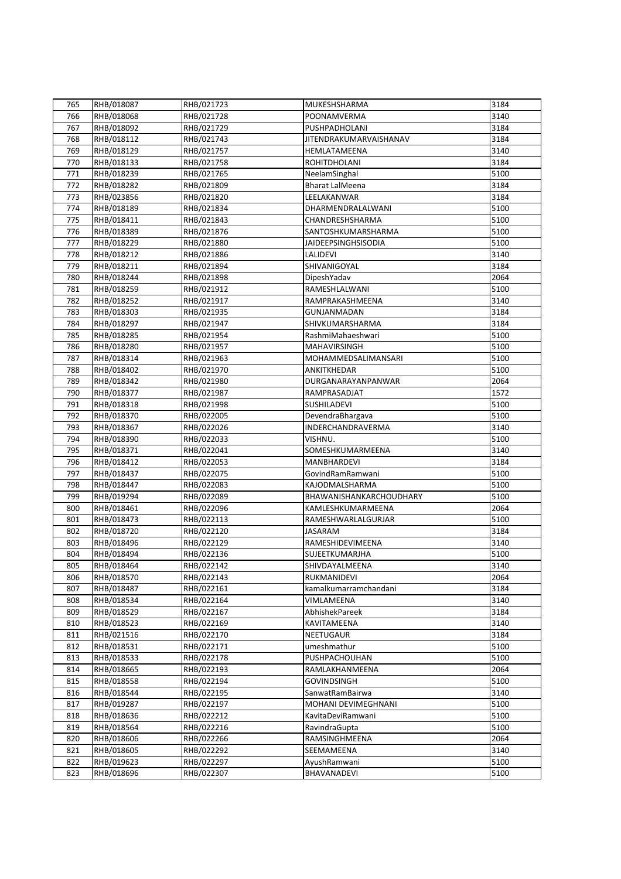| 765 | RHB/018087 | RHB/021723 | MUKESHSHARMA | 3184 |
|---|---|---|---|---|
| 766 | RHB/018068 | RHB/021728 | POONAMVERMA | 3140 |
| 767 | RHB/018092 | RHB/021729 | PUSHPADHOLANI | 3184 |
| 768 | RHB/018112 | RHB/021743 | JITENDRAKUMARVAISHANAV | 3184 |
| 769 | RHB/018129 | RHB/021757 | HEMLATAMEENA | 3140 |
| 770 | RHB/018133 | RHB/021758 | ROHITDHOLANI | 3184 |
| 771 | RHB/018239 | RHB/021765 | NeelamSinghal | 5100 |
| 772 | RHB/018282 | RHB/021809 | Bharat LalMeena | 3184 |
| 773 | RHB/023856 | RHB/021820 | LEELAKANWAR | 3184 |
| 774 | RHB/018189 | RHB/021834 | DHARMENDRALALWANI | 5100 |
| 775 | RHB/018411 | RHB/021843 | CHANDRESHSHARMA | 5100 |
| 776 | RHB/018389 | RHB/021876 | SANTOSHKUMARSHARMA | 5100 |
| 777 | RHB/018229 | RHB/021880 | JAIDEEPSINGHSISODIA | 5100 |
| 778 | RHB/018212 | RHB/021886 | LALIDEVI | 3140 |
| 779 | RHB/018211 | RHB/021894 | SHIVANIGOYAL | 3184 |
| 780 | RHB/018244 | RHB/021898 | DipeshYadav | 2064 |
| 781 | RHB/018259 | RHB/021912 | RAMESHLALWANI | 5100 |
| 782 | RHB/018252 | RHB/021917 | RAMPRAKASHMEENA | 3140 |
| 783 | RHB/018303 | RHB/021935 | GUNJANMADAN | 3184 |
| 784 | RHB/018297 | RHB/021947 | SHIVKUMARSHARMA | 3184 |
| 785 | RHB/018285 | RHB/021954 | RashmiMahaeshwari | 5100 |
| 786 | RHB/018280 | RHB/021957 | MAHAVIRSINGH | 5100 |
| 787 | RHB/018314 | RHB/021963 | MOHAMMEDSALIMANSARI | 5100 |
| 788 | RHB/018402 | RHB/021970 | ANKITKHEDAR | 5100 |
| 789 | RHB/018342 | RHB/021980 | DURGANARAYANPANWAR | 2064 |
| 790 | RHB/018377 | RHB/021987 | RAMPRASADJAT | 1572 |
| 791 | RHB/018318 | RHB/021998 | SUSHILADEVI | 5100 |
| 792 | RHB/018370 | RHB/022005 | DevendraBhargava | 5100 |
| 793 | RHB/018367 | RHB/022026 | INDERCHANDRAVERMA | 3140 |
| 794 | RHB/018390 | RHB/022033 | VISHNU. | 5100 |
| 795 | RHB/018371 | RHB/022041 | SOMESHKUMARMEENA | 3140 |
| 796 | RHB/018412 | RHB/022053 | MANBHARDEVI | 3184 |
| 797 | RHB/018437 | RHB/022075 | GovindRamRamwani | 5100 |
| 798 | RHB/018447 | RHB/022083 | KAJODMALSHARMA | 5100 |
| 799 | RHB/019294 | RHB/022089 | BHAWANISHANKARCHOUDHARY | 5100 |
| 800 | RHB/018461 | RHB/022096 | KAMLESHKUMARMEENA | 2064 |
| 801 | RHB/018473 | RHB/022113 | RAMESHWARLALGURJAR | 5100 |
| 802 | RHB/018720 | RHB/022120 | JASARAM | 3184 |
| 803 | RHB/018496 | RHB/022129 | RAMESHIDEVIMEENA | 3140 |
| 804 | RHB/018494 | RHB/022136 | SUJEETKUMARJHA | 5100 |
| 805 | RHB/018464 | RHB/022142 | SHIVDAYALMEENA | 3140 |
| 806 | RHB/018570 | RHB/022143 | RUKMANIDEVI | 2064 |
| 807 | RHB/018487 | RHB/022161 | kamalkumarramchandani | 3184 |
| 808 | RHB/018534 | RHB/022164 | VIMLAMEENA | 3140 |
| 809 | RHB/018529 | RHB/022167 | AbhishekPareek | 3184 |
| 810 | RHB/018523 | RHB/022169 | KAVITAMEENA | 3140 |
| 811 | RHB/021516 | RHB/022170 | NEETUGAUR | 3184 |
| 812 | RHB/018531 | RHB/022171 | umeshmathur | 5100 |
| 813 | RHB/018533 | RHB/022178 | PUSHPACHOUHAN | 5100 |
| 814 | RHB/018665 | RHB/022193 | RAMLAKHANMEENA | 2064 |
| 815 | RHB/018558 | RHB/022194 | GOVINDSINGH | 5100 |
| 816 | RHB/018544 | RHB/022195 | SanwatRamBairwa | 3140 |
| 817 | RHB/019287 | RHB/022197 | MOHANI DEVIMEGHNANI | 5100 |
| 818 | RHB/018636 | RHB/022212 | KavitaDeviRamwani | 5100 |
| 819 | RHB/018564 | RHB/022216 | RavindraGupta | 5100 |
| 820 | RHB/018606 | RHB/022266 | RAMSINGHMEENA | 2064 |
| 821 | RHB/018605 | RHB/022292 | SEEMAMEENA | 3140 |
| 822 | RHB/019623 | RHB/022297 | AyushRamwani | 5100 |
| 823 | RHB/018696 | RHB/022307 | BHAVANADEVI | 5100 |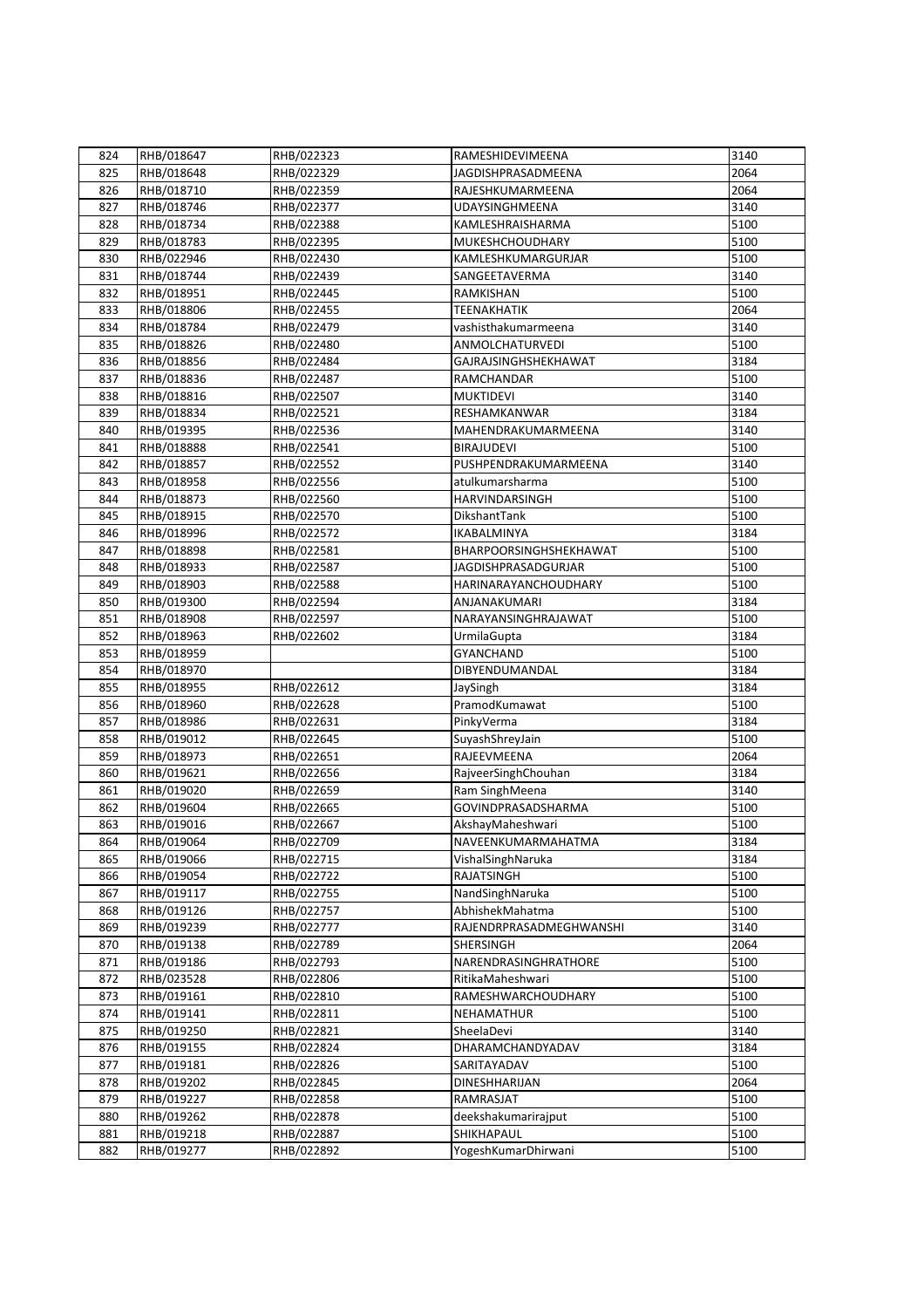| 824 | RHB/018647 | RHB/022323 | RAMESHIDEVIMEENA | 3140 |
|---|---|---|---|---|
| 825 | RHB/018648 | RHB/022329 | JAGDISHPRASADMEENA | 2064 |
| 826 | RHB/018710 | RHB/022359 | RAJESHKUMARMEENA | 2064 |
| 827 | RHB/018746 | RHB/022377 | UDAYSINGHMEENA | 3140 |
| 828 | RHB/018734 | RHB/022388 | KAMLESHRAISHARMA | 5100 |
| 829 | RHB/018783 | RHB/022395 | MUKESHCHOUDHARY | 5100 |
| 830 | RHB/022946 | RHB/022430 | KAMLESHKUMARGURJAR | 5100 |
| 831 | RHB/018744 | RHB/022439 | SANGEETAVERMA | 3140 |
| 832 | RHB/018951 | RHB/022445 | RAMKISHAN | 5100 |
| 833 | RHB/018806 | RHB/022455 | TEENAKHATIK | 2064 |
| 834 | RHB/018784 | RHB/022479 | vashisthakumarmeena | 3140 |
| 835 | RHB/018826 | RHB/022480 | ANMOLCHATURVEDI | 5100 |
| 836 | RHB/018856 | RHB/022484 | GAJRAJSINGHSHEKHAWAT | 3184 |
| 837 | RHB/018836 | RHB/022487 | RAMCHANDAR | 5100 |
| 838 | RHB/018816 | RHB/022507 | MUKTIDEVI | 3140 |
| 839 | RHB/018834 | RHB/022521 | RESHAMKANWAR | 3184 |
| 840 | RHB/019395 | RHB/022536 | MAHENDRAKUMARMEENA | 3140 |
| 841 | RHB/018888 | RHB/022541 | BIRAJUDEVI | 5100 |
| 842 | RHB/018857 | RHB/022552 | PUSHPENDRAKUMARMEENA | 3140 |
| 843 | RHB/018958 | RHB/022556 | atulkumarsharma | 5100 |
| 844 | RHB/018873 | RHB/022560 | HARVINDARSINGH | 5100 |
| 845 | RHB/018915 | RHB/022570 | DikshantTank | 5100 |
| 846 | RHB/018996 | RHB/022572 | IKABALMINYA | 3184 |
| 847 | RHB/018898 | RHB/022581 | BHARPOORSINGHSHEKHAWAT | 5100 |
| 848 | RHB/018933 | RHB/022587 | JAGDISHPRASADGURJAR | 5100 |
| 849 | RHB/018903 | RHB/022588 | HARINARAYANCHOUDHARY | 5100 |
| 850 | RHB/019300 | RHB/022594 | ANJANAKUMARI | 3184 |
| 851 | RHB/018908 | RHB/022597 | NARAYANSINGHRAJAWAT | 5100 |
| 852 | RHB/018963 | RHB/022602 | UrmilaGupta | 3184 |
| 853 | RHB/018959 | | GYANCHAND | 5100 |
| 854 | RHB/018970 | | DIBYENDUMANDAL | 3184 |
| 855 | RHB/018955 | RHB/022612 | JaySingh | 3184 |
| 856 | RHB/018960 | RHB/022628 | PramodKumawat | 5100 |
| 857 | RHB/018986 | RHB/022631 | PinkyVerma | 3184 |
| 858 | RHB/019012 | RHB/022645 | SuyashShreyJain | 5100 |
| 859 | RHB/018973 | RHB/022651 | RAJEEVMEENA | 2064 |
| 860 | RHB/019621 | RHB/022656 | RajveerSinghChouhan | 3184 |
| 861 | RHB/019020 | RHB/022659 | Ram SinghMeena | 3140 |
| 862 | RHB/019604 | RHB/022665 | GOVINDPRASADSHARMA | 5100 |
| 863 | RHB/019016 | RHB/022667 | AkshayMaheshwari | 5100 |
| 864 | RHB/019064 | RHB/022709 | NAVEENKUMARMAHATMA | 3184 |
| 865 | RHB/019066 | RHB/022715 | VishalSinghNaruka | 3184 |
| 866 | RHB/019054 | RHB/022722 | RAJATSINGH | 5100 |
| 867 | RHB/019117 | RHB/022755 | NandSinghNaruka | 5100 |
| 868 | RHB/019126 | RHB/022757 | AbhishekMahatma | 5100 |
| 869 | RHB/019239 | RHB/022777 | RAJENDRPRASADMEGHWANSHI | 3140 |
| 870 | RHB/019138 | RHB/022789 | SHERSINGH | 2064 |
| 871 | RHB/019186 | RHB/022793 | NARENDRASINGHRATHORE | 5100 |
| 872 | RHB/023528 | RHB/022806 | RitikaMaheshwari | 5100 |
| 873 | RHB/019161 | RHB/022810 | RAMESHWARCHOUDHARY | 5100 |
| 874 | RHB/019141 | RHB/022811 | NEHAMATHUR | 5100 |
| 875 | RHB/019250 | RHB/022821 | SheelaDevi | 3140 |
| 876 | RHB/019155 | RHB/022824 | DHARAMCHANDYADAV | 3184 |
| 877 | RHB/019181 | RHB/022826 | SARITAYADAV | 5100 |
| 878 | RHB/019202 | RHB/022845 | DINESHHARIJAN | 2064 |
| 879 | RHB/019227 | RHB/022858 | RAMRASJAT | 5100 |
| 880 | RHB/019262 | RHB/022878 | deekshakumarirajput | 5100 |
| 881 | RHB/019218 | RHB/022887 | SHIKHAPAUL | 5100 |
| 882 | RHB/019277 | RHB/022892 | YogeshKumarDhirwani | 5100 |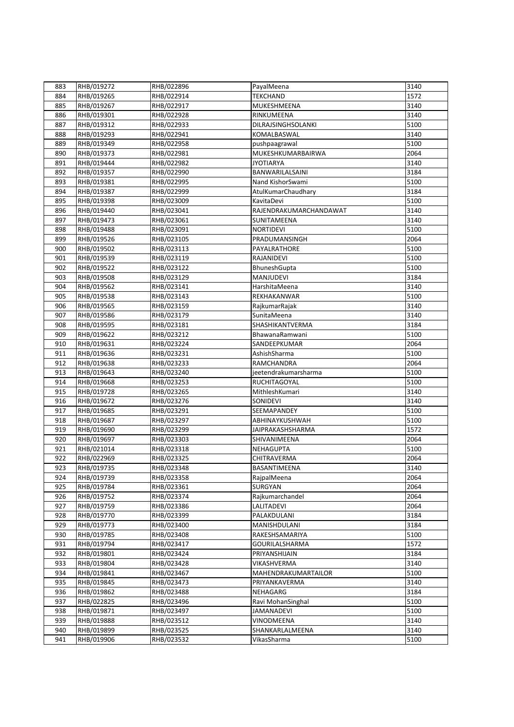| 883 | RHB/019272 | RHB/022896 | PayalMeena | 3140 |
|---|---|---|---|---|
| 884 | RHB/019265 | RHB/022914 | TEKCHAND | 1572 |
| 885 | RHB/019267 | RHB/022917 | MUKESHMEENA | 3140 |
| 886 | RHB/019301 | RHB/022928 | RINKUMEENA | 3140 |
| 887 | RHB/019312 | RHB/022933 | DILRAJSINGHSOLANKI | 5100 |
| 888 | RHB/019293 | RHB/022941 | KOMALBASWAL | 3140 |
| 889 | RHB/019349 | RHB/022958 | pushpaagrawal | 5100 |
| 890 | RHB/019373 | RHB/022981 | MUKESHKUMARBAIRWA | 2064 |
| 891 | RHB/019444 | RHB/022982 | JYOTIARYA | 3140 |
| 892 | RHB/019357 | RHB/022990 | BANWARILALSAINI | 3184 |
| 893 | RHB/019381 | RHB/022995 | Nand KishorSwami | 5100 |
| 894 | RHB/019387 | RHB/022999 | AtulKumarChaudhary | 3184 |
| 895 | RHB/019398 | RHB/023009 | KavitaDevi | 5100 |
| 896 | RHB/019440 | RHB/023041 | RAJENDRAKUMARCHANDAWAT | 3140 |
| 897 | RHB/019473 | RHB/023061 | SUNITAMEENA | 3140 |
| 898 | RHB/019488 | RHB/023091 | NORTIDEVI | 5100 |
| 899 | RHB/019526 | RHB/023105 | PRADUMANSINGH | 2064 |
| 900 | RHB/019502 | RHB/023113 | PAYALRATHORE | 5100 |
| 901 | RHB/019539 | RHB/023119 | RAJANIDEVI | 5100 |
| 902 | RHB/019522 | RHB/023122 | BhuneshGupta | 5100 |
| 903 | RHB/019508 | RHB/023129 | MANJUDEVI | 3184 |
| 904 | RHB/019562 | RHB/023141 | HarshitaMeena | 3140 |
| 905 | RHB/019538 | RHB/023143 | REKHAKANWAR | 5100 |
| 906 | RHB/019565 | RHB/023159 | RajkumarRajak | 3140 |
| 907 | RHB/019586 | RHB/023179 | SunitaMeena | 3140 |
| 908 | RHB/019595 | RHB/023181 | SHASHIKANTVERMA | 3184 |
| 909 | RHB/019622 | RHB/023212 | BhawanaRamwani | 5100 |
| 910 | RHB/019631 | RHB/023224 | SANDEEPKUMAR | 2064 |
| 911 | RHB/019636 | RHB/023231 | AshishSharma | 5100 |
| 912 | RHB/019638 | RHB/023233 | RAMCHANDRA | 2064 |
| 913 | RHB/019643 | RHB/023240 | jeetendrakumarsharma | 5100 |
| 914 | RHB/019668 | RHB/023253 | RUCHITAGOYAL | 5100 |
| 915 | RHB/019728 | RHB/023265 | MithleshKumari | 3140 |
| 916 | RHB/019672 | RHB/023276 | SONIDEVI | 3140 |
| 917 | RHB/019685 | RHB/023291 | SEEMAPANDEY | 5100 |
| 918 | RHB/019687 | RHB/023297 | ABHINAYKUSHWAH | 5100 |
| 919 | RHB/019690 | RHB/023299 | JAIPRAKASHSHARMA | 1572 |
| 920 | RHB/019697 | RHB/023303 | SHIVANIMEENA | 2064 |
| 921 | RHB/021014 | RHB/023318 | NEHAGUPTA | 5100 |
| 922 | RHB/022969 | RHB/023325 | CHITRAVERMA | 2064 |
| 923 | RHB/019735 | RHB/023348 | BASANTIMEENA | 3140 |
| 924 | RHB/019739 | RHB/023358 | RajpalMeena | 2064 |
| 925 | RHB/019784 | RHB/023361 | SURGYAN | 2064 |
| 926 | RHB/019752 | RHB/023374 | Rajkumarchandel | 2064 |
| 927 | RHB/019759 | RHB/023386 | LALITADEVI | 2064 |
| 928 | RHB/019770 | RHB/023399 | PALAKDULANI | 3184 |
| 929 | RHB/019773 | RHB/023400 | MANISHDULANI | 3184 |
| 930 | RHB/019785 | RHB/023408 | RAKESHSAMARIYA | 5100 |
| 931 | RHB/019794 | RHB/023417 | GOURILALSHARMA | 1572 |
| 932 | RHB/019801 | RHB/023424 | PRIYANSHIJAIN | 3184 |
| 933 | RHB/019804 | RHB/023428 | VIKASHVERMA | 3140 |
| 934 | RHB/019841 | RHB/023467 | MAHENDRAKUMARTAILOR | 5100 |
| 935 | RHB/019845 | RHB/023473 | PRIYANKAVERMA | 3140 |
| 936 | RHB/019862 | RHB/023488 | NEHAGARG | 3184 |
| 937 | RHB/022825 | RHB/023496 | Ravi MohanSinghal | 5100 |
| 938 | RHB/019871 | RHB/023497 | JAMANADEVI | 5100 |
| 939 | RHB/019888 | RHB/023512 | VINODMEENA | 3140 |
| 940 | RHB/019899 | RHB/023525 | SHANKARLALMEENA | 3140 |
| 941 | RHB/019906 | RHB/023532 | VikasSharma | 5100 |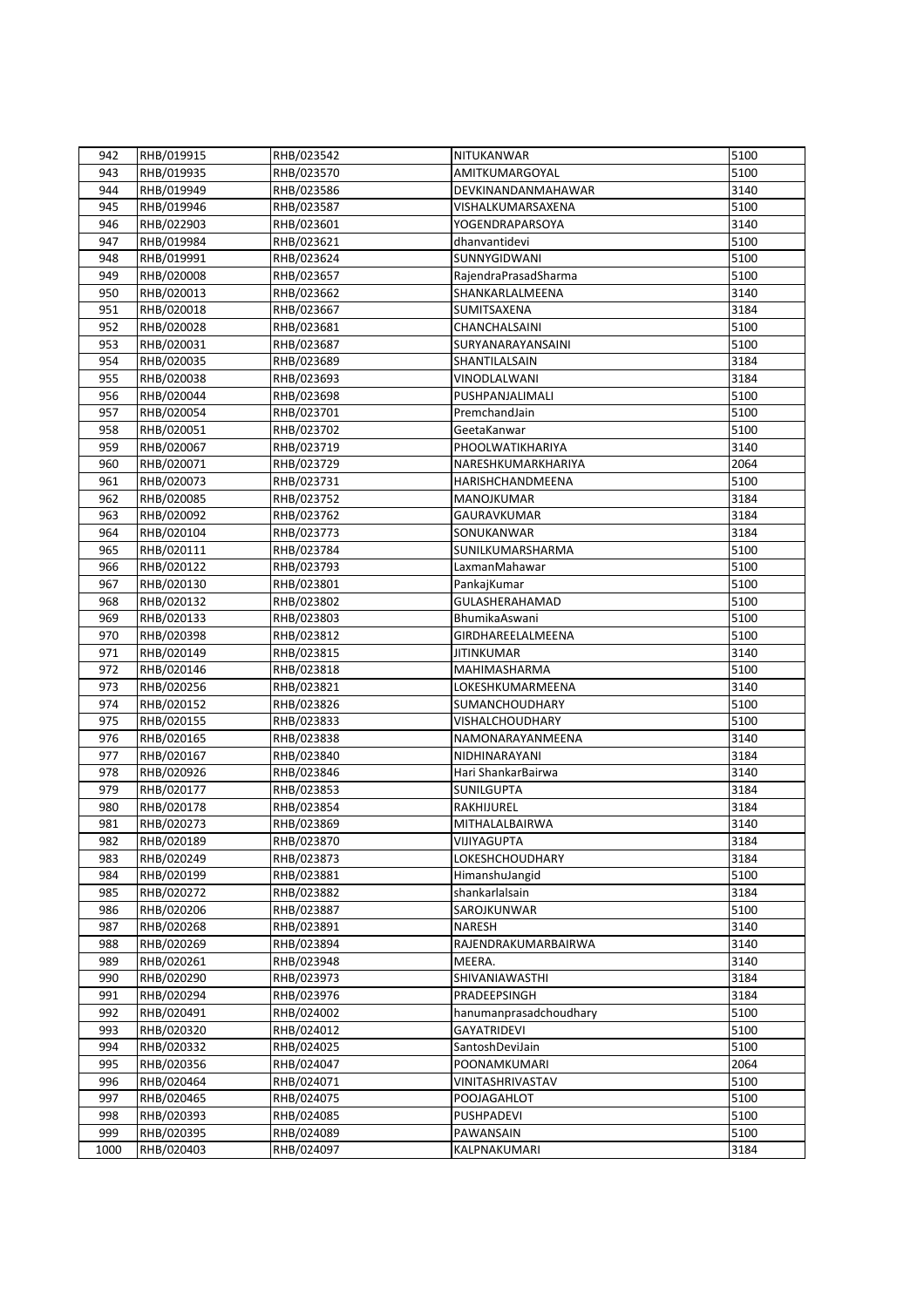| 942 | RHB/019915 | RHB/023542 | NITUKANWAR | 5100 |
|---|---|---|---|---|
| 943 | RHB/019935 | RHB/023570 | AMITKUMARGOYAL | 5100 |
| 944 | RHB/019949 | RHB/023586 | DEVKINANDANMAHAWAR | 3140 |
| 945 | RHB/019946 | RHB/023587 | VISHALKUMARSAXENA | 5100 |
| 946 | RHB/022903 | RHB/023601 | YOGENDRAPARSOYA | 3140 |
| 947 | RHB/019984 | RHB/023621 | dhanvantidevi | 5100 |
| 948 | RHB/019991 | RHB/023624 | SUNNYGIDWANI | 5100 |
| 949 | RHB/020008 | RHB/023657 | RajendraPrasadSharma | 5100 |
| 950 | RHB/020013 | RHB/023662 | SHANKARLALMEENA | 3140 |
| 951 | RHB/020018 | RHB/023667 | SUMITSAXENA | 3184 |
| 952 | RHB/020028 | RHB/023681 | CHANCHALSAINI | 5100 |
| 953 | RHB/020031 | RHB/023687 | SURYANARAYANSAINI | 5100 |
| 954 | RHB/020035 | RHB/023689 | SHANTILALSAIN | 3184 |
| 955 | RHB/020038 | RHB/023693 | VINODLALWANI | 3184 |
| 956 | RHB/020044 | RHB/023698 | PUSHPANJALIMALI | 5100 |
| 957 | RHB/020054 | RHB/023701 | PremchandJain | 5100 |
| 958 | RHB/020051 | RHB/023702 | GeetaKanwar | 5100 |
| 959 | RHB/020067 | RHB/023719 | PHOOLWATIKHARIYA | 3140 |
| 960 | RHB/020071 | RHB/023729 | NARESHKUMARKHARIYA | 2064 |
| 961 | RHB/020073 | RHB/023731 | HARISHCHANDMEENA | 5100 |
| 962 | RHB/020085 | RHB/023752 | MANOJKUMAR | 3184 |
| 963 | RHB/020092 | RHB/023762 | GAURAVKUMAR | 3184 |
| 964 | RHB/020104 | RHB/023773 | SONUKANWAR | 3184 |
| 965 | RHB/020111 | RHB/023784 | SUNILKUMARSHARMA | 5100 |
| 966 | RHB/020122 | RHB/023793 | LaxmanMahawar | 5100 |
| 967 | RHB/020130 | RHB/023801 | PankajKumar | 5100 |
| 968 | RHB/020132 | RHB/023802 | GULASHERAHAMAD | 5100 |
| 969 | RHB/020133 | RHB/023803 | BhumikaAswani | 5100 |
| 970 | RHB/020398 | RHB/023812 | GIRDHAREELALMEENA | 5100 |
| 971 | RHB/020149 | RHB/023815 | JITINKUMAR | 3140 |
| 972 | RHB/020146 | RHB/023818 | MAHIMASHARMA | 5100 |
| 973 | RHB/020256 | RHB/023821 | LOKESHKUMARMEENA | 3140 |
| 974 | RHB/020152 | RHB/023826 | SUMANCHOUDHARY | 5100 |
| 975 | RHB/020155 | RHB/023833 | VISHALCHOUDHARY | 5100 |
| 976 | RHB/020165 | RHB/023838 | NAMONARAYANMEENA | 3140 |
| 977 | RHB/020167 | RHB/023840 | NIDHINARAYANI | 3184 |
| 978 | RHB/020926 | RHB/023846 | Hari ShankarBairwa | 3140 |
| 979 | RHB/020177 | RHB/023853 | SUNILGUPTA | 3184 |
| 980 | RHB/020178 | RHB/023854 | RAKHIJUREL | 3184 |
| 981 | RHB/020273 | RHB/023869 | MITHALALBAIRWA | 3140 |
| 982 | RHB/020189 | RHB/023870 | VIJIYAGUPTA | 3184 |
| 983 | RHB/020249 | RHB/023873 | LOKESHCHOUDHARY | 3184 |
| 984 | RHB/020199 | RHB/023881 | HimanshuJangid | 5100 |
| 985 | RHB/020272 | RHB/023882 | shankarlalsain | 3184 |
| 986 | RHB/020206 | RHB/023887 | SAROJKUNWAR | 5100 |
| 987 | RHB/020268 | RHB/023891 | NARESH | 3140 |
| 988 | RHB/020269 | RHB/023894 | RAJENDRAKUMARBAIRWA | 3140 |
| 989 | RHB/020261 | RHB/023948 | MEERA. | 3140 |
| 990 | RHB/020290 | RHB/023973 | SHIVANIAWASTHI | 3184 |
| 991 | RHB/020294 | RHB/023976 | PRADEEPSINGH | 3184 |
| 992 | RHB/020491 | RHB/024002 | hanumanprasadchoudhary | 5100 |
| 993 | RHB/020320 | RHB/024012 | GAYATRIDEVI | 5100 |
| 994 | RHB/020332 | RHB/024025 | SantoshDeviJain | 5100 |
| 995 | RHB/020356 | RHB/024047 | POONAMKUMARI | 2064 |
| 996 | RHB/020464 | RHB/024071 | VINITASHRIVASTAV | 5100 |
| 997 | RHB/020465 | RHB/024075 | POOJAGAHLOT | 5100 |
| 998 | RHB/020393 | RHB/024085 | PUSHPADEVI | 5100 |
| 999 | RHB/020395 | RHB/024089 | PAWANSAIN | 5100 |
| 1000 | RHB/020403 | RHB/024097 | KALPNAKUMARI | 3184 |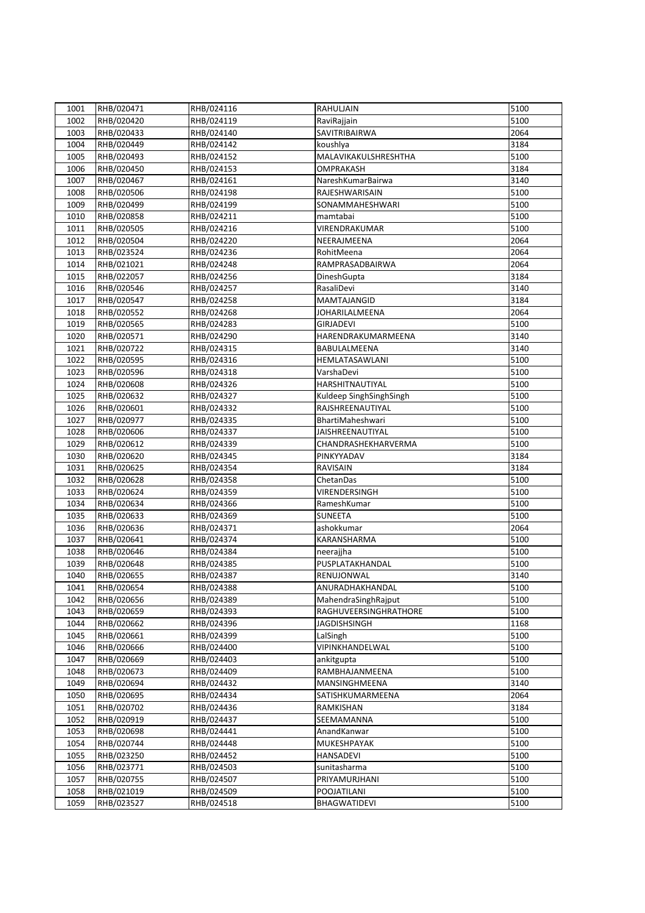| 1001 | RHB/020471 | RHB/024116 | RAHULJAIN | 5100 |
|---|---|---|---|---|
| 1002 | RHB/020420 | RHB/024119 | RaviRajjain | 5100 |
| 1003 | RHB/020433 | RHB/024140 | SAVITRIBAIRWA | 2064 |
| 1004 | RHB/020449 | RHB/024142 | koushlya | 3184 |
| 1005 | RHB/020493 | RHB/024152 | MALAVIKAKULSHRESHTHA | 5100 |
| 1006 | RHB/020450 | RHB/024153 | OMPRAKASH | 3184 |
| 1007 | RHB/020467 | RHB/024161 | NareshKumarBairwa | 3140 |
| 1008 | RHB/020506 | RHB/024198 | RAJESHWARISAIN | 5100 |
| 1009 | RHB/020499 | RHB/024199 | SONAMMAHESHWARI | 5100 |
| 1010 | RHB/020858 | RHB/024211 | mamtabai | 5100 |
| 1011 | RHB/020505 | RHB/024216 | VIRENDRAKUMAR | 5100 |
| 1012 | RHB/020504 | RHB/024220 | NEERAJMEENA | 2064 |
| 1013 | RHB/023524 | RHB/024236 | RohitMeena | 2064 |
| 1014 | RHB/021021 | RHB/024248 | RAMPRASADBAIRWA | 2064 |
| 1015 | RHB/022057 | RHB/024256 | DineshGupta | 3184 |
| 1016 | RHB/020546 | RHB/024257 | RasaliDevi | 3140 |
| 1017 | RHB/020547 | RHB/024258 | MAMTAJANGID | 3184 |
| 1018 | RHB/020552 | RHB/024268 | JOHARILALMEENA | 2064 |
| 1019 | RHB/020565 | RHB/024283 | GIRJADEVI | 5100 |
| 1020 | RHB/020571 | RHB/024290 | HARENDRAKUMARMEENA | 3140 |
| 1021 | RHB/020722 | RHB/024315 | BABULALMEENA | 3140 |
| 1022 | RHB/020595 | RHB/024316 | HEMLATASAWLANI | 5100 |
| 1023 | RHB/020596 | RHB/024318 | VarshaDevi | 5100 |
| 1024 | RHB/020608 | RHB/024326 | HARSHITNAUTIYAL | 5100 |
| 1025 | RHB/020632 | RHB/024327 | Kuldeep SinghSinghSingh | 5100 |
| 1026 | RHB/020601 | RHB/024332 | RAJSHREENAUTIYAL | 5100 |
| 1027 | RHB/020977 | RHB/024335 | BhartiMaheshwari | 5100 |
| 1028 | RHB/020606 | RHB/024337 | JAISHREENAUTIYAL | 5100 |
| 1029 | RHB/020612 | RHB/024339 | CHANDRASHEKHARVERMA | 5100 |
| 1030 | RHB/020620 | RHB/024345 | PINKYYADAV | 3184 |
| 1031 | RHB/020625 | RHB/024354 | RAVISAIN | 3184 |
| 1032 | RHB/020628 | RHB/024358 | ChetanDas | 5100 |
| 1033 | RHB/020624 | RHB/024359 | VIRENDERSINGH | 5100 |
| 1034 | RHB/020634 | RHB/024366 | RameshKumar | 5100 |
| 1035 | RHB/020633 | RHB/024369 | SUNEETA | 5100 |
| 1036 | RHB/020636 | RHB/024371 | ashokkumar | 2064 |
| 1037 | RHB/020641 | RHB/024374 | KARANSHARMA | 5100 |
| 1038 | RHB/020646 | RHB/024384 | neerajjha | 5100 |
| 1039 | RHB/020648 | RHB/024385 | PUSPLATAKHANDAL | 5100 |
| 1040 | RHB/020655 | RHB/024387 | RENUJONWAL | 3140 |
| 1041 | RHB/020654 | RHB/024388 | ANURADHAKHANDAL | 5100 |
| 1042 | RHB/020656 | RHB/024389 | MahendraSinghRajput | 5100 |
| 1043 | RHB/020659 | RHB/024393 | RAGHUVEERSINGHRATHORE | 5100 |
| 1044 | RHB/020662 | RHB/024396 | JAGDISHSINGH | 1168 |
| 1045 | RHB/020661 | RHB/024399 | LalSingh | 5100 |
| 1046 | RHB/020666 | RHB/024400 | VIPINKHANDELWAL | 5100 |
| 1047 | RHB/020669 | RHB/024403 | ankitgupta | 5100 |
| 1048 | RHB/020673 | RHB/024409 | RAMBHAJANMEENA | 5100 |
| 1049 | RHB/020694 | RHB/024432 | MANSINGHMEENA | 3140 |
| 1050 | RHB/020695 | RHB/024434 | SATISHKUMARMEENA | 2064 |
| 1051 | RHB/020702 | RHB/024436 | RAMKISHAN | 3184 |
| 1052 | RHB/020919 | RHB/024437 | SEEMAMANNA | 5100 |
| 1053 | RHB/020698 | RHB/024441 | AnandKanwar | 5100 |
| 1054 | RHB/020744 | RHB/024448 | MUKESHPAYAK | 5100 |
| 1055 | RHB/023250 | RHB/024452 | HANSADEVI | 5100 |
| 1056 | RHB/023771 | RHB/024503 | sunitasharma | 5100 |
| 1057 | RHB/020755 | RHB/024507 | PRIYAMURJHANI | 5100 |
| 1058 | RHB/021019 | RHB/024509 | POOJATILANI | 5100 |
| 1059 | RHB/023527 | RHB/024518 | BHAGWATIDEVI | 5100 |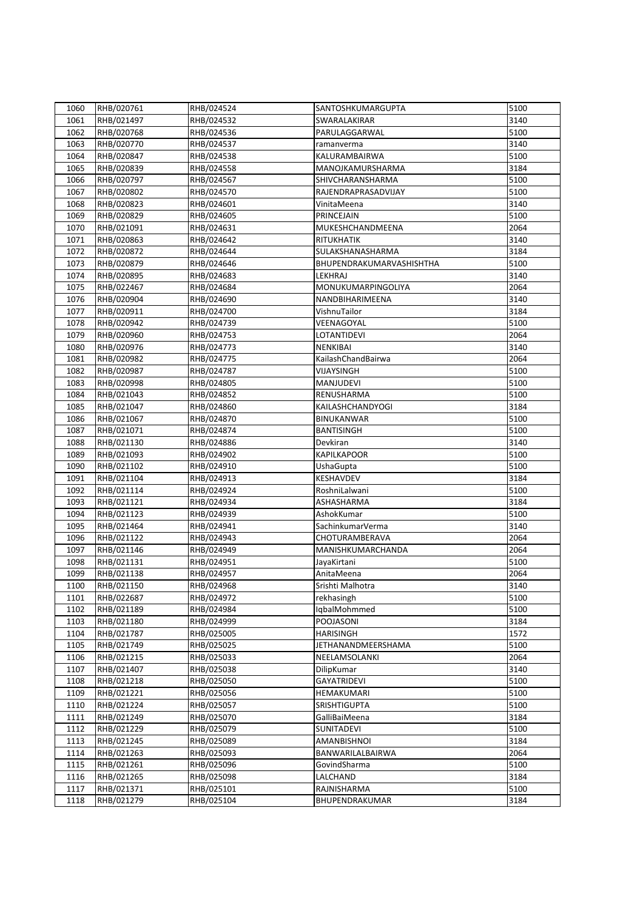| 1060 | RHB/020761 | RHB/024524 | SANTOSHKUMARGUPTA | 5100 |
|---|---|---|---|---|
| 1061 | RHB/021497 | RHB/024532 | SWARALAKIRAR | 3140 |
| 1062 | RHB/020768 | RHB/024536 | PARULAGGARWAL | 5100 |
| 1063 | RHB/020770 | RHB/024537 | ramanverma | 3140 |
| 1064 | RHB/020847 | RHB/024538 | KALURAMBAIRWA | 5100 |
| 1065 | RHB/020839 | RHB/024558 | MANOJKAMURSHARMA | 3184 |
| 1066 | RHB/020797 | RHB/024567 | SHIVCHARANSHARMA | 5100 |
| 1067 | RHB/020802 | RHB/024570 | RAJENDRAPRASADVIJAY | 5100 |
| 1068 | RHB/020823 | RHB/024601 | VinitaMeena | 3140 |
| 1069 | RHB/020829 | RHB/024605 | PRINCEJAIN | 5100 |
| 1070 | RHB/021091 | RHB/024631 | MUKESHCHANDMEENA | 2064 |
| 1071 | RHB/020863 | RHB/024642 | RITUKHATIK | 3140 |
| 1072 | RHB/020872 | RHB/024644 | SULAKSHANASHARMA | 3184 |
| 1073 | RHB/020879 | RHB/024646 | BHUPENDRAKUMARVASHISHTHA | 5100 |
| 1074 | RHB/020895 | RHB/024683 | LEKHRAJ | 3140 |
| 1075 | RHB/022467 | RHB/024684 | MONUKUMARPINGOLIYA | 2064 |
| 1076 | RHB/020904 | RHB/024690 | NANDBIHARIMEENA | 3140 |
| 1077 | RHB/020911 | RHB/024700 | VishnuTailor | 3184 |
| 1078 | RHB/020942 | RHB/024739 | VEENAGOYAL | 5100 |
| 1079 | RHB/020960 | RHB/024753 | LOTANTIDEVI | 2064 |
| 1080 | RHB/020976 | RHB/024773 | NENKIBAI | 3140 |
| 1081 | RHB/020982 | RHB/024775 | KailashChandBairwa | 2064 |
| 1082 | RHB/020987 | RHB/024787 | VIJAYSINGH | 5100 |
| 1083 | RHB/020998 | RHB/024805 | MANJUDEVI | 5100 |
| 1084 | RHB/021043 | RHB/024852 | RENUSHARMA | 5100 |
| 1085 | RHB/021047 | RHB/024860 | KAILASHCHANDYOGI | 3184 |
| 1086 | RHB/021067 | RHB/024870 | BINUKANWAR | 5100 |
| 1087 | RHB/021071 | RHB/024874 | BANTISINGH | 5100 |
| 1088 | RHB/021130 | RHB/024886 | Devkiran | 3140 |
| 1089 | RHB/021093 | RHB/024902 | KAPILKAPOOR | 5100 |
| 1090 | RHB/021102 | RHB/024910 | UshaGupta | 5100 |
| 1091 | RHB/021104 | RHB/024913 | KESHAVDEV | 3184 |
| 1092 | RHB/021114 | RHB/024924 | RoshniLalwani | 5100 |
| 1093 | RHB/021121 | RHB/024934 | ASHASHARMA | 3184 |
| 1094 | RHB/021123 | RHB/024939 | AshokKumar | 5100 |
| 1095 | RHB/021464 | RHB/024941 | SachinkumarVerma | 3140 |
| 1096 | RHB/021122 | RHB/024943 | CHOTURAMBERAVA | 2064 |
| 1097 | RHB/021146 | RHB/024949 | MANISHKUMARCHANDA | 2064 |
| 1098 | RHB/021131 | RHB/024951 | JayaKirtani | 5100 |
| 1099 | RHB/021138 | RHB/024957 | AnitaMeena | 2064 |
| 1100 | RHB/021150 | RHB/024968 | Srishti Malhotra | 3140 |
| 1101 | RHB/022687 | RHB/024972 | rekhasingh | 5100 |
| 1102 | RHB/021189 | RHB/024984 | IqbalMohmmed | 5100 |
| 1103 | RHB/021180 | RHB/024999 | POOJASONI | 3184 |
| 1104 | RHB/021787 | RHB/025005 | HARISINGH | 1572 |
| 1105 | RHB/021749 | RHB/025025 | JETHANANDMEERSHAMA | 5100 |
| 1106 | RHB/021215 | RHB/025033 | NEELAMSOLANKI | 2064 |
| 1107 | RHB/021407 | RHB/025038 | DilipKumar | 3140 |
| 1108 | RHB/021218 | RHB/025050 | GAYATRIDEVI | 5100 |
| 1109 | RHB/021221 | RHB/025056 | HEMAKUMARI | 5100 |
| 1110 | RHB/021224 | RHB/025057 | SRISHTIGUPTA | 5100 |
| 1111 | RHB/021249 | RHB/025070 | GalliBaiMeena | 3184 |
| 1112 | RHB/021229 | RHB/025079 | SUNITADEVI | 5100 |
| 1113 | RHB/021245 | RHB/025089 | AMANBISHNOI | 3184 |
| 1114 | RHB/021263 | RHB/025093 | BANWARILALBAIRWA | 2064 |
| 1115 | RHB/021261 | RHB/025096 | GovindSharma | 5100 |
| 1116 | RHB/021265 | RHB/025098 | LALCHAND | 3184 |
| 1117 | RHB/021371 | RHB/025101 | RAJNISHARMA | 5100 |
| 1118 | RHB/021279 | RHB/025104 | BHUPENDRAKUMAR | 3184 |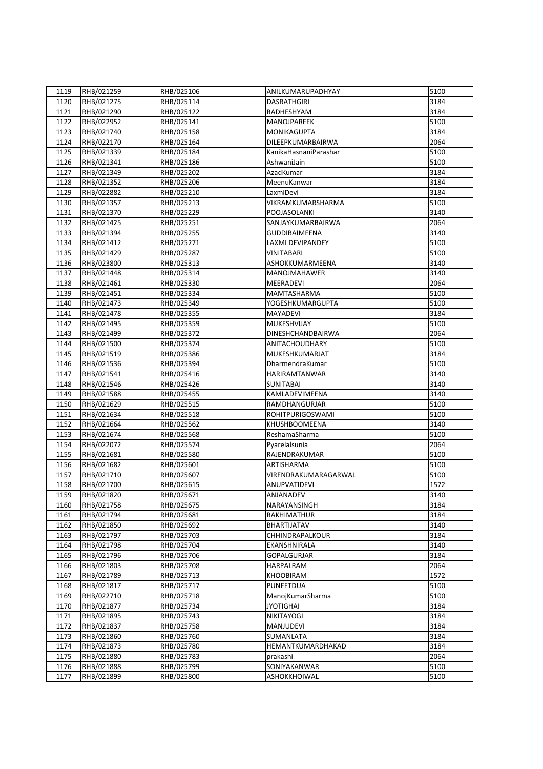| 1119 | RHB/021259 | RHB/025106 | ANILKUMARUPADHYAY | 5100 |
|---|---|---|---|---|
| 1120 | RHB/021275 | RHB/025114 | DASRATHGIRI | 3184 |
| 1121 | RHB/021290 | RHB/025122 | RADHESHYAM | 3184 |
| 1122 | RHB/022952 | RHB/025141 | MANOJPAREEK | 5100 |
| 1123 | RHB/021740 | RHB/025158 | MONIKAGUPTA | 3184 |
| 1124 | RHB/022170 | RHB/025164 | DILEEPKUMARBAIRWA | 2064 |
| 1125 | RHB/021339 | RHB/025184 | KanikaHasnaniParashar | 5100 |
| 1126 | RHB/021341 | RHB/025186 | AshwaniJain | 5100 |
| 1127 | RHB/021349 | RHB/025202 | AzadKumar | 3184 |
| 1128 | RHB/021352 | RHB/025206 | MeenuKanwar | 3184 |
| 1129 | RHB/022882 | RHB/025210 | LaxmiDevi | 3184 |
| 1130 | RHB/021357 | RHB/025213 | VIKRAMKUMARSHARMA | 5100 |
| 1131 | RHB/021370 | RHB/025229 | POOJASOLANKI | 3140 |
| 1132 | RHB/021425 | RHB/025251 | SANJAYKUMARBAIRWA | 2064 |
| 1133 | RHB/021394 | RHB/025255 | GUDDIBAIMEENA | 3140 |
| 1134 | RHB/021412 | RHB/025271 | LAXMI DEVIPANDEY | 5100 |
| 1135 | RHB/021429 | RHB/025287 | VINITABARI | 5100 |
| 1136 | RHB/023800 | RHB/025313 | ASHOKKUMARMEENA | 3140 |
| 1137 | RHB/021448 | RHB/025314 | MANOJMAHAWER | 3140 |
| 1138 | RHB/021461 | RHB/025330 | MEERADEVI | 2064 |
| 1139 | RHB/021451 | RHB/025334 | MAMTASHARMA | 5100 |
| 1140 | RHB/021473 | RHB/025349 | YOGESHKUMARGUPTA | 5100 |
| 1141 | RHB/021478 | RHB/025355 | MAYADEVI | 3184 |
| 1142 | RHB/021495 | RHB/025359 | MUKESHVIJAY | 5100 |
| 1143 | RHB/021499 | RHB/025372 | DINESHCHANDBAIRWA | 2064 |
| 1144 | RHB/021500 | RHB/025374 | ANITACHOUDHARY | 5100 |
| 1145 | RHB/021519 | RHB/025386 | MUKESHKUMARJAT | 3184 |
| 1146 | RHB/021536 | RHB/025394 | DharmendraKumar | 5100 |
| 1147 | RHB/021541 | RHB/025416 | HARIRAMTANWAR | 3140 |
| 1148 | RHB/021546 | RHB/025426 | SUNITABAI | 3140 |
| 1149 | RHB/021588 | RHB/025455 | KAMLADEVIMEENA | 3140 |
| 1150 | RHB/021629 | RHB/025515 | RAMDHANGURJAR | 5100 |
| 1151 | RHB/021634 | RHB/025518 | ROHITPURIGOSWAMI | 5100 |
| 1152 | RHB/021664 | RHB/025562 | KHUSHBOOMEENA | 3140 |
| 1153 | RHB/021674 | RHB/025568 | ReshamaSharma | 5100 |
| 1154 | RHB/022072 | RHB/025574 | Pyarelalsunia | 2064 |
| 1155 | RHB/021681 | RHB/025580 | RAJENDRAKUMAR | 5100 |
| 1156 | RHB/021682 | RHB/025601 | ARTISHARMA | 5100 |
| 1157 | RHB/021710 | RHB/025607 | VIRENDRAKUMARAGARWAL | 5100 |
| 1158 | RHB/021700 | RHB/025615 | ANUPVATIDEVI | 1572 |
| 1159 | RHB/021820 | RHB/025671 | ANJANADEV | 3140 |
| 1160 | RHB/021758 | RHB/025675 | NARAYANSINGH | 3184 |
| 1161 | RHB/021794 | RHB/025681 | RAKHIMATHUR | 3184 |
| 1162 | RHB/021850 | RHB/025692 | BHARTIJATAV | 3140 |
| 1163 | RHB/021797 | RHB/025703 | CHHINDRAPALKOUR | 3184 |
| 1164 | RHB/021798 | RHB/025704 | EKANSHNIRALA | 3140 |
| 1165 | RHB/021796 | RHB/025706 | GOPALGURJAR | 3184 |
| 1166 | RHB/021803 | RHB/025708 | HARPALRAM | 2064 |
| 1167 | RHB/021789 | RHB/025713 | KHOOBIRAM | 1572 |
| 1168 | RHB/021817 | RHB/025717 | PUNEETDUA | 5100 |
| 1169 | RHB/022710 | RHB/025718 | ManojKumarSharma | 5100 |
| 1170 | RHB/021877 | RHB/025734 | JYOTIGHAI | 3184 |
| 1171 | RHB/021895 | RHB/025743 | NIKITAYOGI | 3184 |
| 1172 | RHB/021837 | RHB/025758 | MANJUDEVI | 3184 |
| 1173 | RHB/021860 | RHB/025760 | SUMANLATA | 3184 |
| 1174 | RHB/021873 | RHB/025780 | HEMANTKUMARDHAKAD | 3184 |
| 1175 | RHB/021880 | RHB/025783 | prakashi | 2064 |
| 1176 | RHB/021888 | RHB/025799 | SONIYAKANWAR | 5100 |
| 1177 | RHB/021899 | RHB/025800 | ASHOKKHOIWAL | 5100 |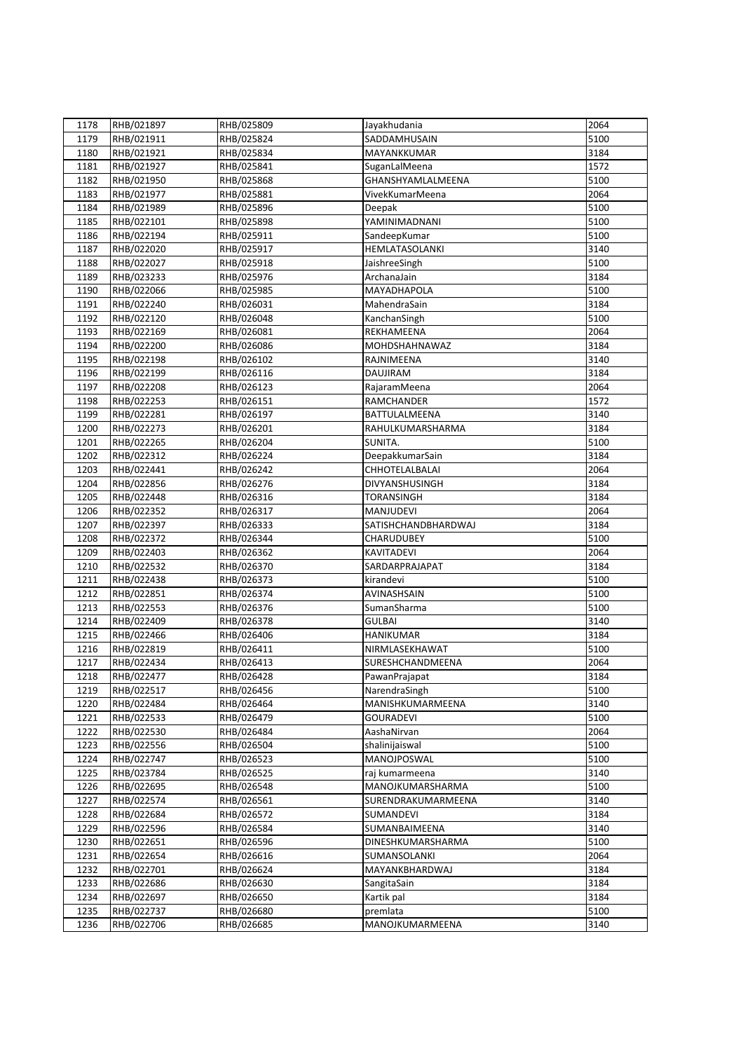| 1178 | RHB/021897 | RHB/025809 | Jayakhudania | 2064 |
|---|---|---|---|---|
| 1179 | RHB/021911 | RHB/025824 | SADDAMHUSAIN | 5100 |
| 1180 | RHB/021921 | RHB/025834 | MAYANKKUMAR | 3184 |
| 1181 | RHB/021927 | RHB/025841 | SuganLalMeena | 1572 |
| 1182 | RHB/021950 | RHB/025868 | GHANSHYAMLALMEENA | 5100 |
| 1183 | RHB/021977 | RHB/025881 | VivekKumarMeena | 2064 |
| 1184 | RHB/021989 | RHB/025896 | Deepak | 5100 |
| 1185 | RHB/022101 | RHB/025898 | YAMINIMADNANI | 5100 |
| 1186 | RHB/022194 | RHB/025911 | SandeepKumar | 5100 |
| 1187 | RHB/022020 | RHB/025917 | HEMLATASOLANKI | 3140 |
| 1188 | RHB/022027 | RHB/025918 | JaishreeSingh | 5100 |
| 1189 | RHB/023233 | RHB/025976 | ArchanaJain | 3184 |
| 1190 | RHB/022066 | RHB/025985 | MAYADHAPOLA | 5100 |
| 1191 | RHB/022240 | RHB/026031 | MahendraSain | 3184 |
| 1192 | RHB/022120 | RHB/026048 | KanchanSingh | 5100 |
| 1193 | RHB/022169 | RHB/026081 | REKHAMEENA | 2064 |
| 1194 | RHB/022200 | RHB/026086 | MOHDSHAHNAWAZ | 3184 |
| 1195 | RHB/022198 | RHB/026102 | RAJNIMEENA | 3140 |
| 1196 | RHB/022199 | RHB/026116 | DAUJIRAM | 3184 |
| 1197 | RHB/022208 | RHB/026123 | RajaramMeena | 2064 |
| 1198 | RHB/022253 | RHB/026151 | RAMCHANDER | 1572 |
| 1199 | RHB/022281 | RHB/026197 | BATTULALMEENA | 3140 |
| 1200 | RHB/022273 | RHB/026201 | RAHULKUMARSHARMA | 3184 |
| 1201 | RHB/022265 | RHB/026204 | SUNITA. | 5100 |
| 1202 | RHB/022312 | RHB/026224 | DeepakkumarSain | 3184 |
| 1203 | RHB/022441 | RHB/026242 | CHHOTELALBALAI | 2064 |
| 1204 | RHB/022856 | RHB/026276 | DIVYANSHUSINGH | 3184 |
| 1205 | RHB/022448 | RHB/026316 | TORANSINGH | 3184 |
| 1206 | RHB/022352 | RHB/026317 | MANJUDEVI | 2064 |
| 1207 | RHB/022397 | RHB/026333 | SATISHCHANDBHARDWAJ | 3184 |
| 1208 | RHB/022372 | RHB/026344 | CHARUDUBEY | 5100 |
| 1209 | RHB/022403 | RHB/026362 | KAVITADEVI | 2064 |
| 1210 | RHB/022532 | RHB/026370 | SARDARPRAJAPAT | 3184 |
| 1211 | RHB/022438 | RHB/026373 | kirandevi | 5100 |
| 1212 | RHB/022851 | RHB/026374 | AVINASHSAIN | 5100 |
| 1213 | RHB/022553 | RHB/026376 | SumanSharma | 5100 |
| 1214 | RHB/022409 | RHB/026378 | GULBAI | 3140 |
| 1215 | RHB/022466 | RHB/026406 | HANIKUMAR | 3184 |
| 1216 | RHB/022819 | RHB/026411 | NIRMLASEKHAWAT | 5100 |
| 1217 | RHB/022434 | RHB/026413 | SURESHCHANDMEENA | 2064 |
| 1218 | RHB/022477 | RHB/026428 | PawanPrajapat | 3184 |
| 1219 | RHB/022517 | RHB/026456 | NarendraSingh | 5100 |
| 1220 | RHB/022484 | RHB/026464 | MANISHKUMARMEENA | 3140 |
| 1221 | RHB/022533 | RHB/026479 | GOURADEVI | 5100 |
| 1222 | RHB/022530 | RHB/026484 | AashaNirvan | 2064 |
| 1223 | RHB/022556 | RHB/026504 | shalinijaiswal | 5100 |
| 1224 | RHB/022747 | RHB/026523 | MANOJPOSWAL | 5100 |
| 1225 | RHB/023784 | RHB/026525 | raj kumarmeena | 3140 |
| 1226 | RHB/022695 | RHB/026548 | MANOJKUMARSHARMA | 5100 |
| 1227 | RHB/022574 | RHB/026561 | SURENDRAKUMARMEENA | 3140 |
| 1228 | RHB/022684 | RHB/026572 | SUMANDEVI | 3184 |
| 1229 | RHB/022596 | RHB/026584 | SUMANBAIMEENA | 3140 |
| 1230 | RHB/022651 | RHB/026596 | DINESHKUMARSHARMA | 5100 |
| 1231 | RHB/022654 | RHB/026616 | SUMANSOLANKI | 2064 |
| 1232 | RHB/022701 | RHB/026624 | MAYANKBHARDWAJ | 3184 |
| 1233 | RHB/022686 | RHB/026630 | SangitaSain | 3184 |
| 1234 | RHB/022697 | RHB/026650 | Kartik pal | 3184 |
| 1235 | RHB/022737 | RHB/026680 | premlata | 5100 |
| 1236 | RHB/022706 | RHB/026685 | MANOJKUMARMEENA | 3140 |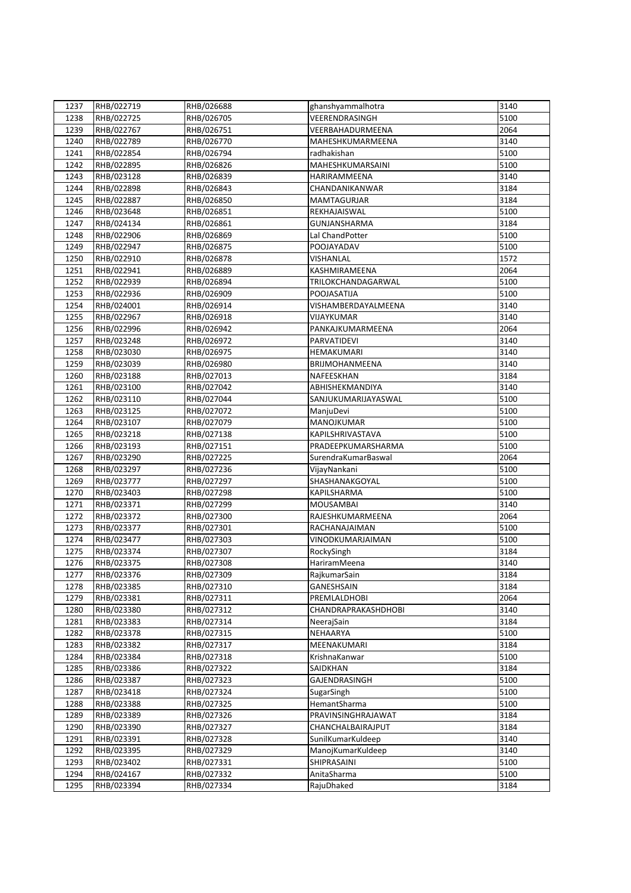| 1237 | RHB/022719 | RHB/026688 | ghanshyammalhotra | 3140 |
|---|---|---|---|---|
| 1238 | RHB/022725 | RHB/026705 | VEERENDRASINGH | 5100 |
| 1239 | RHB/022767 | RHB/026751 | VEERBAHADURMEENA | 2064 |
| 1240 | RHB/022789 | RHB/026770 | MAHESHKUMARMEENA | 3140 |
| 1241 | RHB/022854 | RHB/026794 | radhakishan | 5100 |
| 1242 | RHB/022895 | RHB/026826 | MAHESHKUMARSAINI | 5100 |
| 1243 | RHB/023128 | RHB/026839 | HARIRAMMEENA | 3140 |
| 1244 | RHB/022898 | RHB/026843 | CHANDANIKANWAR | 3184 |
| 1245 | RHB/022887 | RHB/026850 | MAMTAGURJAR | 3184 |
| 1246 | RHB/023648 | RHB/026851 | REKHAJAISWAL | 5100 |
| 1247 | RHB/024134 | RHB/026861 | GUNJANSHARMA | 3184 |
| 1248 | RHB/022906 | RHB/026869 | Lal ChandPotter | 5100 |
| 1249 | RHB/022947 | RHB/026875 | POOJAYADAV | 5100 |
| 1250 | RHB/022910 | RHB/026878 | VISHANLAL | 1572 |
| 1251 | RHB/022941 | RHB/026889 | KASHMIRAMEENA | 2064 |
| 1252 | RHB/022939 | RHB/026894 | TRILOKCHANDAGARWAL | 5100 |
| 1253 | RHB/022936 | RHB/026909 | POOJASATIJA | 5100 |
| 1254 | RHB/024001 | RHB/026914 | VISHAMBERDAYALMEENA | 3140 |
| 1255 | RHB/022967 | RHB/026918 | VIJAYKUMAR | 3140 |
| 1256 | RHB/022996 | RHB/026942 | PANKAJKUMARMEENA | 2064 |
| 1257 | RHB/023248 | RHB/026972 | PARVATIDEVI | 3140 |
| 1258 | RHB/023030 | RHB/026975 | HEMAKUMARI | 3140 |
| 1259 | RHB/023039 | RHB/026980 | BRIJMOHANMEENA | 3140 |
| 1260 | RHB/023188 | RHB/027013 | NAFEESKHAN | 3184 |
| 1261 | RHB/023100 | RHB/027042 | ABHISHEKMANDIYA | 3140 |
| 1262 | RHB/023110 | RHB/027044 | SANJUKUMARIJAYASWAL | 5100 |
| 1263 | RHB/023125 | RHB/027072 | ManjuDevi | 5100 |
| 1264 | RHB/023107 | RHB/027079 | MANOJKUMAR | 5100 |
| 1265 | RHB/023218 | RHB/027138 | KAPILSHRIVASTAVA | 5100 |
| 1266 | RHB/023193 | RHB/027151 | PRADEEPKUMARSHARMA | 5100 |
| 1267 | RHB/023290 | RHB/027225 | SurendraKumarBaswal | 2064 |
| 1268 | RHB/023297 | RHB/027236 | VijayNankani | 5100 |
| 1269 | RHB/023777 | RHB/027297 | SHASHANAKGOYAL | 5100 |
| 1270 | RHB/023403 | RHB/027298 | KAPILSHARMA | 5100 |
| 1271 | RHB/023371 | RHB/027299 | MOUSAMBAI | 3140 |
| 1272 | RHB/023372 | RHB/027300 | RAJESHKUMARMEENA | 2064 |
| 1273 | RHB/023377 | RHB/027301 | RACHANAJAIMAN | 5100 |
| 1274 | RHB/023477 | RHB/027303 | VINODKUMARJAIMAN | 5100 |
| 1275 | RHB/023374 | RHB/027307 | RockySingh | 3184 |
| 1276 | RHB/023375 | RHB/027308 | HariramMeena | 3140 |
| 1277 | RHB/023376 | RHB/027309 | RajkumarSain | 3184 |
| 1278 | RHB/023385 | RHB/027310 | GANESHSAIN | 3184 |
| 1279 | RHB/023381 | RHB/027311 | PREMLALDHOBI | 2064 |
| 1280 | RHB/023380 | RHB/027312 | CHANDRAPRAKASHDHOBI | 3140 |
| 1281 | RHB/023383 | RHB/027314 | NeerajSain | 3184 |
| 1282 | RHB/023378 | RHB/027315 | NEHAARYA | 5100 |
| 1283 | RHB/023382 | RHB/027317 | MEENAKUMARI | 3184 |
| 1284 | RHB/023384 | RHB/027318 | KrishnaKanwar | 5100 |
| 1285 | RHB/023386 | RHB/027322 | SAIDKHAN | 3184 |
| 1286 | RHB/023387 | RHB/027323 | GAJENDRASINGH | 5100 |
| 1287 | RHB/023418 | RHB/027324 | SugarSingh | 5100 |
| 1288 | RHB/023388 | RHB/027325 | HemantSharma | 5100 |
| 1289 | RHB/023389 | RHB/027326 | PRAVINSINGHRAJAWAT | 3184 |
| 1290 | RHB/023390 | RHB/027327 | CHANCHALBAIRAJPUT | 3184 |
| 1291 | RHB/023391 | RHB/027328 | SunilKumarKuldeep | 3140 |
| 1292 | RHB/023395 | RHB/027329 | ManojKumarKuldeep | 3140 |
| 1293 | RHB/023402 | RHB/027331 | SHIPRASAINI | 5100 |
| 1294 | RHB/024167 | RHB/027332 | AnitaSharma | 5100 |
| 1295 | RHB/023394 | RHB/027334 | RajuDhaked | 3184 |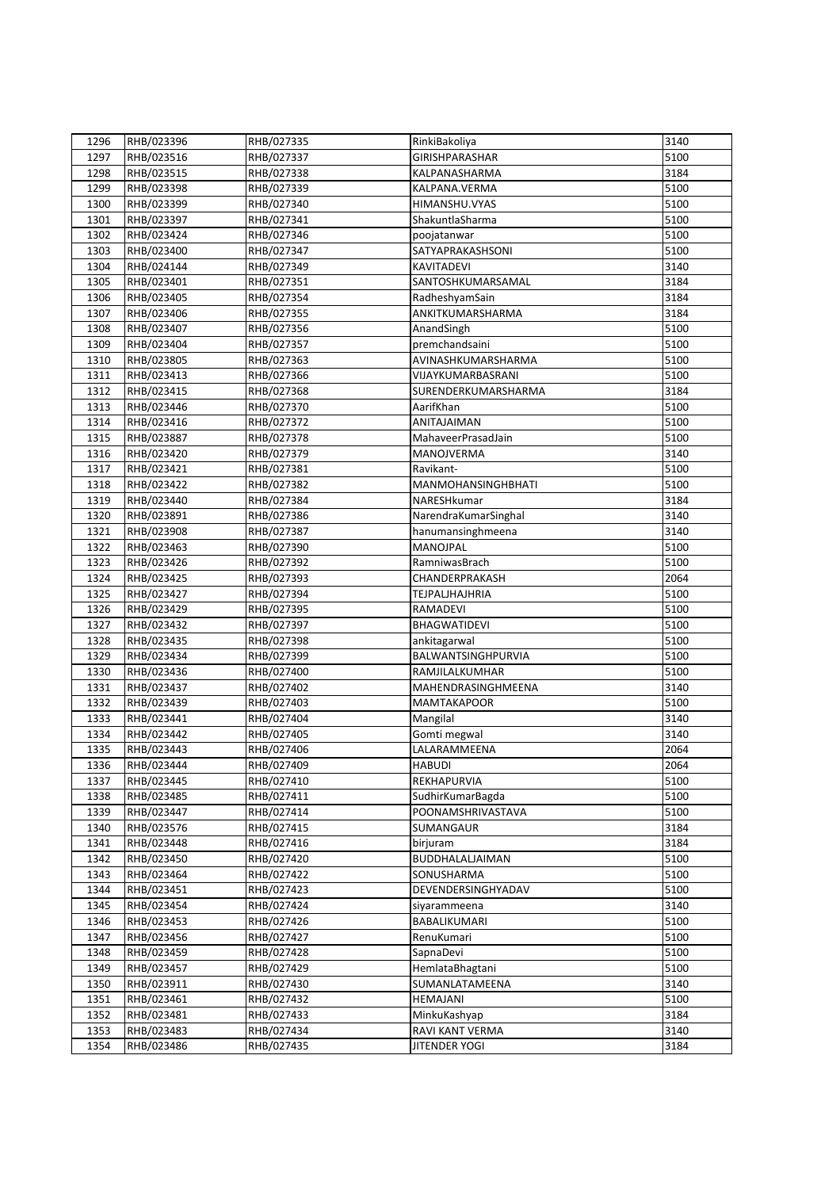| 1296 | RHB/023396 | RHB/027335 | RinkiBakoliya | 3140 |
|---|---|---|---|---|
| 1297 | RHB/023516 | RHB/027337 | GIRISHPARASHAR | 5100 |
| 1298 | RHB/023515 | RHB/027338 | KALPANASHARMA | 3184 |
| 1299 | RHB/023398 | RHB/027339 | KALPANA.VERMA | 5100 |
| 1300 | RHB/023399 | RHB/027340 | HIMANSHU.VYAS | 5100 |
| 1301 | RHB/023397 | RHB/027341 | ShakuntlaSharma | 5100 |
| 1302 | RHB/023424 | RHB/027346 | poojatanwar | 5100 |
| 1303 | RHB/023400 | RHB/027347 | SATYAPRAKASHSONI | 5100 |
| 1304 | RHB/024144 | RHB/027349 | KAVITADEVI | 3140 |
| 1305 | RHB/023401 | RHB/027351 | SANTOSHKUMARSAMAL | 3184 |
| 1306 | RHB/023405 | RHB/027354 | RadheshyamSain | 3184 |
| 1307 | RHB/023406 | RHB/027355 | ANKITKUMARSHARMA | 3184 |
| 1308 | RHB/023407 | RHB/027356 | AnandSingh | 5100 |
| 1309 | RHB/023404 | RHB/027357 | premchandsaini | 5100 |
| 1310 | RHB/023805 | RHB/027363 | AVINASHKUMARSHARMA | 5100 |
| 1311 | RHB/023413 | RHB/027366 | VIJAYKUMARBASRANI | 5100 |
| 1312 | RHB/023415 | RHB/027368 | SURENDERKUMARSHARMA | 3184 |
| 1313 | RHB/023446 | RHB/027370 | AarifKhan | 5100 |
| 1314 | RHB/023416 | RHB/027372 | ANITAJAIMAN | 5100 |
| 1315 | RHB/023887 | RHB/027378 | MahaveerPrasadJain | 5100 |
| 1316 | RHB/023420 | RHB/027379 | MANOJVERMA | 3140 |
| 1317 | RHB/023421 | RHB/027381 | Ravikant- | 5100 |
| 1318 | RHB/023422 | RHB/027382 | MANMOHANSINGHBHATI | 5100 |
| 1319 | RHB/023440 | RHB/027384 | NARESHkumar | 3184 |
| 1320 | RHB/023891 | RHB/027386 | NarendraKumarSinghal | 3140 |
| 1321 | RHB/023908 | RHB/027387 | hanumansinghmeena | 3140 |
| 1322 | RHB/023463 | RHB/027390 | MANOJPAL | 5100 |
| 1323 | RHB/023426 | RHB/027392 | RamniwasBrach | 5100 |
| 1324 | RHB/023425 | RHB/027393 | CHANDERPRAKASH | 2064 |
| 1325 | RHB/023427 | RHB/027394 | TEJPALJHAJHRIA | 5100 |
| 1326 | RHB/023429 | RHB/027395 | RAMADEVI | 5100 |
| 1327 | RHB/023432 | RHB/027397 | BHAGWATIDEVI | 5100 |
| 1328 | RHB/023435 | RHB/027398 | ankitagarwal | 5100 |
| 1329 | RHB/023434 | RHB/027399 | BALWANTSINGHPURVIA | 5100 |
| 1330 | RHB/023436 | RHB/027400 | RAMJILALKUMHAR | 5100 |
| 1331 | RHB/023437 | RHB/027402 | MAHENDRASINGHMEENA | 3140 |
| 1332 | RHB/023439 | RHB/027403 | MAMTAKAPOOR | 5100 |
| 1333 | RHB/023441 | RHB/027404 | Mangilal | 3140 |
| 1334 | RHB/023442 | RHB/027405 | Gomti megwal | 3140 |
| 1335 | RHB/023443 | RHB/027406 | LALARAMMEENA | 2064 |
| 1336 | RHB/023444 | RHB/027409 | HABUDI | 2064 |
| 1337 | RHB/023445 | RHB/027410 | REKHAPURVIA | 5100 |
| 1338 | RHB/023485 | RHB/027411 | SudhirKumarBagda | 5100 |
| 1339 | RHB/023447 | RHB/027414 | POONAMSHRIVASTAVA | 5100 |
| 1340 | RHB/023576 | RHB/027415 | SUMANGAUR | 3184 |
| 1341 | RHB/023448 | RHB/027416 | birjuram | 3184 |
| 1342 | RHB/023450 | RHB/027420 | BUDDHALALJAIMAN | 5100 |
| 1343 | RHB/023464 | RHB/027422 | SONUSHARMA | 5100 |
| 1344 | RHB/023451 | RHB/027423 | DEVENDERSINGHYADAV | 5100 |
| 1345 | RHB/023454 | RHB/027424 | siyarammeena | 3140 |
| 1346 | RHB/023453 | RHB/027426 | BABALIKUMARI | 5100 |
| 1347 | RHB/023456 | RHB/027427 | RenuKumari | 5100 |
| 1348 | RHB/023459 | RHB/027428 | SapnaDevi | 5100 |
| 1349 | RHB/023457 | RHB/027429 | HemlataBhagtani | 5100 |
| 1350 | RHB/023911 | RHB/027430 | SUMANLATAMEENA | 3140 |
| 1351 | RHB/023461 | RHB/027432 | HEMAJANI | 5100 |
| 1352 | RHB/023481 | RHB/027433 | MinkuKashyap | 3184 |
| 1353 | RHB/023483 | RHB/027434 | RAVI KANT VERMA | 3140 |
| 1354 | RHB/023486 | RHB/027435 | JITENDER YOGI | 3184 |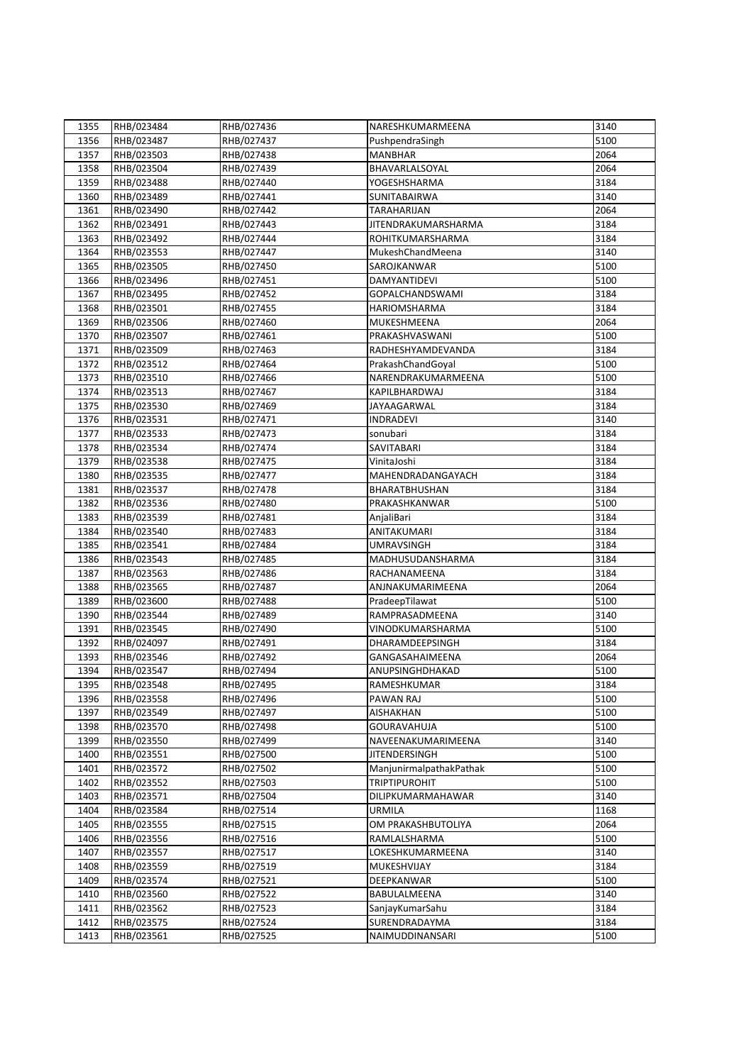| 1355 | RHB/023484 | RHB/027436 | NARESHKUMARMEENA | 3140 |
|---|---|---|---|---|
| 1356 | RHB/023487 | RHB/027437 | PushpendraSingh | 5100 |
| 1357 | RHB/023503 | RHB/027438 | MANBHAR | 2064 |
| 1358 | RHB/023504 | RHB/027439 | BHAVARLALSOYAL | 2064 |
| 1359 | RHB/023488 | RHB/027440 | YOGESHSHARMA | 3184 |
| 1360 | RHB/023489 | RHB/027441 | SUNITABAIRWA | 3140 |
| 1361 | RHB/023490 | RHB/027442 | TARAHARIJAN | 2064 |
| 1362 | RHB/023491 | RHB/027443 | JITENDRAKUMARSHARMA | 3184 |
| 1363 | RHB/023492 | RHB/027444 | ROHITKUMARSHARMA | 3184 |
| 1364 | RHB/023553 | RHB/027447 | MukeshChandMeena | 3140 |
| 1365 | RHB/023505 | RHB/027450 | SAROJKANWAR | 5100 |
| 1366 | RHB/023496 | RHB/027451 | DAMYANTIDEVI | 5100 |
| 1367 | RHB/023495 | RHB/027452 | GOPALCHANDSWAMI | 3184 |
| 1368 | RHB/023501 | RHB/027455 | HARIOMSHARMA | 3184 |
| 1369 | RHB/023506 | RHB/027460 | MUKESHMEENA | 2064 |
| 1370 | RHB/023507 | RHB/027461 | PRAKASHVASWANI | 5100 |
| 1371 | RHB/023509 | RHB/027463 | RADHESHYAMDEVANDA | 3184 |
| 1372 | RHB/023512 | RHB/027464 | PrakashChandGoyal | 5100 |
| 1373 | RHB/023510 | RHB/027466 | NARENDRAKUMARMEENA | 5100 |
| 1374 | RHB/023513 | RHB/027467 | KAPILBHARDWAJ | 3184 |
| 1375 | RHB/023530 | RHB/027469 | JAYAAGARWAL | 3184 |
| 1376 | RHB/023531 | RHB/027471 | INDRADEVI | 3140 |
| 1377 | RHB/023533 | RHB/027473 | sonubari | 3184 |
| 1378 | RHB/023534 | RHB/027474 | SAVITABARI | 3184 |
| 1379 | RHB/023538 | RHB/027475 | VinitaJoshi | 3184 |
| 1380 | RHB/023535 | RHB/027477 | MAHENDRADANGAYACH | 3184 |
| 1381 | RHB/023537 | RHB/027478 | BHARATBHUSHAN | 3184 |
| 1382 | RHB/023536 | RHB/027480 | PRAKASHKANWAR | 5100 |
| 1383 | RHB/023539 | RHB/027481 | AnjaliBari | 3184 |
| 1384 | RHB/023540 | RHB/027483 | ANITAKUMARI | 3184 |
| 1385 | RHB/023541 | RHB/027484 | UMRAVSINGH | 3184 |
| 1386 | RHB/023543 | RHB/027485 | MADHUSUDANSHARMA | 3184 |
| 1387 | RHB/023563 | RHB/027486 | RACHANAMEENA | 3184 |
| 1388 | RHB/023565 | RHB/027487 | ANJNAKUMARIMEENA | 2064 |
| 1389 | RHB/023600 | RHB/027488 | PradeepTilawat | 5100 |
| 1390 | RHB/023544 | RHB/027489 | RAMPRASADMEENA | 3140 |
| 1391 | RHB/023545 | RHB/027490 | VINODKUMARSHARMA | 5100 |
| 1392 | RHB/024097 | RHB/027491 | DHARAMDEEPSINGH | 3184 |
| 1393 | RHB/023546 | RHB/027492 | GANGASAHAIMEENA | 2064 |
| 1394 | RHB/023547 | RHB/027494 | ANUPSINGHDHAKAD | 5100 |
| 1395 | RHB/023548 | RHB/027495 | RAMESHKUMAR | 3184 |
| 1396 | RHB/023558 | RHB/027496 | PAWAN RAJ | 5100 |
| 1397 | RHB/023549 | RHB/027497 | AISHAKHAN | 5100 |
| 1398 | RHB/023570 | RHB/027498 | GOURAVAHUJA | 5100 |
| 1399 | RHB/023550 | RHB/027499 | NAVEENAKUMARIMEENA | 3140 |
| 1400 | RHB/023551 | RHB/027500 | JITENDERSINGH | 5100 |
| 1401 | RHB/023572 | RHB/027502 | ManjunirmalpathakPathak | 5100 |
| 1402 | RHB/023552 | RHB/027503 | TRIPTIPUROHIT | 5100 |
| 1403 | RHB/023571 | RHB/027504 | DILIPKUMARMAHAWAR | 3140 |
| 1404 | RHB/023584 | RHB/027514 | URMILA | 1168 |
| 1405 | RHB/023555 | RHB/027515 | OM PRAKASHBUTOLIYA | 2064 |
| 1406 | RHB/023556 | RHB/027516 | RAMLALSHARMA | 5100 |
| 1407 | RHB/023557 | RHB/027517 | LOKESHKUMARMEENA | 3140 |
| 1408 | RHB/023559 | RHB/027519 | MUKESHVIJAY | 3184 |
| 1409 | RHB/023574 | RHB/027521 | DEEPKANWAR | 5100 |
| 1410 | RHB/023560 | RHB/027522 | BABULALMEENA | 3140 |
| 1411 | RHB/023562 | RHB/027523 | SanjayKumarSahu | 3184 |
| 1412 | RHB/023575 | RHB/027524 | SURENDRADAYMA | 3184 |
| 1413 | RHB/023561 | RHB/027525 | NAIMUDDINANSARI | 5100 |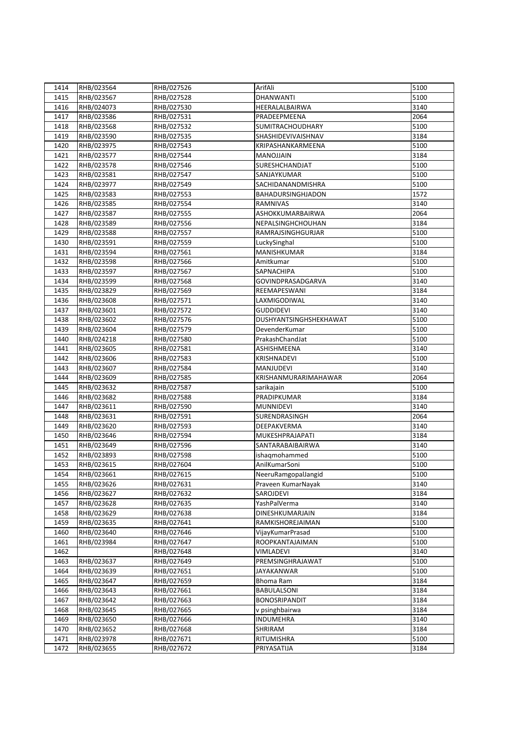| | | | | |
|---|---|---|---|---|
| 1414 | RHB/023564 | RHB/027526 | ArifAli | 5100 |
| 1415 | RHB/023567 | RHB/027528 | DHANWANTI | 5100 |
| 1416 | RHB/024073 | RHB/027530 | HEERALALBAIRWA | 3140 |
| 1417 | RHB/023586 | RHB/027531 | PRADEEPMEENA | 2064 |
| 1418 | RHB/023568 | RHB/027532 | SUMITRACHOUDHARY | 5100 |
| 1419 | RHB/023590 | RHB/027535 | SHASHIDEVIVAISHNAV | 3184 |
| 1420 | RHB/023975 | RHB/027543 | KRIPASHANKARMEENA | 5100 |
| 1421 | RHB/023577 | RHB/027544 | MANOJJAIN | 3184 |
| 1422 | RHB/023578 | RHB/027546 | SURESHCHANDJAT | 5100 |
| 1423 | RHB/023581 | RHB/027547 | SANJAYKUMAR | 5100 |
| 1424 | RHB/023977 | RHB/027549 | SACHIDANANDMISHRA | 5100 |
| 1425 | RHB/023583 | RHB/027553 | BAHADURSINGHJADON | 1572 |
| 1426 | RHB/023585 | RHB/027554 | RAMNIVAS | 3140 |
| 1427 | RHB/023587 | RHB/027555 | ASHOKKUMARBAIRWA | 2064 |
| 1428 | RHB/023589 | RHB/027556 | NEPALSINGHCHOUHAN | 3184 |
| 1429 | RHB/023588 | RHB/027557 | RAMRAJSINGHGURJAR | 5100 |
| 1430 | RHB/023591 | RHB/027559 | LuckySinghal | 5100 |
| 1431 | RHB/023594 | RHB/027561 | MANISHKUMAR | 3184 |
| 1432 | RHB/023598 | RHB/027566 | Amitkumar | 5100 |
| 1433 | RHB/023597 | RHB/027567 | SAPNACHIPA | 5100 |
| 1434 | RHB/023599 | RHB/027568 | GOVINDPRASADGARVA | 3140 |
| 1435 | RHB/023829 | RHB/027569 | REEMAPESWANI | 3184 |
| 1436 | RHB/023608 | RHB/027571 | LAXMIGODIWAL | 3140 |
| 1437 | RHB/023601 | RHB/027572 | GUDDIDEVI | 3140 |
| 1438 | RHB/023602 | RHB/027576 | DUSHYANTSINGHSHEKHAWAT | 5100 |
| 1439 | RHB/023604 | RHB/027579 | DevenderKumar | 5100 |
| 1440 | RHB/024218 | RHB/027580 | PrakashChandJat | 5100 |
| 1441 | RHB/023605 | RHB/027581 | ASHISHMEENA | 3140 |
| 1442 | RHB/023606 | RHB/027583 | KRISHNADEVI | 5100 |
| 1443 | RHB/023607 | RHB/027584 | MANJUDEVI | 3140 |
| 1444 | RHB/023609 | RHB/027585 | KRISHANMURARIMAHAWAR | 2064 |
| 1445 | RHB/023632 | RHB/027587 | sarikajain | 5100 |
| 1446 | RHB/023682 | RHB/027588 | PRADIPKUMAR | 3184 |
| 1447 | RHB/023611 | RHB/027590 | MUNNIDEVI | 3140 |
| 1448 | RHB/023631 | RHB/027591 | SURENDRASINGH | 2064 |
| 1449 | RHB/023620 | RHB/027593 | DEEPAKVERMA | 3140 |
| 1450 | RHB/023646 | RHB/027594 | MUKESHPRAJAPATI | 3184 |
| 1451 | RHB/023649 | RHB/027596 | SANTARABAIBAIRWA | 3140 |
| 1452 | RHB/023893 | RHB/027598 | ishaqmohammed | 5100 |
| 1453 | RHB/023615 | RHB/027604 | AnilKumarSoni | 5100 |
| 1454 | RHB/023661 | RHB/027615 | NeeruRamgopalJangid | 5100 |
| 1455 | RHB/023626 | RHB/027631 | Praveen KumarNayak | 3140 |
| 1456 | RHB/023627 | RHB/027632 | SAROJDEVI | 3184 |
| 1457 | RHB/023628 | RHB/027635 | YashPalVerma | 3140 |
| 1458 | RHB/023629 | RHB/027638 | DINESHKUMARJAIN | 3184 |
| 1459 | RHB/023635 | RHB/027641 | RAMKISHOREJAIMAN | 5100 |
| 1460 | RHB/023640 | RHB/027646 | VijayKumarPrasad | 5100 |
| 1461 | RHB/023984 | RHB/027647 | ROOPKANTAJAIMAN | 5100 |
| 1462 | | RHB/027648 | VIMLADEVI | 3140 |
| 1463 | RHB/023637 | RHB/027649 | PREMSINGHRAJAWAT | 5100 |
| 1464 | RHB/023639 | RHB/027651 | JAYAKANWAR | 5100 |
| 1465 | RHB/023647 | RHB/027659 | Bhoma Ram | 3184 |
| 1466 | RHB/023643 | RHB/027661 | BABULALSONI | 3184 |
| 1467 | RHB/023642 | RHB/027663 | BONOSRIPANDIT | 3184 |
| 1468 | RHB/023645 | RHB/027665 | v psinghbairwa | 3184 |
| 1469 | RHB/023650 | RHB/027666 | INDUMEHRA | 3140 |
| 1470 | RHB/023652 | RHB/027668 | SHRIRAM | 3184 |
| 1471 | RHB/023978 | RHB/027671 | RITUMISHRA | 5100 |
| 1472 | RHB/023655 | RHB/027672 | PRIYASATIJA | 3184 |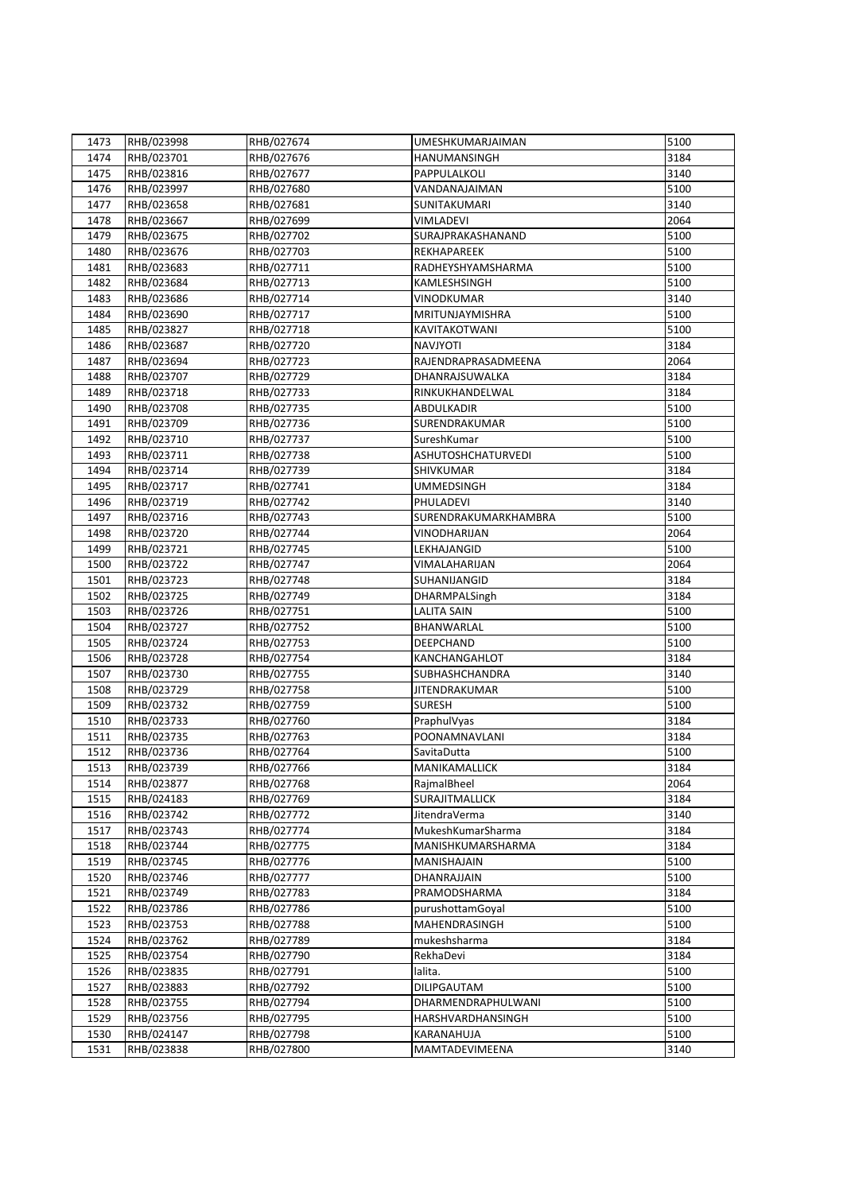| 1473 | RHB/023998 | RHB/027674 | UMESHKUMARJAIMAN | 5100 |
|---|---|---|---|---|
| 1474 | RHB/023701 | RHB/027676 | HANUMANSINGH | 3184 |
| 1475 | RHB/023816 | RHB/027677 | PAPPULALKOLI | 3140 |
| 1476 | RHB/023997 | RHB/027680 | VANDANAJAIMAN | 5100 |
| 1477 | RHB/023658 | RHB/027681 | SUNITAKUMARI | 3140 |
| 1478 | RHB/023667 | RHB/027699 | VIMLADEVI | 2064 |
| 1479 | RHB/023675 | RHB/027702 | SURAJPRAKASHANAND | 5100 |
| 1480 | RHB/023676 | RHB/027703 | REKHAPAREEK | 5100 |
| 1481 | RHB/023683 | RHB/027711 | RADHEYSHYAMSHARMA | 5100 |
| 1482 | RHB/023684 | RHB/027713 | KAMLESHSINGH | 5100 |
| 1483 | RHB/023686 | RHB/027714 | VINODKUMAR | 3140 |
| 1484 | RHB/023690 | RHB/027717 | MRITUNJAYMISHRA | 5100 |
| 1485 | RHB/023827 | RHB/027718 | KAVITAKOTWANI | 5100 |
| 1486 | RHB/023687 | RHB/027720 | NAVJYOTI | 3184 |
| 1487 | RHB/023694 | RHB/027723 | RAJENDRAPRASADMEENA | 2064 |
| 1488 | RHB/023707 | RHB/027729 | DHANRAJSUWALKA | 3184 |
| 1489 | RHB/023718 | RHB/027733 | RINKUKHANDELWAL | 3184 |
| 1490 | RHB/023708 | RHB/027735 | ABDULKADIR | 5100 |
| 1491 | RHB/023709 | RHB/027736 | SURENDRAKUMAR | 5100 |
| 1492 | RHB/023710 | RHB/027737 | SureshKumar | 5100 |
| 1493 | RHB/023711 | RHB/027738 | ASHUTOSHCHATURVEDI | 5100 |
| 1494 | RHB/023714 | RHB/027739 | SHIVKUMAR | 3184 |
| 1495 | RHB/023717 | RHB/027741 | UMMEDSINGH | 3184 |
| 1496 | RHB/023719 | RHB/027742 | PHULADEVI | 3140 |
| 1497 | RHB/023716 | RHB/027743 | SURENDRAKUMARKHAMBRA | 5100 |
| 1498 | RHB/023720 | RHB/027744 | VINODHARIJAN | 2064 |
| 1499 | RHB/023721 | RHB/027745 | LEKHAJANGID | 5100 |
| 1500 | RHB/023722 | RHB/027747 | VIMALAHARIJAN | 2064 |
| 1501 | RHB/023723 | RHB/027748 | SUHANIJANGID | 3184 |
| 1502 | RHB/023725 | RHB/027749 | DHARMPALSingh | 3184 |
| 1503 | RHB/023726 | RHB/027751 | LALITA SAIN | 5100 |
| 1504 | RHB/023727 | RHB/027752 | BHANWARLAL | 5100 |
| 1505 | RHB/023724 | RHB/027753 | DEEPCHAND | 5100 |
| 1506 | RHB/023728 | RHB/027754 | KANCHANGAHLOT | 3184 |
| 1507 | RHB/023730 | RHB/027755 | SUBHASHCHANDRA | 3140 |
| 1508 | RHB/023729 | RHB/027758 | JITENDRAKUMAR | 5100 |
| 1509 | RHB/023732 | RHB/027759 | SURESH | 5100 |
| 1510 | RHB/023733 | RHB/027760 | PraphulVyas | 3184 |
| 1511 | RHB/023735 | RHB/027763 | POONAMNAVLANI | 3184 |
| 1512 | RHB/023736 | RHB/027764 | SavitaDutta | 5100 |
| 1513 | RHB/023739 | RHB/027766 | MANIKAMALLICK | 3184 |
| 1514 | RHB/023877 | RHB/027768 | RajmalBheel | 2064 |
| 1515 | RHB/024183 | RHB/027769 | SURAJITMALLICK | 3184 |
| 1516 | RHB/023742 | RHB/027772 | JitendraVerma | 3140 |
| 1517 | RHB/023743 | RHB/027774 | MukeshKumarSharma | 3184 |
| 1518 | RHB/023744 | RHB/027775 | MANISHKUMARSHARMA | 3184 |
| 1519 | RHB/023745 | RHB/027776 | MANISHAJAIN | 5100 |
| 1520 | RHB/023746 | RHB/027777 | DHANRAJJAIN | 5100 |
| 1521 | RHB/023749 | RHB/027783 | PRAMODSHARMA | 3184 |
| 1522 | RHB/023786 | RHB/027786 | purushottamGoyal | 5100 |
| 1523 | RHB/023753 | RHB/027788 | MAHENDRASINGH | 5100 |
| 1524 | RHB/023762 | RHB/027789 | mukeshsharma | 3184 |
| 1525 | RHB/023754 | RHB/027790 | RekhaDevi | 3184 |
| 1526 | RHB/023835 | RHB/027791 | lalita. | 5100 |
| 1527 | RHB/023883 | RHB/027792 | DILIPGAUTAM | 5100 |
| 1528 | RHB/023755 | RHB/027794 | DHARMENDRAPHULWANI | 5100 |
| 1529 | RHB/023756 | RHB/027795 | HARSHVARDHANSINGH | 5100 |
| 1530 | RHB/024147 | RHB/027798 | KARANAHUJA | 5100 |
| 1531 | RHB/023838 | RHB/027800 | MAMTADEVIMEENA | 3140 |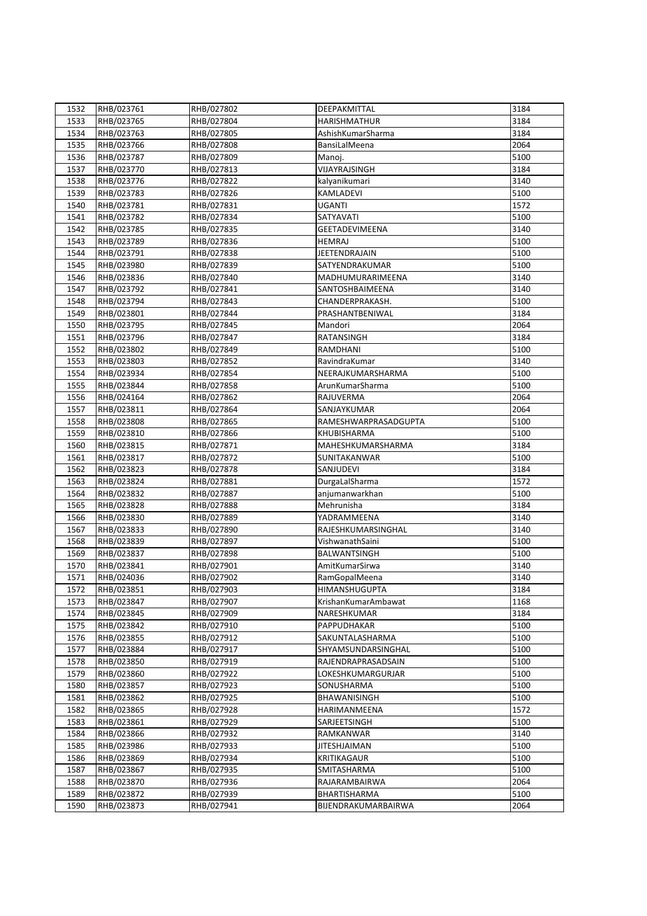| 1532 | RHB/023761 | RHB/027802 | DEEPAKMITTAL | 3184 |
|---|---|---|---|---|
| 1533 | RHB/023765 | RHB/027804 | HARISHMATHUR | 3184 |
| 1534 | RHB/023763 | RHB/027805 | AshishKumarSharma | 3184 |
| 1535 | RHB/023766 | RHB/027808 | BansiLalMeena | 2064 |
| 1536 | RHB/023787 | RHB/027809 | Manoj. | 5100 |
| 1537 | RHB/023770 | RHB/027813 | VIJAYRAJSINGH | 3184 |
| 1538 | RHB/023776 | RHB/027822 | kalyanikumari | 3140 |
| 1539 | RHB/023783 | RHB/027826 | KAMLADEVI | 5100 |
| 1540 | RHB/023781 | RHB/027831 | UGANTI | 1572 |
| 1541 | RHB/023782 | RHB/027834 | SATYAVATI | 5100 |
| 1542 | RHB/023785 | RHB/027835 | GEETADEVIMEENA | 3140 |
| 1543 | RHB/023789 | RHB/027836 | HEMRAJ | 5100 |
| 1544 | RHB/023791 | RHB/027838 | JEETENDRAJAIN | 5100 |
| 1545 | RHB/023980 | RHB/027839 | SATYENDRAKUMAR | 5100 |
| 1546 | RHB/023836 | RHB/027840 | MADHUMURARIMEENA | 3140 |
| 1547 | RHB/023792 | RHB/027841 | SANTOSHBAIMEENA | 3140 |
| 1548 | RHB/023794 | RHB/027843 | CHANDERPRAKASH. | 5100 |
| 1549 | RHB/023801 | RHB/027844 | PRASHANTBENIWAL | 3184 |
| 1550 | RHB/023795 | RHB/027845 | Mandori | 2064 |
| 1551 | RHB/023796 | RHB/027847 | RATANSINGH | 3184 |
| 1552 | RHB/023802 | RHB/027849 | RAMDHANI | 5100 |
| 1553 | RHB/023803 | RHB/027852 | RavindraKumar | 3140 |
| 1554 | RHB/023934 | RHB/027854 | NEERAJKUMARSHARMA | 5100 |
| 1555 | RHB/023844 | RHB/027858 | ArunKumarSharma | 5100 |
| 1556 | RHB/024164 | RHB/027862 | RAJUVERMA | 2064 |
| 1557 | RHB/023811 | RHB/027864 | SANJAYKUMAR | 2064 |
| 1558 | RHB/023808 | RHB/027865 | RAMESHWARPRASADGUPTA | 5100 |
| 1559 | RHB/023810 | RHB/027866 | KHUBISHARMA | 5100 |
| 1560 | RHB/023815 | RHB/027871 | MAHESHKUMARSHARMA | 3184 |
| 1561 | RHB/023817 | RHB/027872 | SUNITAKANWAR | 5100 |
| 1562 | RHB/023823 | RHB/027878 | SANJUDEVI | 3184 |
| 1563 | RHB/023824 | RHB/027881 | DurgaLalSharma | 1572 |
| 1564 | RHB/023832 | RHB/027887 | anjumanwarkhan | 5100 |
| 1565 | RHB/023828 | RHB/027888 | Mehrunisha | 3184 |
| 1566 | RHB/023830 | RHB/027889 | YADRAMMEENA | 3140 |
| 1567 | RHB/023833 | RHB/027890 | RAJESHKUMARSINGHAL | 3140 |
| 1568 | RHB/023839 | RHB/027897 | VishwanathSaini | 5100 |
| 1569 | RHB/023837 | RHB/027898 | BALWANTSINGH | 5100 |
| 1570 | RHB/023841 | RHB/027901 | AmitKumarSirwa | 3140 |
| 1571 | RHB/024036 | RHB/027902 | RamGopalMeena | 3140 |
| 1572 | RHB/023851 | RHB/027903 | HIMANSHUGUPTA | 3184 |
| 1573 | RHB/023847 | RHB/027907 | KrishanKumarAmbawat | 1168 |
| 1574 | RHB/023845 | RHB/027909 | NARESHKUMAR | 3184 |
| 1575 | RHB/023842 | RHB/027910 | PAPPUDHAKAR | 5100 |
| 1576 | RHB/023855 | RHB/027912 | SAKUNTALASHARMA | 5100 |
| 1577 | RHB/023884 | RHB/027917 | SHYAMSUNDARSINGHAL | 5100 |
| 1578 | RHB/023850 | RHB/027919 | RAJENDRAPRASADSAIN | 5100 |
| 1579 | RHB/023860 | RHB/027922 | LOKESHKUMARGURJAR | 5100 |
| 1580 | RHB/023857 | RHB/027923 | SONUSHARMA | 5100 |
| 1581 | RHB/023862 | RHB/027925 | BHAWANISINGH | 5100 |
| 1582 | RHB/023865 | RHB/027928 | HARIMANMEENA | 1572 |
| 1583 | RHB/023861 | RHB/027929 | SARJEETSINGH | 5100 |
| 1584 | RHB/023866 | RHB/027932 | RAMKANWAR | 3140 |
| 1585 | RHB/023986 | RHB/027933 | JITESHJAIMAN | 5100 |
| 1586 | RHB/023869 | RHB/027934 | KRITIKAGAUR | 5100 |
| 1587 | RHB/023867 | RHB/027935 | SMITASHARMA | 5100 |
| 1588 | RHB/023870 | RHB/027936 | RAJARAMBAIRWA | 2064 |
| 1589 | RHB/023872 | RHB/027939 | BHARTISHARMA | 5100 |
| 1590 | RHB/023873 | RHB/027941 | BIJENDRAKUMARBAIRWA | 2064 |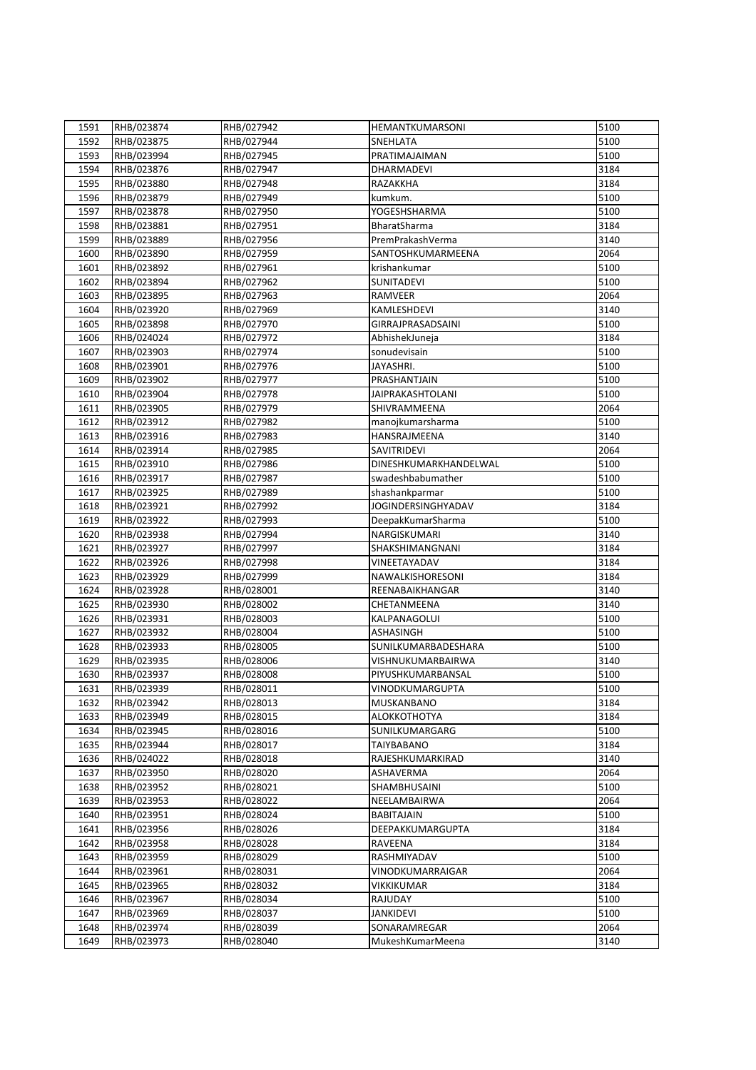| 1591 | RHB/023874 | RHB/027942 | HEMANTKUMARSONI | 5100 |
|---|---|---|---|---|
| 1592 | RHB/023875 | RHB/027944 | SNEHLATA | 5100 |
| 1593 | RHB/023994 | RHB/027945 | PRATIMAJAIMAN | 5100 |
| 1594 | RHB/023876 | RHB/027947 | DHARMADEVI | 3184 |
| 1595 | RHB/023880 | RHB/027948 | RAZAKKHA | 3184 |
| 1596 | RHB/023879 | RHB/027949 | kumkum. | 5100 |
| 1597 | RHB/023878 | RHB/027950 | YOGESHSHARMA | 5100 |
| 1598 | RHB/023881 | RHB/027951 | BharatSharma | 3184 |
| 1599 | RHB/023889 | RHB/027956 | PremPrakashVerma | 3140 |
| 1600 | RHB/023890 | RHB/027959 | SANTOSHKUMARMEENA | 2064 |
| 1601 | RHB/023892 | RHB/027961 | krishankumar | 5100 |
| 1602 | RHB/023894 | RHB/027962 | SUNITADEVI | 5100 |
| 1603 | RHB/023895 | RHB/027963 | RAMVEER | 2064 |
| 1604 | RHB/023920 | RHB/027969 | KAMLESHDEVI | 3140 |
| 1605 | RHB/023898 | RHB/027970 | GIRRAJPRASADSAINI | 5100 |
| 1606 | RHB/024024 | RHB/027972 | AbhishekJuneja | 3184 |
| 1607 | RHB/023903 | RHB/027974 | sonudevisain | 5100 |
| 1608 | RHB/023901 | RHB/027976 | JAYASHRI. | 5100 |
| 1609 | RHB/023902 | RHB/027977 | PRASHANTJAIN | 5100 |
| 1610 | RHB/023904 | RHB/027978 | JAIPRAKASHTOLANI | 5100 |
| 1611 | RHB/023905 | RHB/027979 | SHIVRAMMEENA | 2064 |
| 1612 | RHB/023912 | RHB/027982 | manojkumarsharma | 5100 |
| 1613 | RHB/023916 | RHB/027983 | HANSRAJMEENA | 3140 |
| 1614 | RHB/023914 | RHB/027985 | SAVITRIDEVI | 2064 |
| 1615 | RHB/023910 | RHB/027986 | DINESHKUMARKHANDELWAL | 5100 |
| 1616 | RHB/023917 | RHB/027987 | swadeshbabumather | 5100 |
| 1617 | RHB/023925 | RHB/027989 | shashankparmar | 5100 |
| 1618 | RHB/023921 | RHB/027992 | JOGINDERSINGHYADAV | 3184 |
| 1619 | RHB/023922 | RHB/027993 | DeepakKumarSharma | 5100 |
| 1620 | RHB/023938 | RHB/027994 | NARGISKUMARI | 3140 |
| 1621 | RHB/023927 | RHB/027997 | SHAKSHIMANGNANI | 3184 |
| 1622 | RHB/023926 | RHB/027998 | VINEETAYADAV | 3184 |
| 1623 | RHB/023929 | RHB/027999 | NAWALKISHORESONI | 3184 |
| 1624 | RHB/023928 | RHB/028001 | REENABAIKHANGAR | 3140 |
| 1625 | RHB/023930 | RHB/028002 | CHETANMEENA | 3140 |
| 1626 | RHB/023931 | RHB/028003 | KALPANAGOLUI | 5100 |
| 1627 | RHB/023932 | RHB/028004 | ASHASINGH | 5100 |
| 1628 | RHB/023933 | RHB/028005 | SUNILKUMARBADESHARA | 5100 |
| 1629 | RHB/023935 | RHB/028006 | VISHNUKUMARBAIRWA | 3140 |
| 1630 | RHB/023937 | RHB/028008 | PIYUSHKUMARBANSAL | 5100 |
| 1631 | RHB/023939 | RHB/028011 | VINODKUMARGUPTA | 5100 |
| 1632 | RHB/023942 | RHB/028013 | MUSKANBANO | 3184 |
| 1633 | RHB/023949 | RHB/028015 | ALOKKOTHOTYA | 3184 |
| 1634 | RHB/023945 | RHB/028016 | SUNILKUMARGARG | 5100 |
| 1635 | RHB/023944 | RHB/028017 | TAIYBABANO | 3184 |
| 1636 | RHB/024022 | RHB/028018 | RAJESHKUMARKIRAD | 3140 |
| 1637 | RHB/023950 | RHB/028020 | ASHAVERMA | 2064 |
| 1638 | RHB/023952 | RHB/028021 | SHAMBHUSAINI | 5100 |
| 1639 | RHB/023953 | RHB/028022 | NEELAMBAIRWA | 2064 |
| 1640 | RHB/023951 | RHB/028024 | BABITAJAIN | 5100 |
| 1641 | RHB/023956 | RHB/028026 | DEEPAKKUMARGUPTA | 3184 |
| 1642 | RHB/023958 | RHB/028028 | RAVEENA | 3184 |
| 1643 | RHB/023959 | RHB/028029 | RASHMIYADAV | 5100 |
| 1644 | RHB/023961 | RHB/028031 | VINODKUMARRAIGAR | 2064 |
| 1645 | RHB/023965 | RHB/028032 | VIKKIKUMAR | 3184 |
| 1646 | RHB/023967 | RHB/028034 | RAJUDAY | 5100 |
| 1647 | RHB/023969 | RHB/028037 | JANKIDEVI | 5100 |
| 1648 | RHB/023974 | RHB/028039 | SONARAMREGAR | 2064 |
| 1649 | RHB/023973 | RHB/028040 | MukeshKumarMeena | 3140 |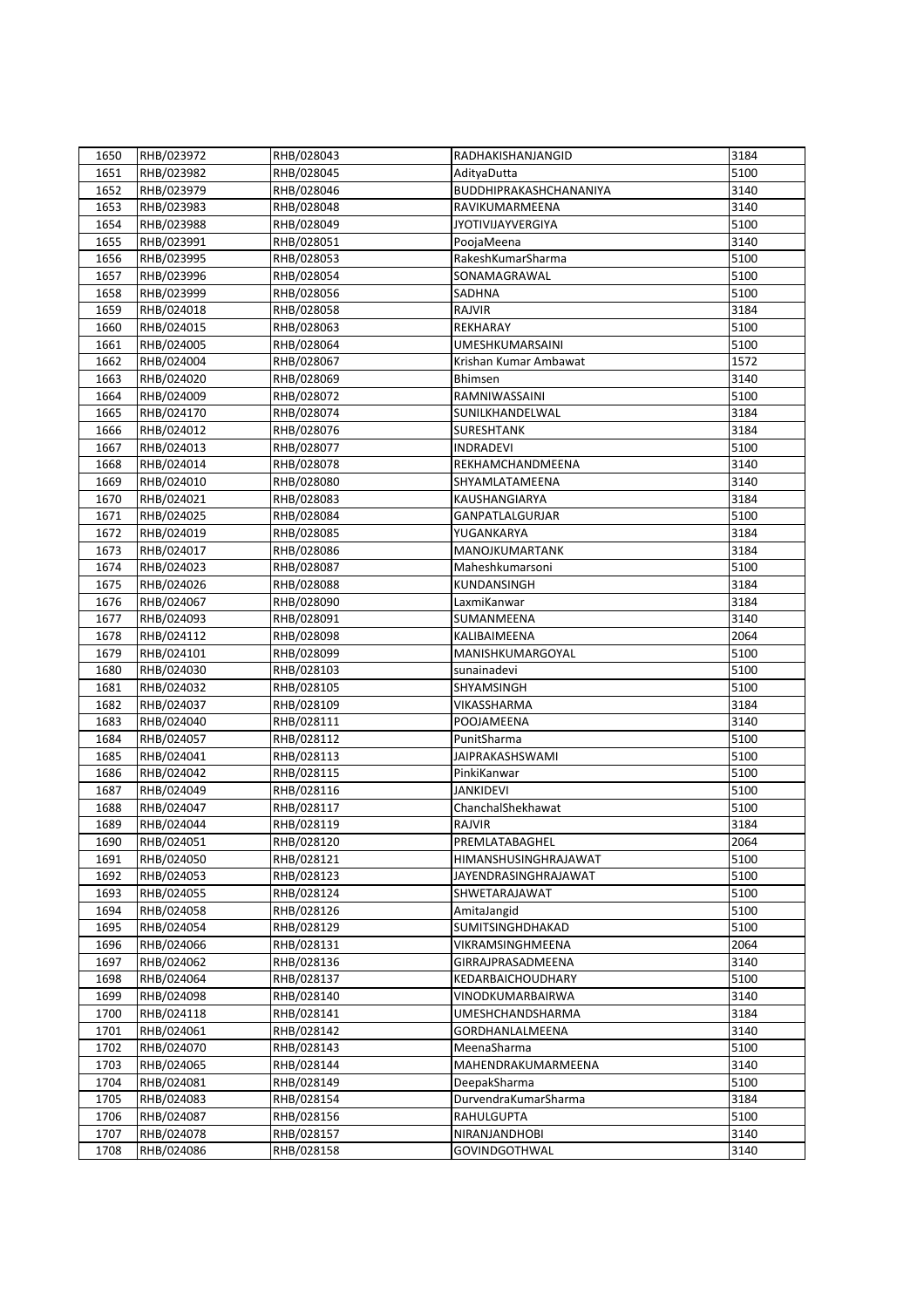| 1650 | RHB/023972 | RHB/028043 | RADHAKISHANJANGID | 3184 |
|---|---|---|---|---|
| 1651 | RHB/023982 | RHB/028045 | AdityaDutta | 5100 |
| 1652 | RHB/023979 | RHB/028046 | BUDDHIPRAKASHCHANANIYA | 3140 |
| 1653 | RHB/023983 | RHB/028048 | RAVIKUMARMEENA | 3140 |
| 1654 | RHB/023988 | RHB/028049 | JYOTIVIJAYVERGIYA | 5100 |
| 1655 | RHB/023991 | RHB/028051 | PoojaMeena | 3140 |
| 1656 | RHB/023995 | RHB/028053 | RakeshKumarSharma | 5100 |
| 1657 | RHB/023996 | RHB/028054 | SONAMAGRAWAL | 5100 |
| 1658 | RHB/023999 | RHB/028056 | SADHNA | 5100 |
| 1659 | RHB/024018 | RHB/028058 | RAJVIR | 3184 |
| 1660 | RHB/024015 | RHB/028063 | REKHARAY | 5100 |
| 1661 | RHB/024005 | RHB/028064 | UMESHKUMARSAINI | 5100 |
| 1662 | RHB/024004 | RHB/028067 | Krishan Kumar Ambawat | 1572 |
| 1663 | RHB/024020 | RHB/028069 | Bhimsen | 3140 |
| 1664 | RHB/024009 | RHB/028072 | RAMNIWASSAINI | 5100 |
| 1665 | RHB/024170 | RHB/028074 | SUNILKHANDELWAL | 3184 |
| 1666 | RHB/024012 | RHB/028076 | SURESHTANK | 3184 |
| 1667 | RHB/024013 | RHB/028077 | INDRADEVI | 5100 |
| 1668 | RHB/024014 | RHB/028078 | REKHAMCHANDMEENA | 3140 |
| 1669 | RHB/024010 | RHB/028080 | SHYAMLATAMEENA | 3140 |
| 1670 | RHB/024021 | RHB/028083 | KAUSHANGIARYA | 3184 |
| 1671 | RHB/024025 | RHB/028084 | GANPATLALGURJAR | 5100 |
| 1672 | RHB/024019 | RHB/028085 | YUGANKARYA | 3184 |
| 1673 | RHB/024017 | RHB/028086 | MANOJKUMARTANK | 3184 |
| 1674 | RHB/024023 | RHB/028087 | Maheshkumarsoni | 5100 |
| 1675 | RHB/024026 | RHB/028088 | KUNDANSINGH | 3184 |
| 1676 | RHB/024067 | RHB/028090 | LaxmiKanwar | 3184 |
| 1677 | RHB/024093 | RHB/028091 | SUMANMEENA | 3140 |
| 1678 | RHB/024112 | RHB/028098 | KALIBAIMEENA | 2064 |
| 1679 | RHB/024101 | RHB/028099 | MANISHKUMARGOYAL | 5100 |
| 1680 | RHB/024030 | RHB/028103 | sunainadevi | 5100 |
| 1681 | RHB/024032 | RHB/028105 | SHYAMSINGH | 5100 |
| 1682 | RHB/024037 | RHB/028109 | VIKASSHARMA | 3184 |
| 1683 | RHB/024040 | RHB/028111 | POOJAMEENA | 3140 |
| 1684 | RHB/024057 | RHB/028112 | PunitSharma | 5100 |
| 1685 | RHB/024041 | RHB/028113 | JAIPRAKASHSWAMI | 5100 |
| 1686 | RHB/024042 | RHB/028115 | PinkiKanwar | 5100 |
| 1687 | RHB/024049 | RHB/028116 | JANKIDEVI | 5100 |
| 1688 | RHB/024047 | RHB/028117 | ChanchalShekhawat | 5100 |
| 1689 | RHB/024044 | RHB/028119 | RAJVIR | 3184 |
| 1690 | RHB/024051 | RHB/028120 | PREMLATABAGHEL | 2064 |
| 1691 | RHB/024050 | RHB/028121 | HIMANSHUSINGHRAJAWAT | 5100 |
| 1692 | RHB/024053 | RHB/028123 | JAYENDRASINGHRAJAWAT | 5100 |
| 1693 | RHB/024055 | RHB/028124 | SHWETARAJAWAT | 5100 |
| 1694 | RHB/024058 | RHB/028126 | AmitaJangid | 5100 |
| 1695 | RHB/024054 | RHB/028129 | SUMITSINGHDHAKAD | 5100 |
| 1696 | RHB/024066 | RHB/028131 | VIKRAMSINGHMEENA | 2064 |
| 1697 | RHB/024062 | RHB/028136 | GIRRAJPRASADMEENA | 3140 |
| 1698 | RHB/024064 | RHB/028137 | KEDARBAICHOUDHARY | 5100 |
| 1699 | RHB/024098 | RHB/028140 | VINODKUMARBAIRWA | 3140 |
| 1700 | RHB/024118 | RHB/028141 | UMESHCHANDSHARMA | 3184 |
| 1701 | RHB/024061 | RHB/028142 | GORDHANLALMEENA | 3140 |
| 1702 | RHB/024070 | RHB/028143 | MeenaSharma | 5100 |
| 1703 | RHB/024065 | RHB/028144 | MAHENDRAKUMARMEENA | 3140 |
| 1704 | RHB/024081 | RHB/028149 | DeepakSharma | 5100 |
| 1705 | RHB/024083 | RHB/028154 | DurvendraKumarSharma | 3184 |
| 1706 | RHB/024087 | RHB/028156 | RAHULGUPTA | 5100 |
| 1707 | RHB/024078 | RHB/028157 | NIRANJANDHOBI | 3140 |
| 1708 | RHB/024086 | RHB/028158 | GOVINDGOTHWAL | 3140 |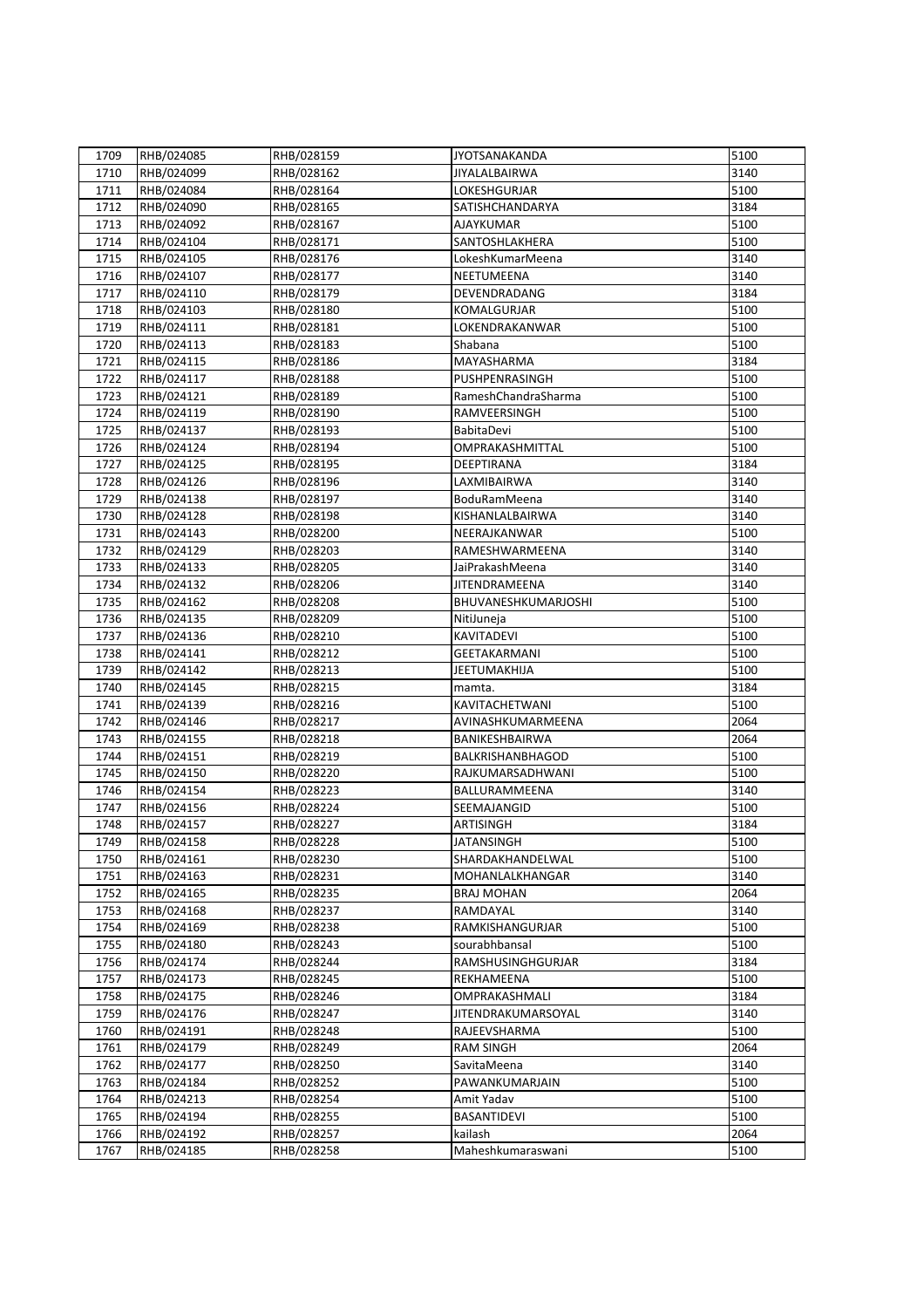| 1709 | RHB/024085 | RHB/028159 | JYOTSANAKANDA | 5100 |
|---|---|---|---|---|
| 1710 | RHB/024099 | RHB/028162 | JIYALALBAIRWA | 3140 |
| 1711 | RHB/024084 | RHB/028164 | LOKESHGURJAR | 5100 |
| 1712 | RHB/024090 | RHB/028165 | SATISHCHANDARYA | 3184 |
| 1713 | RHB/024092 | RHB/028167 | AJAYKUMAR | 5100 |
| 1714 | RHB/024104 | RHB/028171 | SANTOSHLAKHERA | 5100 |
| 1715 | RHB/024105 | RHB/028176 | LokeshKumarMeena | 3140 |
| 1716 | RHB/024107 | RHB/028177 | NEETUMEENA | 3140 |
| 1717 | RHB/024110 | RHB/028179 | DEVENDRADANG | 3184 |
| 1718 | RHB/024103 | RHB/028180 | KOMALGURJAR | 5100 |
| 1719 | RHB/024111 | RHB/028181 | LOKENDRAKANWAR | 5100 |
| 1720 | RHB/024113 | RHB/028183 | Shabana | 5100 |
| 1721 | RHB/024115 | RHB/028186 | MAYASHARMA | 3184 |
| 1722 | RHB/024117 | RHB/028188 | PUSHPENRASINGH | 5100 |
| 1723 | RHB/024121 | RHB/028189 | RameshChandraSharma | 5100 |
| 1724 | RHB/024119 | RHB/028190 | RAMVEERSINGH | 5100 |
| 1725 | RHB/024137 | RHB/028193 | BabitaDevi | 5100 |
| 1726 | RHB/024124 | RHB/028194 | OMPRAKASHMITTAL | 5100 |
| 1727 | RHB/024125 | RHB/028195 | DEEPTIRANA | 3184 |
| 1728 | RHB/024126 | RHB/028196 | LAXMIBAIRWA | 3140 |
| 1729 | RHB/024138 | RHB/028197 | BoduRamMeena | 3140 |
| 1730 | RHB/024128 | RHB/028198 | KISHANLALBAIRWA | 3140 |
| 1731 | RHB/024143 | RHB/028200 | NEERAJKANWAR | 5100 |
| 1732 | RHB/024129 | RHB/028203 | RAMESHWARMEENA | 3140 |
| 1733 | RHB/024133 | RHB/028205 | JaiPrakashMeena | 3140 |
| 1734 | RHB/024132 | RHB/028206 | JITENDRAMEENA | 3140 |
| 1735 | RHB/024162 | RHB/028208 | BHUVANESHKUMARJOSHI | 5100 |
| 1736 | RHB/024135 | RHB/028209 | NitiJuneja | 5100 |
| 1737 | RHB/024136 | RHB/028210 | KAVITADEVI | 5100 |
| 1738 | RHB/024141 | RHB/028212 | GEETAKARMANI | 5100 |
| 1739 | RHB/024142 | RHB/028213 | JEETUMAKHIJA | 5100 |
| 1740 | RHB/024145 | RHB/028215 | mamta. | 3184 |
| 1741 | RHB/024139 | RHB/028216 | KAVITACHETWANI | 5100 |
| 1742 | RHB/024146 | RHB/028217 | AVINASHKUMARMEENA | 2064 |
| 1743 | RHB/024155 | RHB/028218 | BANIKESHBAIRWA | 2064 |
| 1744 | RHB/024151 | RHB/028219 | BALKRISHANBHAGOD | 5100 |
| 1745 | RHB/024150 | RHB/028220 | RAJKUMARSADHWANI | 5100 |
| 1746 | RHB/024154 | RHB/028223 | BALLURAMMEENA | 3140 |
| 1747 | RHB/024156 | RHB/028224 | SEEMAJANGID | 5100 |
| 1748 | RHB/024157 | RHB/028227 | ARTISINGH | 3184 |
| 1749 | RHB/024158 | RHB/028228 | JATANSINGH | 5100 |
| 1750 | RHB/024161 | RHB/028230 | SHARDAKHANDELWAL | 5100 |
| 1751 | RHB/024163 | RHB/028231 | MOHANLALKHANGAR | 3140 |
| 1752 | RHB/024165 | RHB/028235 | BRAJ MOHAN | 2064 |
| 1753 | RHB/024168 | RHB/028237 | RAMDAYAL | 3140 |
| 1754 | RHB/024169 | RHB/028238 | RAMKISHANGURJAR | 5100 |
| 1755 | RHB/024180 | RHB/028243 | sourabhbansal | 5100 |
| 1756 | RHB/024174 | RHB/028244 | RAMSHUSINGHGURJAR | 3184 |
| 1757 | RHB/024173 | RHB/028245 | REKHAMEENA | 5100 |
| 1758 | RHB/024175 | RHB/028246 | OMPRAKASHMALI | 3184 |
| 1759 | RHB/024176 | RHB/028247 | JITENDRAKUMARSOYAL | 3140 |
| 1760 | RHB/024191 | RHB/028248 | RAJEEVSHARMA | 5100 |
| 1761 | RHB/024179 | RHB/028249 | RAM SINGH | 2064 |
| 1762 | RHB/024177 | RHB/028250 | SavitaMeena | 3140 |
| 1763 | RHB/024184 | RHB/028252 | PAWANKUMARJAIN | 5100 |
| 1764 | RHB/024213 | RHB/028254 | Amit Yadav | 5100 |
| 1765 | RHB/024194 | RHB/028255 | BASANTIDEVI | 5100 |
| 1766 | RHB/024192 | RHB/028257 | kailash | 2064 |
| 1767 | RHB/024185 | RHB/028258 | Maheshkumaraswani | 5100 |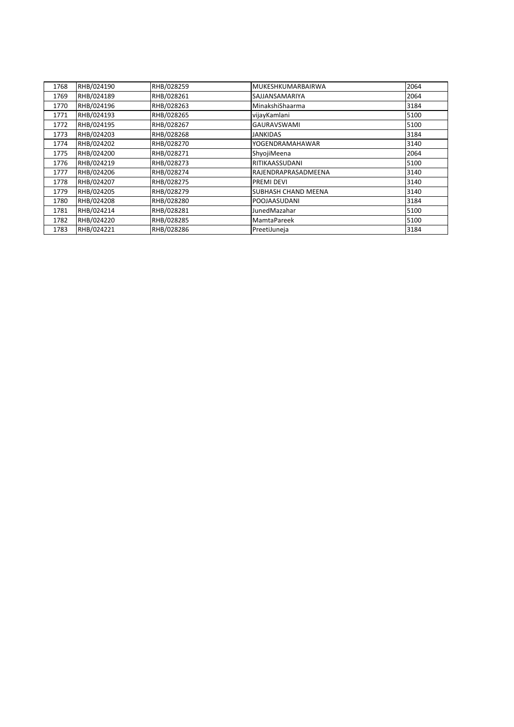| | | | | |
|---|---|---|---|---|
| 1768 | RHB/024190 | RHB/028259 | MUKESHKUMARBAIRWA | 2064 |
| 1769 | RHB/024189 | RHB/028261 | SAJJANSAMARIYA | 2064 |
| 1770 | RHB/024196 | RHB/028263 | MinakshiShaarma | 3184 |
| 1771 | RHB/024193 | RHB/028265 | vijayKamlani | 5100 |
| 1772 | RHB/024195 | RHB/028267 | GAURAVSWAMI | 5100 |
| 1773 | RHB/024203 | RHB/028268 | JANKIDAS | 3184 |
| 1774 | RHB/024202 | RHB/028270 | YOGENDRAMAHAWAR | 3140 |
| 1775 | RHB/024200 | RHB/028271 | ShyojiMeena | 2064 |
| 1776 | RHB/024219 | RHB/028273 | RITIKAASSUDANI | 5100 |
| 1777 | RHB/024206 | RHB/028274 | RAJENDRAPRASADMEENA | 3140 |
| 1778 | RHB/024207 | RHB/028275 | PREMI DEVI | 3140 |
| 1779 | RHB/024205 | RHB/028279 | SUBHASH CHAND MEENA | 3140 |
| 1780 | RHB/024208 | RHB/028280 | POOJAASUDANI | 3184 |
| 1781 | RHB/024214 | RHB/028281 | JunedMazahar | 5100 |
| 1782 | RHB/024220 | RHB/028285 | MamtaPareek | 5100 |
| 1783 | RHB/024221 | RHB/028286 | PreetiJuneja | 3184 |